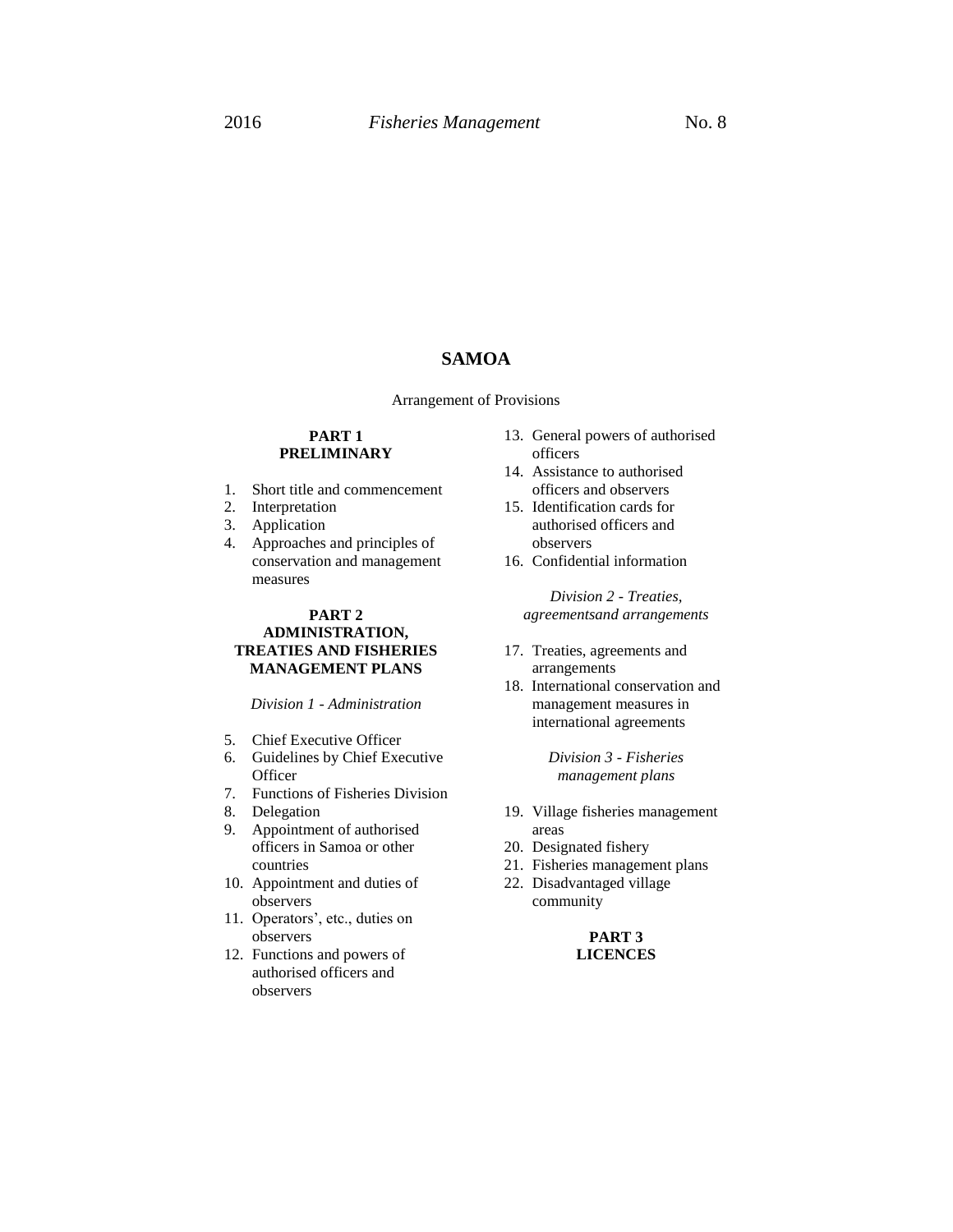# SAMOA

Arrangement of Provisions

## PART 1
## PRELIMINARY

1. Short title and commencement
2. Interpretation
3. Application
4. Approaches and principles of conservation and management measures

## PART 2
## ADMINISTRATION, TREATIES AND FISHERIES MANAGEMENT PLANS

*Division 1 - Administration*

5. Chief Executive Officer
6. Guidelines by Chief Executive Officer
7. Functions of Fisheries Division
8. Delegation
9. Appointment of authorised officers in Samoa or other countries
10. Appointment and duties of observers
11. Operators', etc., duties on observers
12. Functions and powers of authorised officers and observers
13. General powers of authorised officers
14. Assistance to authorised officers and observers
15. Identification cards for authorised officers and observers
16. Confidential information

*Division 2 - Treaties, agreementsand arrangements*

17. Treaties, agreements and arrangements
18. International conservation and management measures in international agreements

*Division 3 - Fisheries management plans*

19. Village fisheries management areas
20. Designated fishery
21. Fisheries management plans
22. Disadvantaged village community

## PART 3
## LICENCES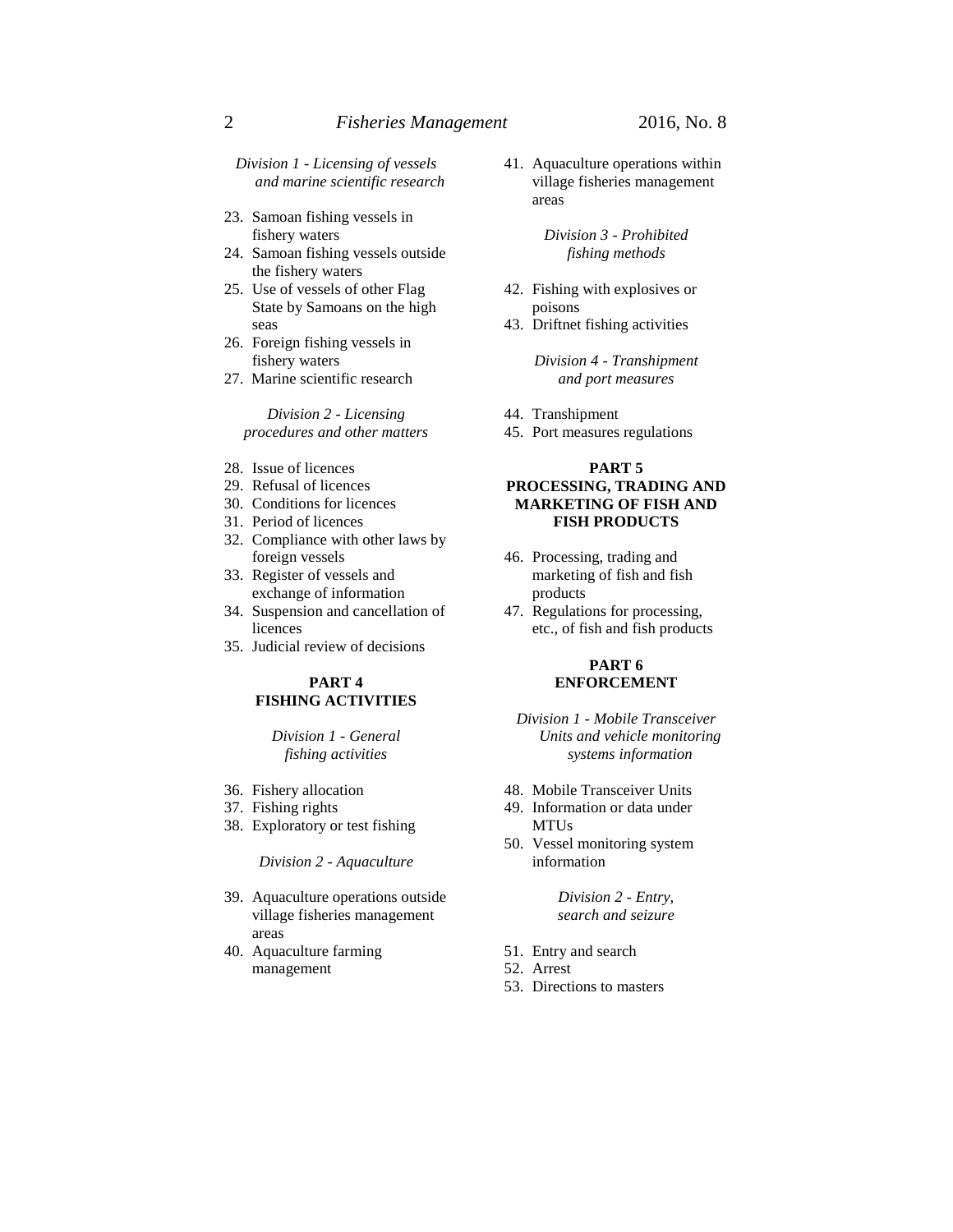*Division 1 - Licensing of vessels and marine scientific research*

23. Samoan fishing vessels in fishery waters
24. Samoan fishing vessels outside the fishery waters
25. Use of vessels of other Flag State by Samoans on the high seas
26. Foreign fishing vessels in fishery waters
27. Marine scientific research

*Division 2 - Licensing procedures and other matters*

28. Issue of licences
29. Refusal of licences
30. Conditions for licences
31. Period of licences
32. Compliance with other laws by foreign vessels
33. Register of vessels and exchange of information
34. Suspension and cancellation of licences
35. Judicial review of decisions

**PART 4**
**FISHING ACTIVITIES**

*Division 1 - General fishing activities*

36. Fishery allocation
37. Fishing rights
38. Exploratory or test fishing

*Division 2 - Aquaculture*

39. Aquaculture operations outside village fisheries management areas
40. Aquaculture farming management
41. Aquaculture operations within village fisheries management areas

*Division 3 - Prohibited fishing methods*

42. Fishing with explosives or poisons
43. Driftnet fishing activities

*Division 4 - Transhipment and port measures*

44. Transhipment
45. Port measures regulations

**PART 5**
**PROCESSING, TRADING AND MARKETING OF FISH AND FISH PRODUCTS**

46. Processing, trading and marketing of fish and fish products
47. Regulations for processing, etc., of fish and fish products

**PART 6**
**ENFORCEMENT**

*Division 1 - Mobile Transceiver Units and vehicle monitoring systems information*

48. Mobile Transceiver Units
49. Information or data under MTUs
50. Vessel monitoring system information

*Division 2 - Entry, search and seizure*

51. Entry and search
52. Arrest
53. Directions to masters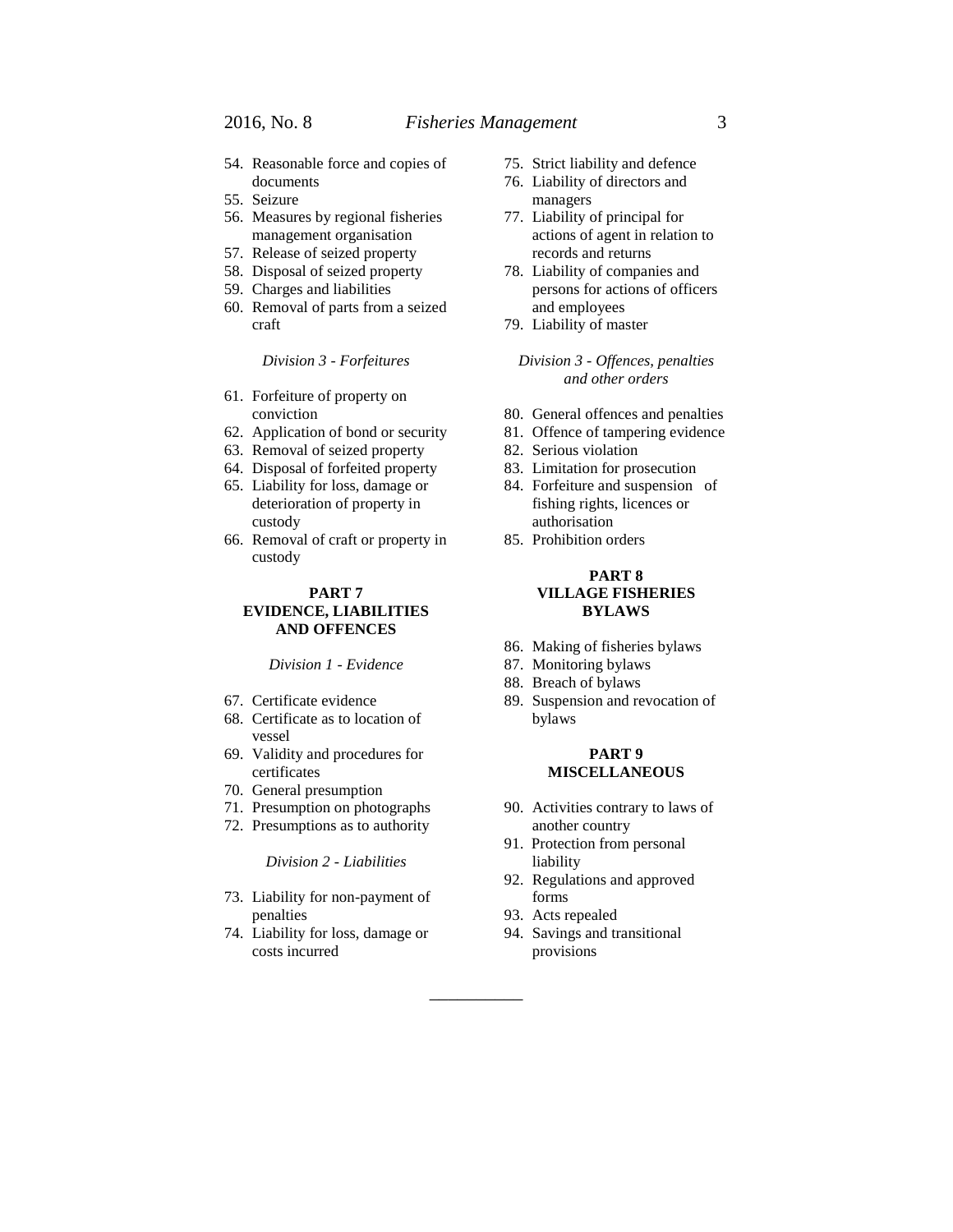54. Reasonable force and copies of documents
55. Seizure
56. Measures by regional fisheries management organisation
57. Release of seized property
58. Disposal of seized property
59. Charges and liabilities
60. Removal of parts from a seized craft

*Division 3 - Forfeitures*

61. Forfeiture of property on conviction
62. Application of bond or security
63. Removal of seized property
64. Disposal of forfeited property
65. Liability for loss, damage or deterioration of property in custody
66. Removal of craft or property in custody

**PART 7**
**EVIDENCE, LIABILITIES AND OFFENCES**

*Division 1 - Evidence*

67. Certificate evidence
68. Certificate as to location of vessel
69. Validity and procedures for certificates
70. General presumption
71. Presumption on photographs
72. Presumptions as to authority

*Division 2 - Liabilities*

73. Liability for non-payment of penalties
74. Liability for loss, damage or costs incurred
75. Strict liability and defence
76. Liability of directors and managers
77. Liability of principal for actions of agent in relation to records and returns
78. Liability of companies and persons for actions of officers and employees
79. Liability of master

*Division 3 - Offences, penalties and other orders*

80. General offences and penalties
81. Offence of tampering evidence
82. Serious violation
83. Limitation for prosecution
84. Forfeiture and suspension of fishing rights, licences or authorisation
85. Prohibition orders

**PART 8**
**VILLAGE FISHERIES BYLAWS**

86. Making of fisheries bylaws
87. Monitoring bylaws
88. Breach of bylaws
89. Suspension and revocation of bylaws

**PART 9**
**MISCELLANEOUS**

90. Activities contrary to laws of another country
91. Protection from personal liability
92. Regulations and approved forms
93. Acts repealed
94. Savings and transitional provisions

---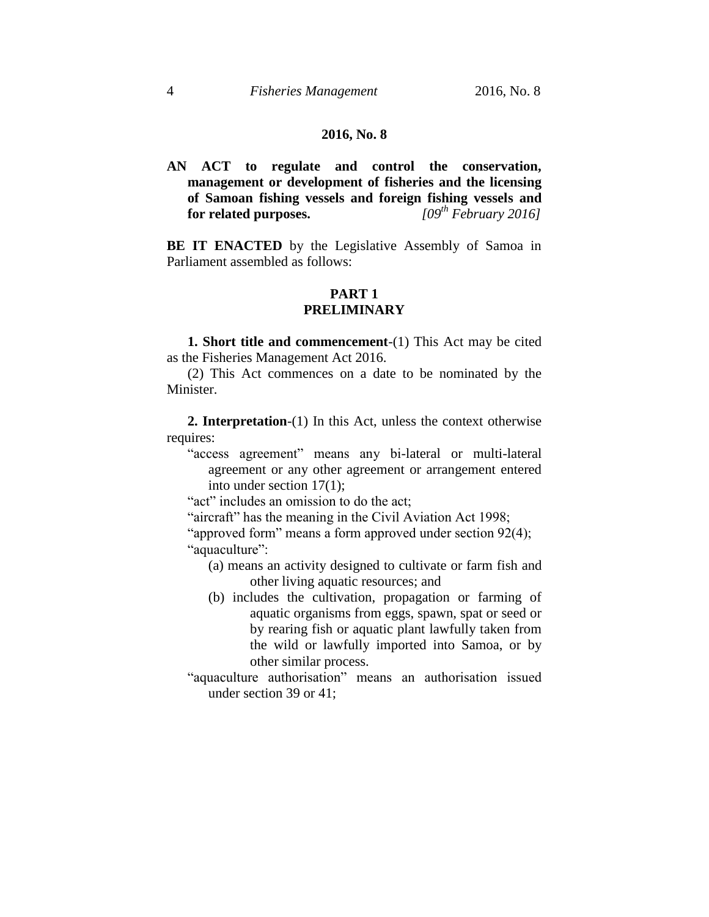**2016, No. 8**

**AN ACT to regulate and control the conservation, management or development of fisheries and the licensing of Samoan fishing vessels and foreign fishing vessels and for related purposes.** *[09th February 2016]*

**BE IT ENACTED** by the Legislative Assembly of Samoa in Parliament assembled as follows:

## PART 1
## PRELIMINARY

**1. Short title and commencement**-(1) This Act may be cited as the Fisheries Management Act 2016.

(2) This Act commences on a date to be nominated by the Minister.

**2. Interpretation**-(1) In this Act, unless the context otherwise requires:

"access agreement" means any bi-lateral or multi-lateral agreement or any other agreement or arrangement entered into under section 17(1);

"act" includes an omission to do the act;

"aircraft" has the meaning in the Civil Aviation Act 1998;

"approved form" means a form approved under section 92(4);

"aquaculture":

(a) means an activity designed to cultivate or farm fish and other living aquatic resources; and

(b) includes the cultivation, propagation or farming of aquatic organisms from eggs, spawn, spat or seed or by rearing fish or aquatic plant lawfully taken from the wild or lawfully imported into Samoa, or by other similar process.

"aquaculture authorisation" means an authorisation issued under section 39 or 41;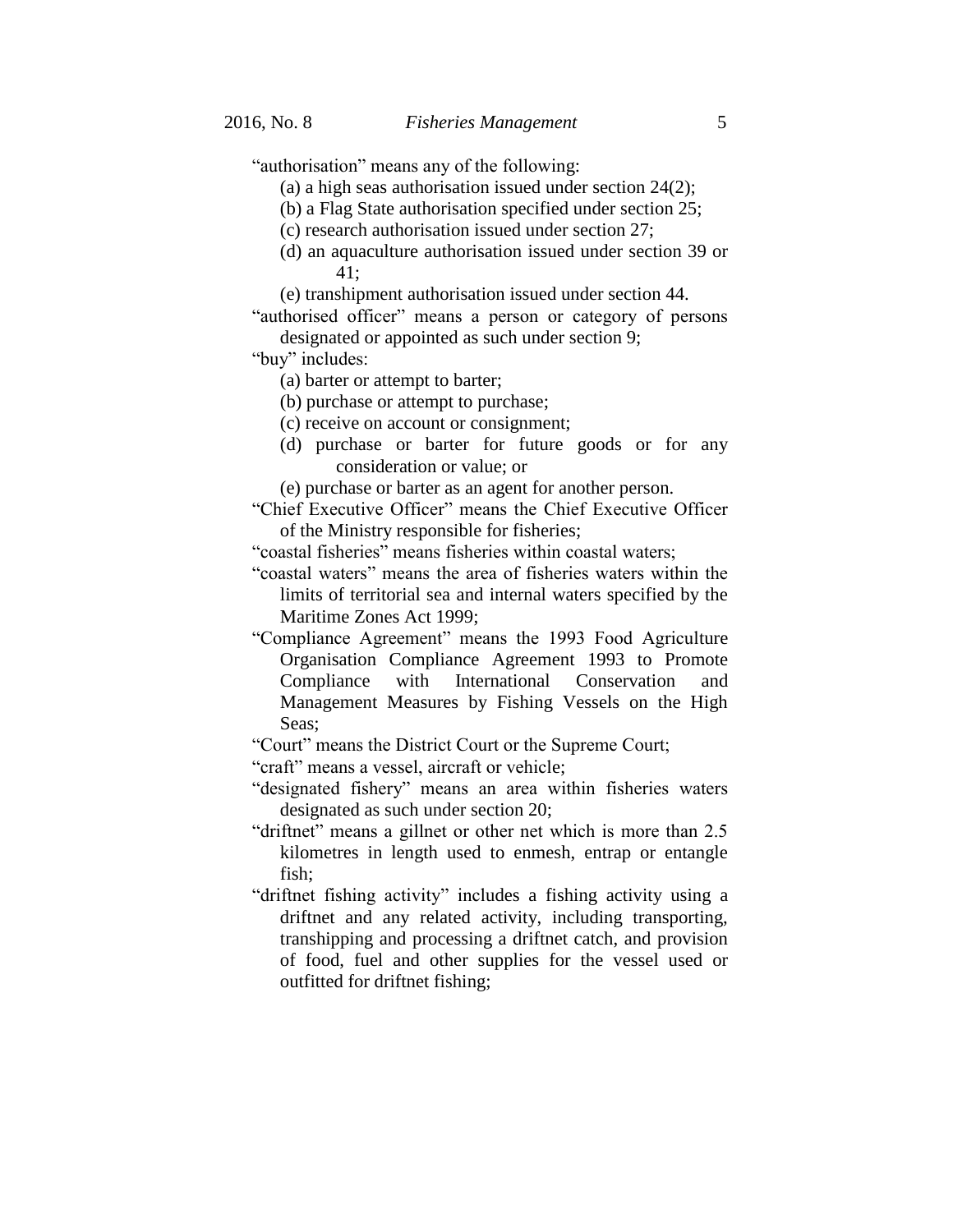"authorisation" means any of the following:

(a) a high seas authorisation issued under section 24(2);

(b) a Flag State authorisation specified under section 25;

(c) research authorisation issued under section 27;

(d) an aquaculture authorisation issued under section 39 or 41;

(e) transhipment authorisation issued under section 44.

"authorised officer" means a person or category of persons designated or appointed as such under section 9;

"buy" includes:

(a) barter or attempt to barter;

(b) purchase or attempt to purchase;

(c) receive on account or consignment;

(d) purchase or barter for future goods or for any consideration or value; or

(e) purchase or barter as an agent for another person.

"Chief Executive Officer" means the Chief Executive Officer of the Ministry responsible for fisheries;

"coastal fisheries" means fisheries within coastal waters;

"coastal waters" means the area of fisheries waters within the limits of territorial sea and internal waters specified by the Maritime Zones Act 1999;

"Compliance Agreement" means the 1993 Food Agriculture Organisation Compliance Agreement 1993 to Promote Compliance with International Conservation and Management Measures by Fishing Vessels on the High Seas;

"Court" means the District Court or the Supreme Court;

"craft" means a vessel, aircraft or vehicle;

"designated fishery" means an area within fisheries waters designated as such under section 20;

"driftnet" means a gillnet or other net which is more than 2.5 kilometres in length used to enmesh, entrap or entangle fish;

"driftnet fishing activity" includes a fishing activity using a driftnet and any related activity, including transporting, transhipping and processing a driftnet catch, and provision of food, fuel and other supplies for the vessel used or outfitted for driftnet fishing;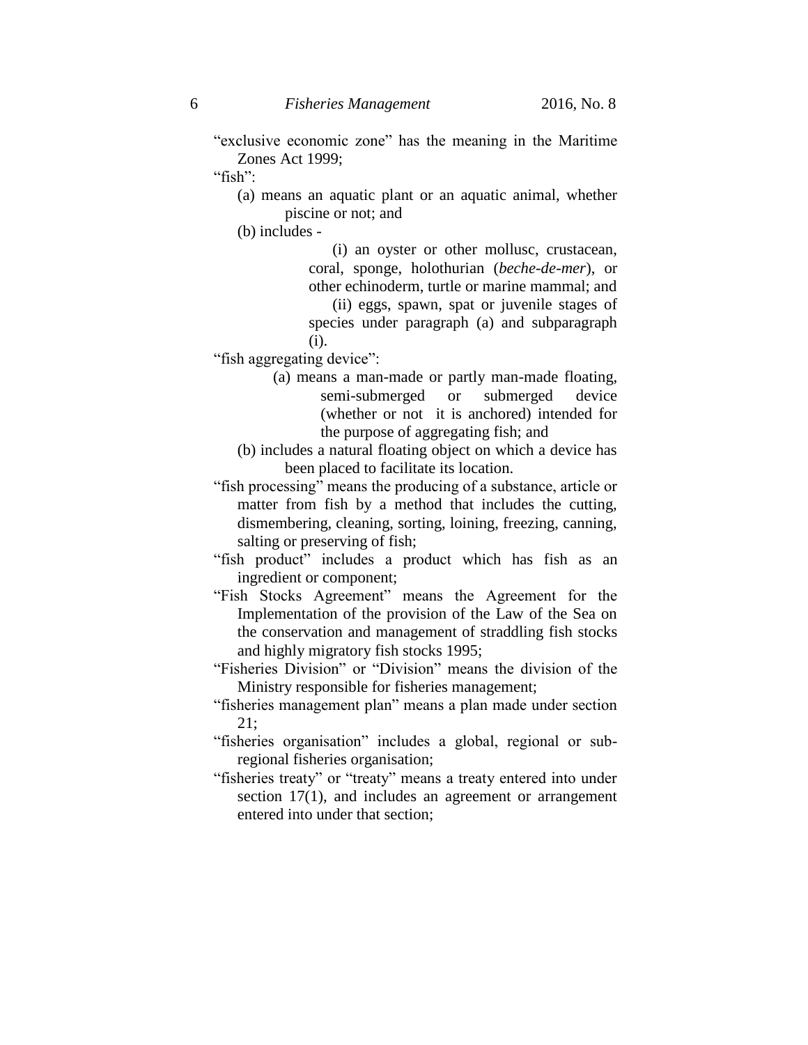"exclusive economic zone" has the meaning in the Maritime Zones Act 1999;

"fish":

(a) means an aquatic plant or an aquatic animal, whether piscine or not; and

(b) includes -

(i) an oyster or other mollusc, crustacean, coral, sponge, holothurian (*beche-de-mer*), or other echinoderm, turtle or marine mammal; and

(ii) eggs, spawn, spat or juvenile stages of species under paragraph (a) and subparagraph (i).

"fish aggregating device":

(a) means a man-made or partly man-made floating, semi-submerged or submerged device (whether or not it is anchored) intended for the purpose of aggregating fish; and

(b) includes a natural floating object on which a device has been placed to facilitate its location.

"fish processing" means the producing of a substance, article or matter from fish by a method that includes the cutting, dismembering, cleaning, sorting, loining, freezing, canning, salting or preserving of fish;

"fish product" includes a product which has fish as an ingredient or component;

"Fish Stocks Agreement" means the Agreement for the Implementation of the provision of the Law of the Sea on the conservation and management of straddling fish stocks and highly migratory fish stocks 1995;

"Fisheries Division" or "Division" means the division of the Ministry responsible for fisheries management;

"fisheries management plan" means a plan made under section 21;

"fisheries organisation" includes a global, regional or sub-regional fisheries organisation;

"fisheries treaty" or "treaty" means a treaty entered into under section 17(1), and includes an agreement or arrangement entered into under that section;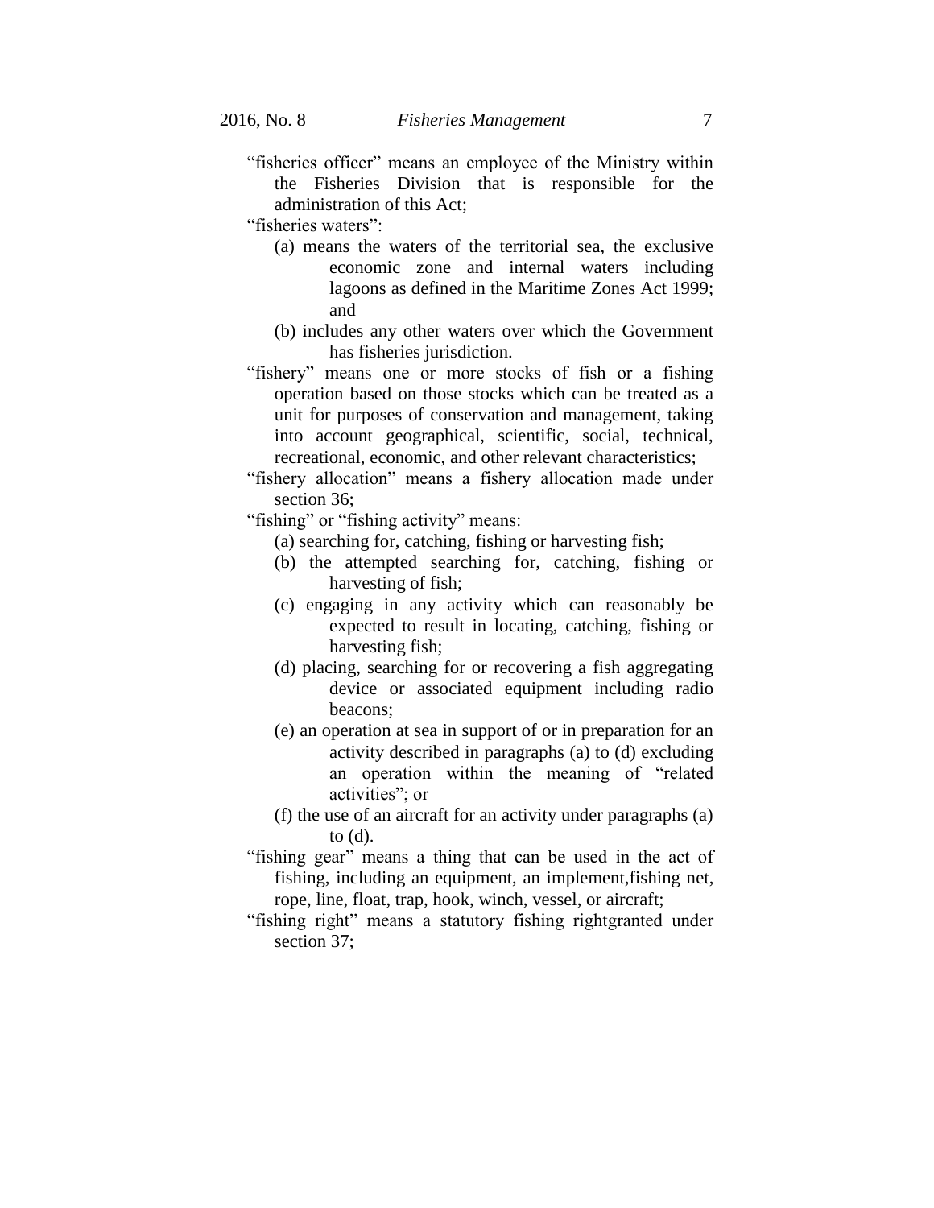"fisheries officer" means an employee of the Ministry within the Fisheries Division that is responsible for the administration of this Act;

"fisheries waters":

(a) means the waters of the territorial sea, the exclusive economic zone and internal waters including lagoons as defined in the Maritime Zones Act 1999; and

(b) includes any other waters over which the Government has fisheries jurisdiction.

"fishery" means one or more stocks of fish or a fishing operation based on those stocks which can be treated as a unit for purposes of conservation and management, taking into account geographical, scientific, social, technical, recreational, economic, and other relevant characteristics;

"fishery allocation" means a fishery allocation made under section 36;

"fishing" or "fishing activity" means:

(a) searching for, catching, fishing or harvesting fish;

(b) the attempted searching for, catching, fishing or harvesting of fish;

(c) engaging in any activity which can reasonably be expected to result in locating, catching, fishing or harvesting fish;

(d) placing, searching for or recovering a fish aggregating device or associated equipment including radio beacons;

(e) an operation at sea in support of or in preparation for an activity described in paragraphs (a) to (d) excluding an operation within the meaning of "related activities"; or

(f) the use of an aircraft for an activity under paragraphs (a) to (d).

"fishing gear" means a thing that can be used in the act of fishing, including an equipment, an implement,fishing net, rope, line, float, trap, hook, winch, vessel, or aircraft;

"fishing right" means a statutory fishing rightgranted under section 37;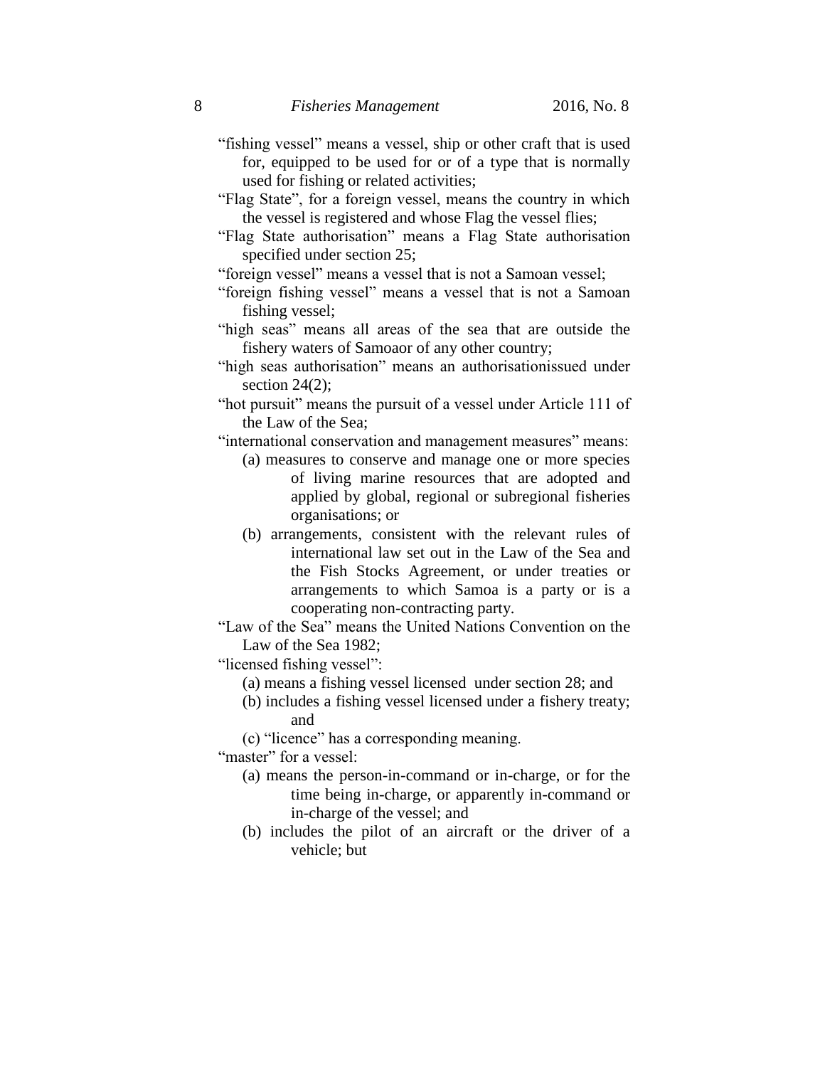"fishing vessel" means a vessel, ship or other craft that is used for, equipped to be used for or of a type that is normally used for fishing or related activities;

"Flag State", for a foreign vessel, means the country in which the vessel is registered and whose Flag the vessel flies;

"Flag State authorisation" means a Flag State authorisation specified under section 25;

"foreign vessel" means a vessel that is not a Samoan vessel;

"foreign fishing vessel" means a vessel that is not a Samoan fishing vessel;

"high seas" means all areas of the sea that are outside the fishery waters of Samoaor of any other country;

"high seas authorisation" means an authorisationissued under section 24(2);

"hot pursuit" means the pursuit of a vessel under Article 111 of the Law of the Sea;

"international conservation and management measures" means:

- (a) measures to conserve and manage one or more species of living marine resources that are adopted and applied by global, regional or subregional fisheries organisations; or
- (b) arrangements, consistent with the relevant rules of international law set out in the Law of the Sea and the Fish Stocks Agreement, or under treaties or arrangements to which Samoa is a party or is a cooperating non-contracting party.

"Law of the Sea" means the United Nations Convention on the Law of the Sea 1982;

"licensed fishing vessel":

- (a) means a fishing vessel licensed under section 28; and
- (b) includes a fishing vessel licensed under a fishery treaty; and
- (c) "licence" has a corresponding meaning.

"master" for a vessel:

- (a) means the person-in-command or in-charge, or for the time being in-charge, or apparently in-command or in-charge of the vessel; and
- (b) includes the pilot of an aircraft or the driver of a vehicle; but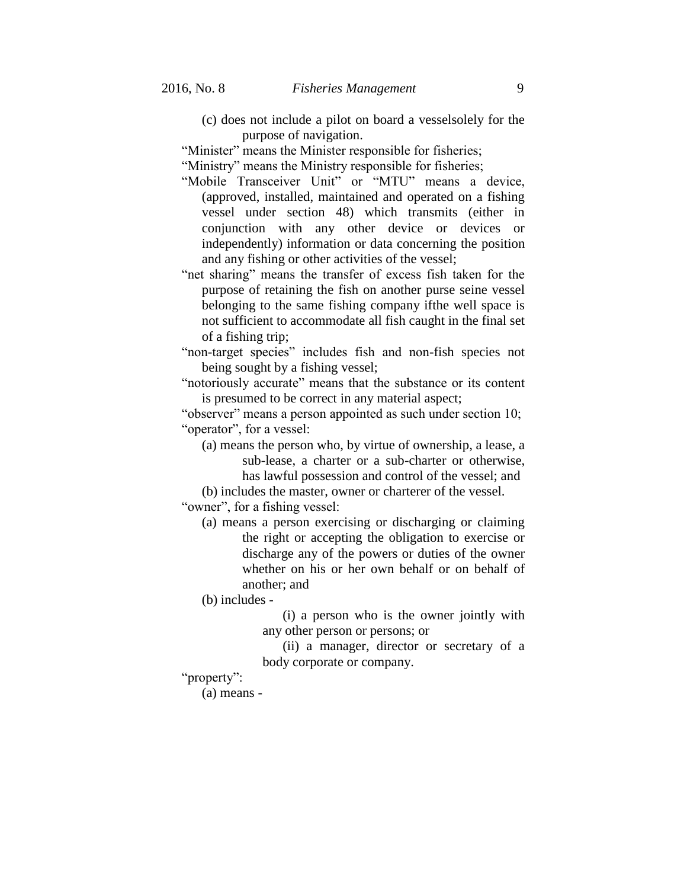(c) does not include a pilot on board a vesselsolely for the purpose of navigation.

"Minister" means the Minister responsible for fisheries;

"Ministry" means the Ministry responsible for fisheries;

"Mobile Transceiver Unit" or "MTU" means a device, (approved, installed, maintained and operated on a fishing vessel under section 48) which transmits (either in conjunction with any other device or devices or independently) information or data concerning the position and any fishing or other activities of the vessel;

"net sharing" means the transfer of excess fish taken for the purpose of retaining the fish on another purse seine vessel belonging to the same fishing company ifthe well space is not sufficient to accommodate all fish caught in the final set of a fishing trip;

"non-target species" includes fish and non-fish species not being sought by a fishing vessel;

"notoriously accurate" means that the substance or its content is presumed to be correct in any material aspect;

"observer" means a person appointed as such under section 10;

"operator", for a vessel:

(a) means the person who, by virtue of ownership, a lease, a sub-lease, a charter or a sub-charter or otherwise, has lawful possession and control of the vessel; and

(b) includes the master, owner or charterer of the vessel.

"owner", for a fishing vessel:

(a) means a person exercising or discharging or claiming the right or accepting the obligation to exercise or discharge any of the powers or duties of the owner whether on his or her own behalf or on behalf of another; and

(b) includes -

(i) a person who is the owner jointly with any other person or persons; or

(ii) a manager, director or secretary of a body corporate or company.

"property":

(a) means -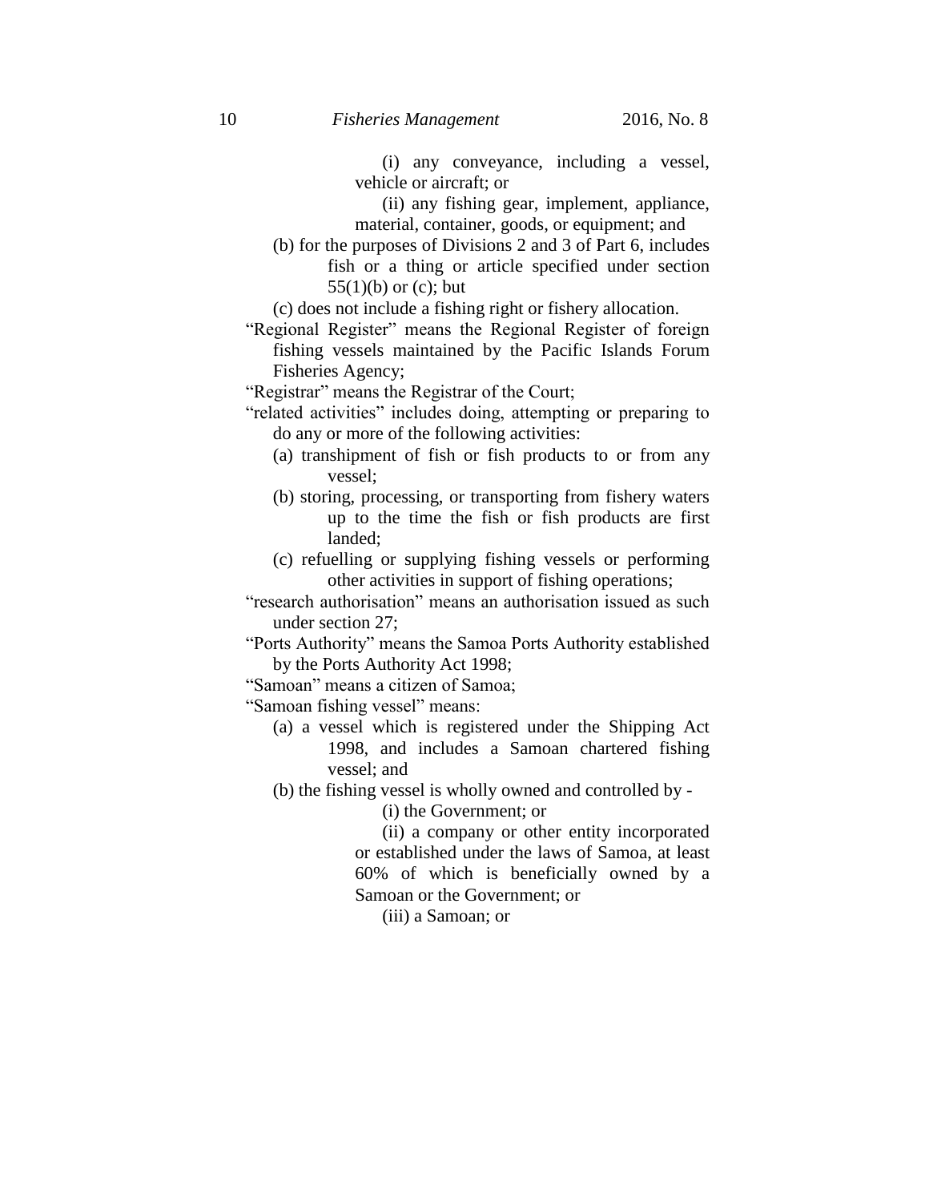(i) any conveyance, including a vessel, vehicle or aircraft; or

(ii) any fishing gear, implement, appliance, material, container, goods, or equipment; and

(b) for the purposes of Divisions 2 and 3 of Part 6, includes fish or a thing or article specified under section 55(1)(b) or (c); but

(c) does not include a fishing right or fishery allocation.

"Regional Register" means the Regional Register of foreign fishing vessels maintained by the Pacific Islands Forum Fisheries Agency;

"Registrar" means the Registrar of the Court;

"related activities" includes doing, attempting or preparing to do any or more of the following activities:

(a) transhipment of fish or fish products to or from any vessel;

(b) storing, processing, or transporting from fishery waters up to the time the fish or fish products are first landed;

(c) refuelling or supplying fishing vessels or performing other activities in support of fishing operations;

"research authorisation" means an authorisation issued as such under section 27;

"Ports Authority" means the Samoa Ports Authority established by the Ports Authority Act 1998;

"Samoan" means a citizen of Samoa;

"Samoan fishing vessel" means:

(a) a vessel which is registered under the Shipping Act 1998, and includes a Samoan chartered fishing vessel; and

(b) the fishing vessel is wholly owned and controlled by -

(i) the Government; or

(ii) a company or other entity incorporated or established under the laws of Samoa, at least 60% of which is beneficially owned by a Samoan or the Government; or

(iii) a Samoan; or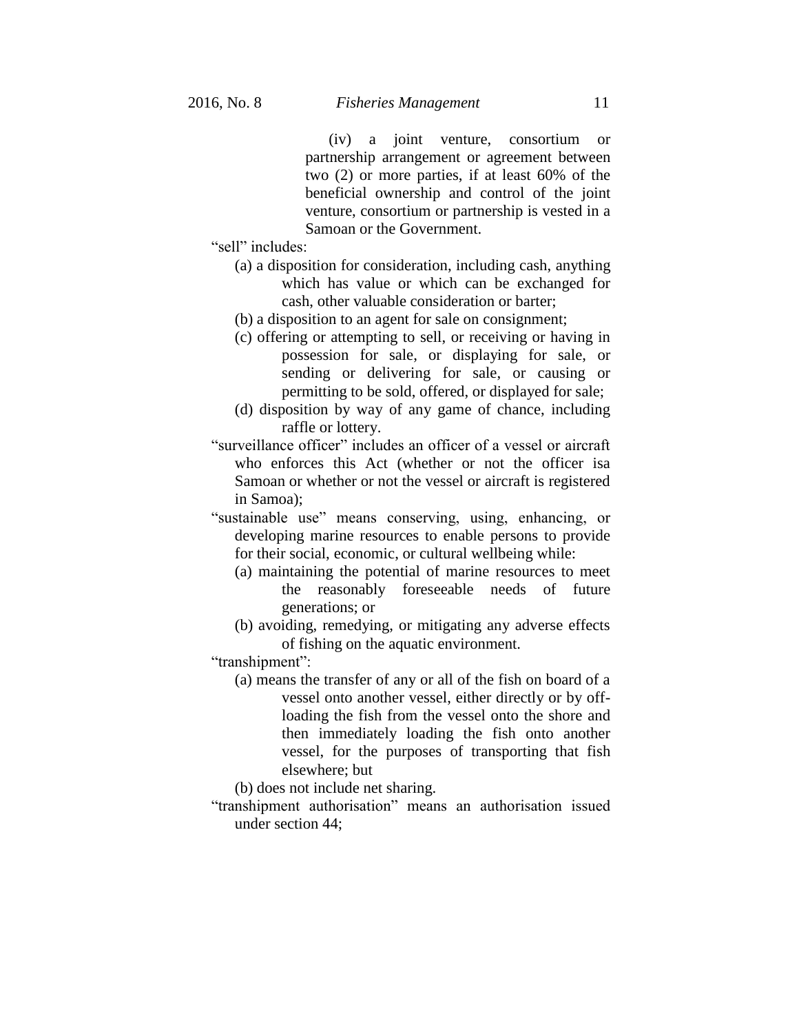(iv) a joint venture, consortium or partnership arrangement or agreement between two (2) or more parties, if at least 60% of the beneficial ownership and control of the joint venture, consortium or partnership is vested in a Samoan or the Government.

"sell" includes:

(a) a disposition for consideration, including cash, anything which has value or which can be exchanged for cash, other valuable consideration or barter;

(b) a disposition to an agent for sale on consignment;

(c) offering or attempting to sell, or receiving or having in possession for sale, or displaying for sale, or sending or delivering for sale, or causing or permitting to be sold, offered, or displayed for sale;

(d) disposition by way of any game of chance, including raffle or lottery.

"surveillance officer" includes an officer of a vessel or aircraft who enforces this Act (whether or not the officer isa Samoan or whether or not the vessel or aircraft is registered in Samoa);

"sustainable use" means conserving, using, enhancing, or developing marine resources to enable persons to provide for their social, economic, or cultural wellbeing while:

(a) maintaining the potential of marine resources to meet the reasonably foreseeable needs of future generations; or

(b) avoiding, remedying, or mitigating any adverse effects of fishing on the aquatic environment.

"transhipment":

(a) means the transfer of any or all of the fish on board of a vessel onto another vessel, either directly or by off-loading the fish from the vessel onto the shore and then immediately loading the fish onto another vessel, for the purposes of transporting that fish elsewhere; but

(b) does not include net sharing.

"transhipment authorisation" means an authorisation issued under section 44;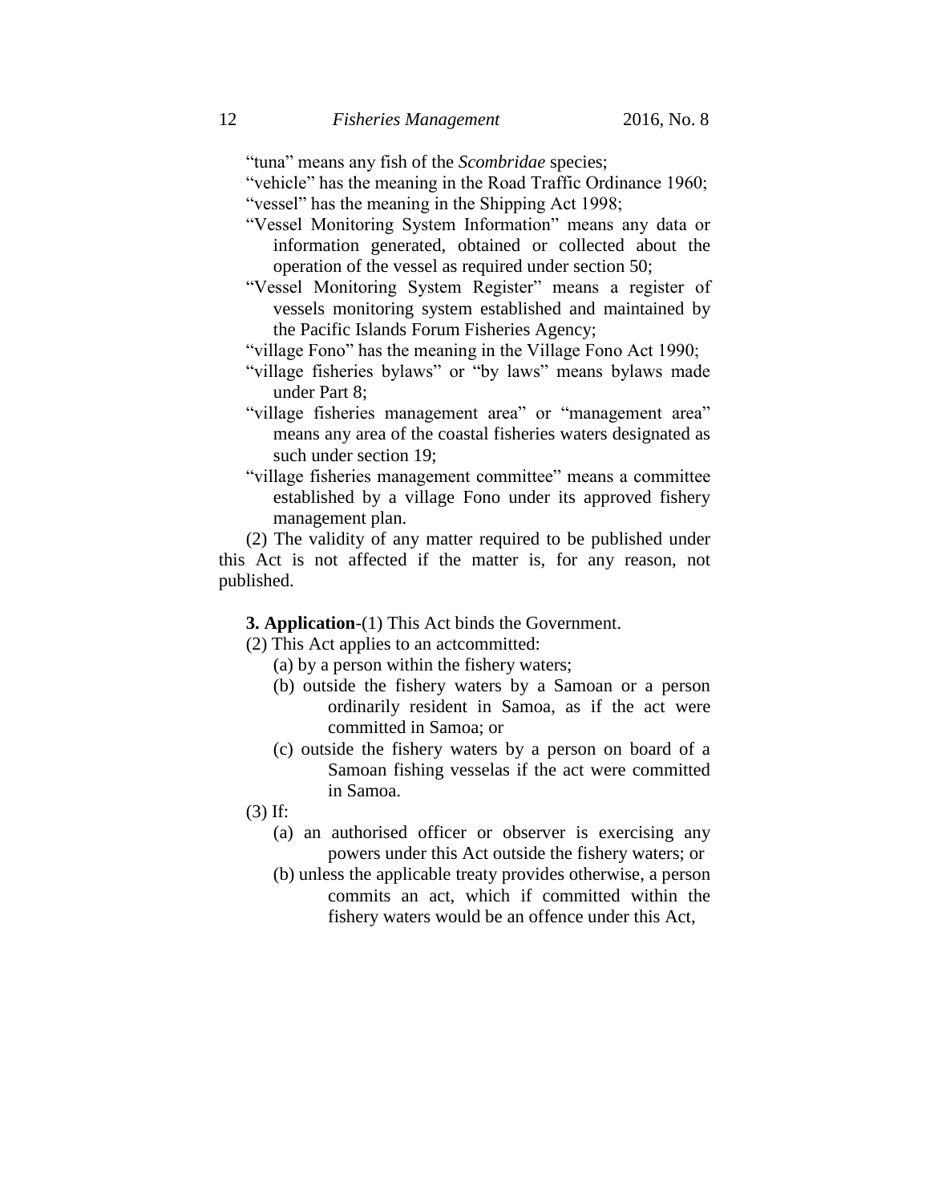"tuna" means any fish of the *Scombridae* species;

"vehicle" has the meaning in the Road Traffic Ordinance 1960;

"vessel" has the meaning in the Shipping Act 1998;

"Vessel Monitoring System Information" means any data or information generated, obtained or collected about the operation of the vessel as required under section 50;

"Vessel Monitoring System Register" means a register of vessels monitoring system established and maintained by the Pacific Islands Forum Fisheries Agency;

"village Fono" has the meaning in the Village Fono Act 1990;

"village fisheries bylaws" or "by laws" means bylaws made under Part 8;

"village fisheries management area" or "management area" means any area of the coastal fisheries waters designated as such under section 19;

"village fisheries management committee" means a committee established by a village Fono under its approved fishery management plan.

(2) The validity of any matter required to be published under this Act is not affected if the matter is, for any reason, not published.

**3. Application**-(1) This Act binds the Government.

(2) This Act applies to an actcommitted:

(a) by a person within the fishery waters;

(b) outside the fishery waters by a Samoan or a person ordinarily resident in Samoa, as if the act were committed in Samoa; or

(c) outside the fishery waters by a person on board of a Samoan fishing vesselas if the act were committed in Samoa.

(3) If:

(a) an authorised officer or observer is exercising any powers under this Act outside the fishery waters; or

(b) unless the applicable treaty provides otherwise, a person commits an act, which if committed within the fishery waters would be an offence under this Act,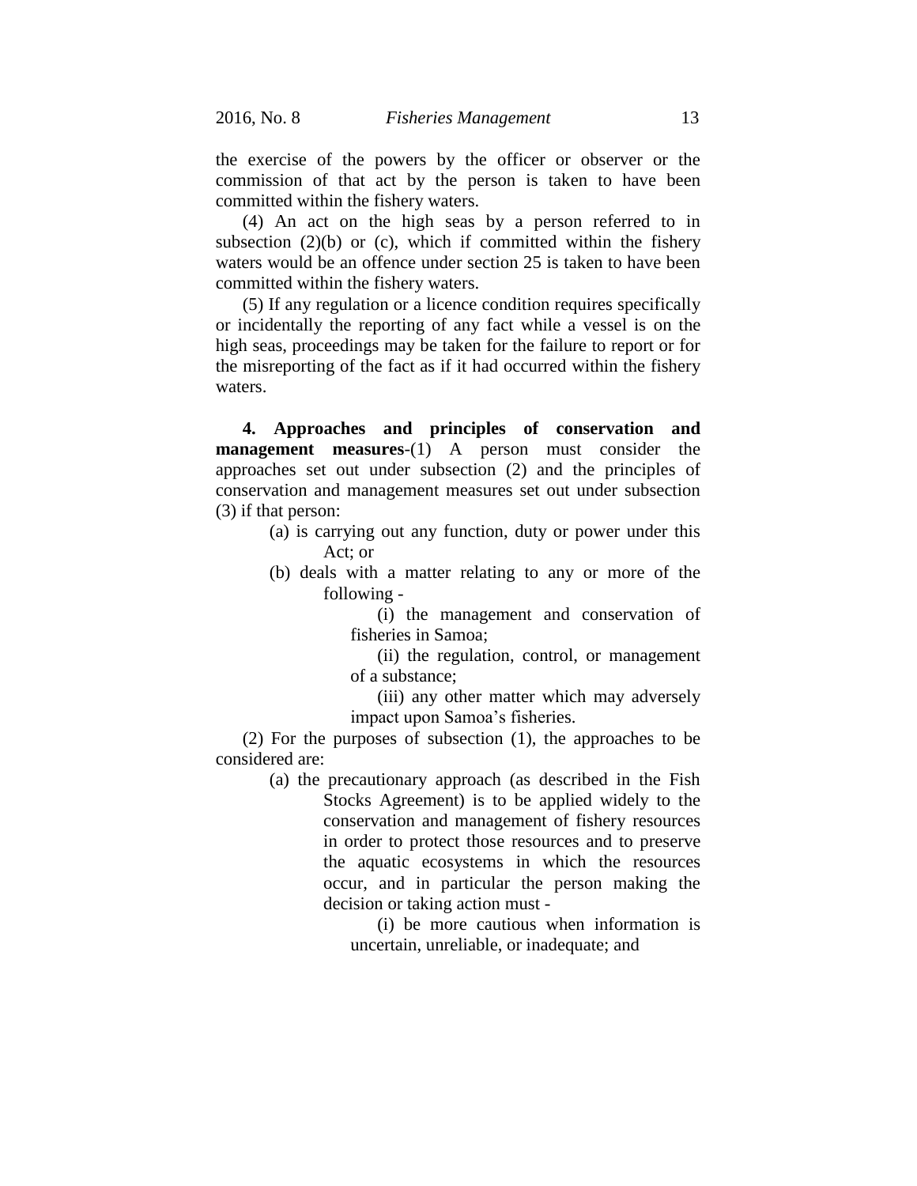the exercise of the powers by the officer or observer or the commission of that act by the person is taken to have been committed within the fishery waters.

(4) An act on the high seas by a person referred to in subsection (2)(b) or (c), which if committed within the fishery waters would be an offence under section 25 is taken to have been committed within the fishery waters.

(5) If any regulation or a licence condition requires specifically or incidentally the reporting of any fact while a vessel is on the high seas, proceedings may be taken for the failure to report or for the misreporting of the fact as if it had occurred within the fishery waters.

**4. Approaches and principles of conservation and management measures**-(1) A person must consider the approaches set out under subsection (2) and the principles of conservation and management measures set out under subsection (3) if that person:

- (a) is carrying out any function, duty or power under this Act; or
- (b) deals with a matter relating to any or more of the following -
  - (i) the management and conservation of fisheries in Samoa;
  - (ii) the regulation, control, or management of a substance;
  - (iii) any other matter which may adversely impact upon Samoa's fisheries.

(2) For the purposes of subsection (1), the approaches to be considered are:

- (a) the precautionary approach (as described in the Fish Stocks Agreement) is to be applied widely to the conservation and management of fishery resources in order to protect those resources and to preserve the aquatic ecosystems in which the resources occur, and in particular the person making the decision or taking action must -
  - (i) be more cautious when information is uncertain, unreliable, or inadequate; and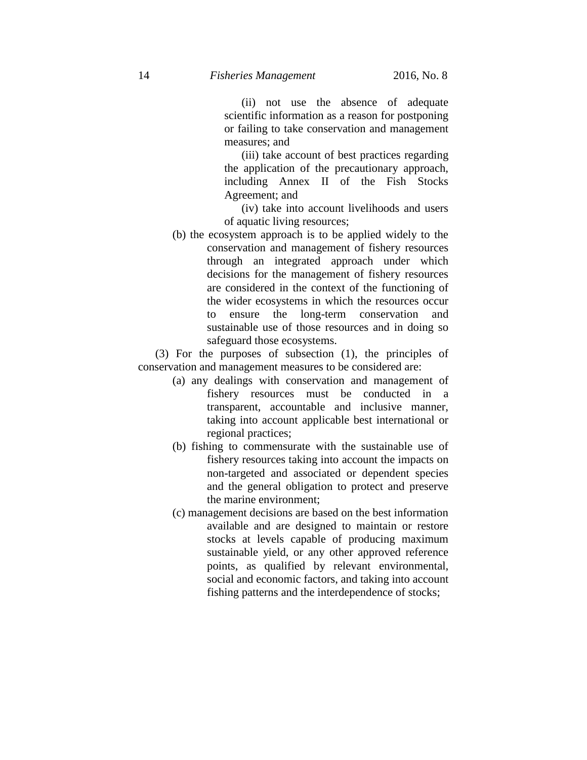(ii) not use the absence of adequate scientific information as a reason for postponing or failing to take conservation and management measures; and

(iii) take account of best practices regarding the application of the precautionary approach, including Annex II of the Fish Stocks Agreement; and

(iv) take into account livelihoods and users of aquatic living resources;

(b) the ecosystem approach is to be applied widely to the conservation and management of fishery resources through an integrated approach under which decisions for the management of fishery resources are considered in the context of the functioning of the wider ecosystems in which the resources occur to ensure the long-term conservation and sustainable use of those resources and in doing so safeguard those ecosystems.

(3) For the purposes of subsection (1), the principles of conservation and management measures to be considered are:

(a) any dealings with conservation and management of fishery resources must be conducted in a transparent, accountable and inclusive manner, taking into account applicable best international or regional practices;

(b) fishing to commensurate with the sustainable use of fishery resources taking into account the impacts on non-targeted and associated or dependent species and the general obligation to protect and preserve the marine environment;

(c) management decisions are based on the best information available and are designed to maintain or restore stocks at levels capable of producing maximum sustainable yield, or any other approved reference points, as qualified by relevant environmental, social and economic factors, and taking into account fishing patterns and the interdependence of stocks;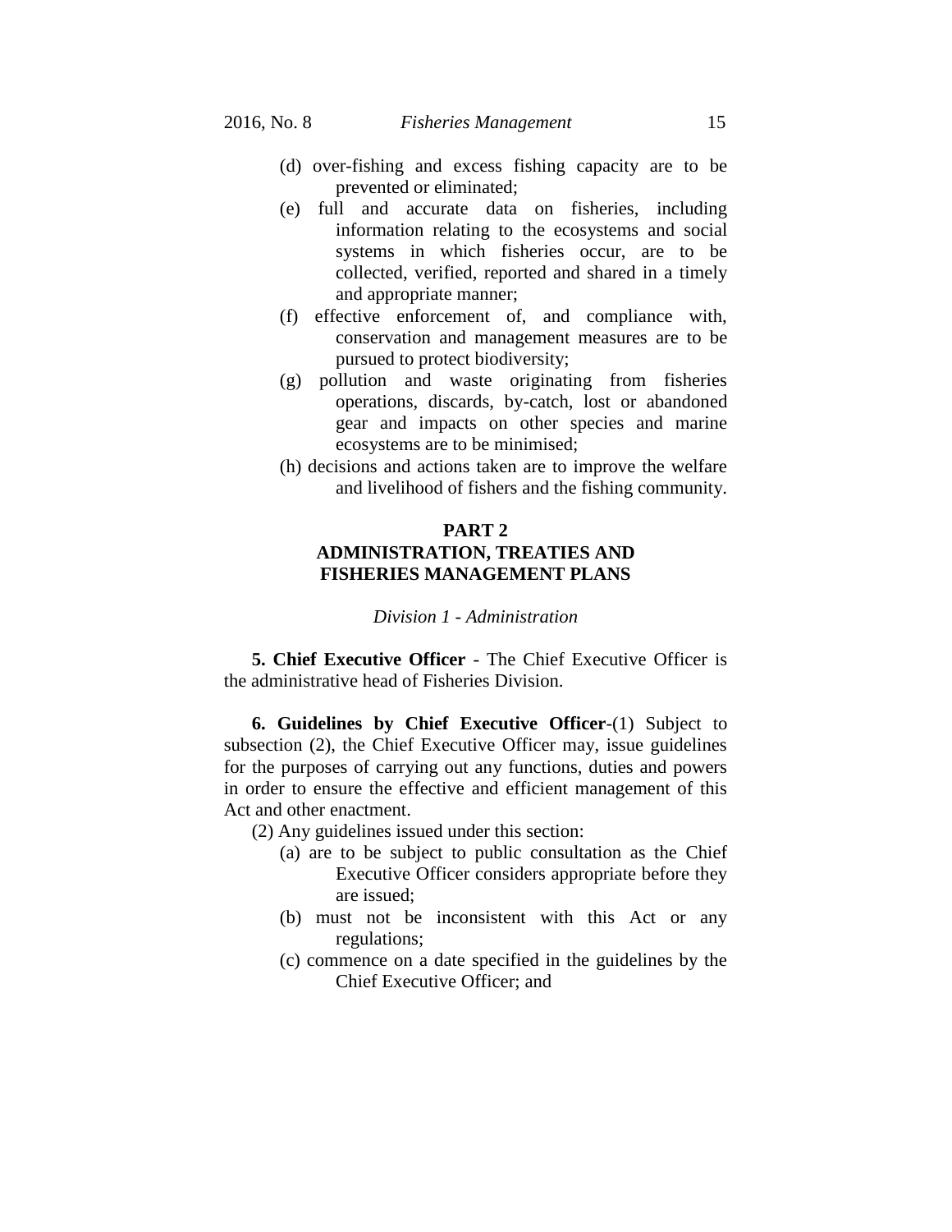(d) over-fishing and excess fishing capacity are to be prevented or eliminated;

(e) full and accurate data on fisheries, including information relating to the ecosystems and social systems in which fisheries occur, are to be collected, verified, reported and shared in a timely and appropriate manner;

(f) effective enforcement of, and compliance with, conservation and management measures are to be pursued to protect biodiversity;

(g) pollution and waste originating from fisheries operations, discards, by-catch, lost or abandoned gear and impacts on other species and marine ecosystems are to be minimised;

(h) decisions and actions taken are to improve the welfare and livelihood of fishers and the fishing community.

## PART 2
## ADMINISTRATION, TREATIES AND FISHERIES MANAGEMENT PLANS

*Division 1 - Administration*

**5. Chief Executive Officer** - The Chief Executive Officer is the administrative head of Fisheries Division.

**6. Guidelines by Chief Executive Officer**-(1) Subject to subsection (2), the Chief Executive Officer may, issue guidelines for the purposes of carrying out any functions, duties and powers in order to ensure the effective and efficient management of this Act and other enactment.

(2) Any guidelines issued under this section:

(a) are to be subject to public consultation as the Chief Executive Officer considers appropriate before they are issued;

(b) must not be inconsistent with this Act or any regulations;

(c) commence on a date specified in the guidelines by the Chief Executive Officer; and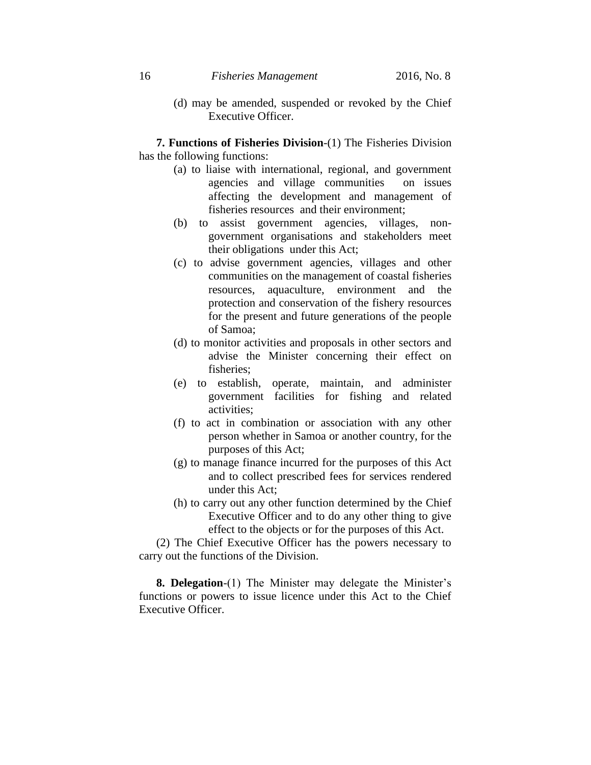(d) may be amended, suspended or revoked by the Chief Executive Officer.

**7. Functions of Fisheries Division**-(1) The Fisheries Division has the following functions:

(a) to liaise with international, regional, and government agencies and village communities on issues affecting the development and management of fisheries resources and their environment;

(b) to assist government agencies, villages, non-government organisations and stakeholders meet their obligations under this Act;

(c) to advise government agencies, villages and other communities on the management of coastal fisheries resources, aquaculture, environment and the protection and conservation of the fishery resources for the present and future generations of the people of Samoa;

(d) to monitor activities and proposals in other sectors and advise the Minister concerning their effect on fisheries;

(e) to establish, operate, maintain, and administer government facilities for fishing and related activities;

(f) to act in combination or association with any other person whether in Samoa or another country, for the purposes of this Act;

(g) to manage finance incurred for the purposes of this Act and to collect prescribed fees for services rendered under this Act;

(h) to carry out any other function determined by the Chief Executive Officer and to do any other thing to give effect to the objects or for the purposes of this Act.

(2) The Chief Executive Officer has the powers necessary to carry out the functions of the Division.

**8. Delegation**-(1) The Minister may delegate the Minister's functions or powers to issue licence under this Act to the Chief Executive Officer.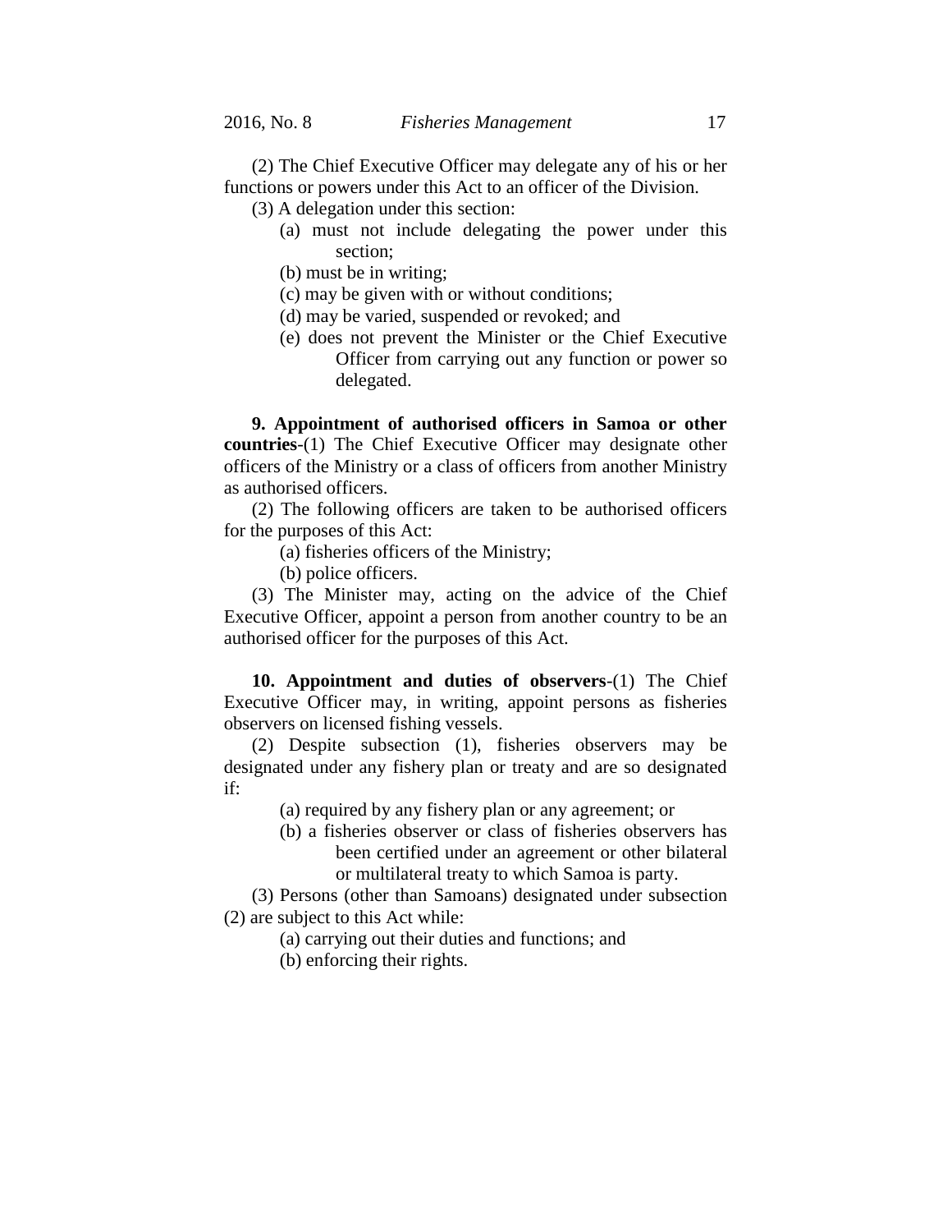(2) The Chief Executive Officer may delegate any of his or her functions or powers under this Act to an officer of the Division.

(3) A delegation under this section:

(a) must not include delegating the power under this section;

(b) must be in writing;

(c) may be given with or without conditions;

(d) may be varied, suspended or revoked; and

(e) does not prevent the Minister or the Chief Executive Officer from carrying out any function or power so delegated.

**9. Appointment of authorised officers in Samoa or other countries**-(1) The Chief Executive Officer may designate other officers of the Ministry or a class of officers from another Ministry as authorised officers.

(2) The following officers are taken to be authorised officers for the purposes of this Act:

(a) fisheries officers of the Ministry;

(b) police officers.

(3) The Minister may, acting on the advice of the Chief Executive Officer, appoint a person from another country to be an authorised officer for the purposes of this Act.

**10. Appointment and duties of observers**-(1) The Chief Executive Officer may, in writing, appoint persons as fisheries observers on licensed fishing vessels.

(2) Despite subsection (1), fisheries observers may be designated under any fishery plan or treaty and are so designated if:

(a) required by any fishery plan or any agreement; or

(b) a fisheries observer or class of fisheries observers has been certified under an agreement or other bilateral or multilateral treaty to which Samoa is party.

(3) Persons (other than Samoans) designated under subsection (2) are subject to this Act while:

(a) carrying out their duties and functions; and

(b) enforcing their rights.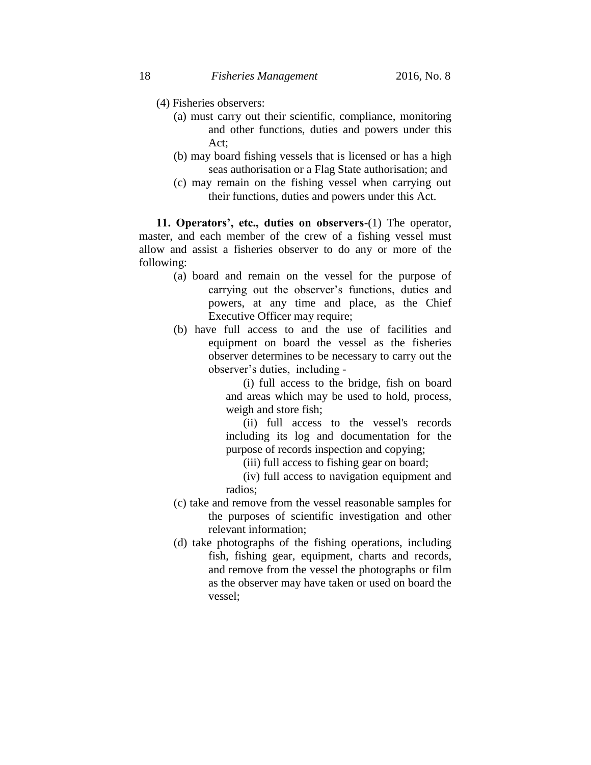(4) Fisheries observers:

(a) must carry out their scientific, compliance, monitoring and other functions, duties and powers under this Act;

(b) may board fishing vessels that is licensed or has a high seas authorisation or a Flag State authorisation; and

(c) may remain on the fishing vessel when carrying out their functions, duties and powers under this Act.

**11. Operators', etc., duties on observers**-(1) The operator, master, and each member of the crew of a fishing vessel must allow and assist a fisheries observer to do any or more of the following:

(a) board and remain on the vessel for the purpose of carrying out the observer's functions, duties and powers, at any time and place, as the Chief Executive Officer may require;

(b) have full access to and the use of facilities and equipment on board the vessel as the fisheries observer determines to be necessary to carry out the observer's duties, including -

(i) full access to the bridge, fish on board and areas which may be used to hold, process, weigh and store fish;

(ii) full access to the vessel's records including its log and documentation for the purpose of records inspection and copying;

(iii) full access to fishing gear on board;

(iv) full access to navigation equipment and radios;

(c) take and remove from the vessel reasonable samples for the purposes of scientific investigation and other relevant information;

(d) take photographs of the fishing operations, including fish, fishing gear, equipment, charts and records, and remove from the vessel the photographs or film as the observer may have taken or used on board the vessel;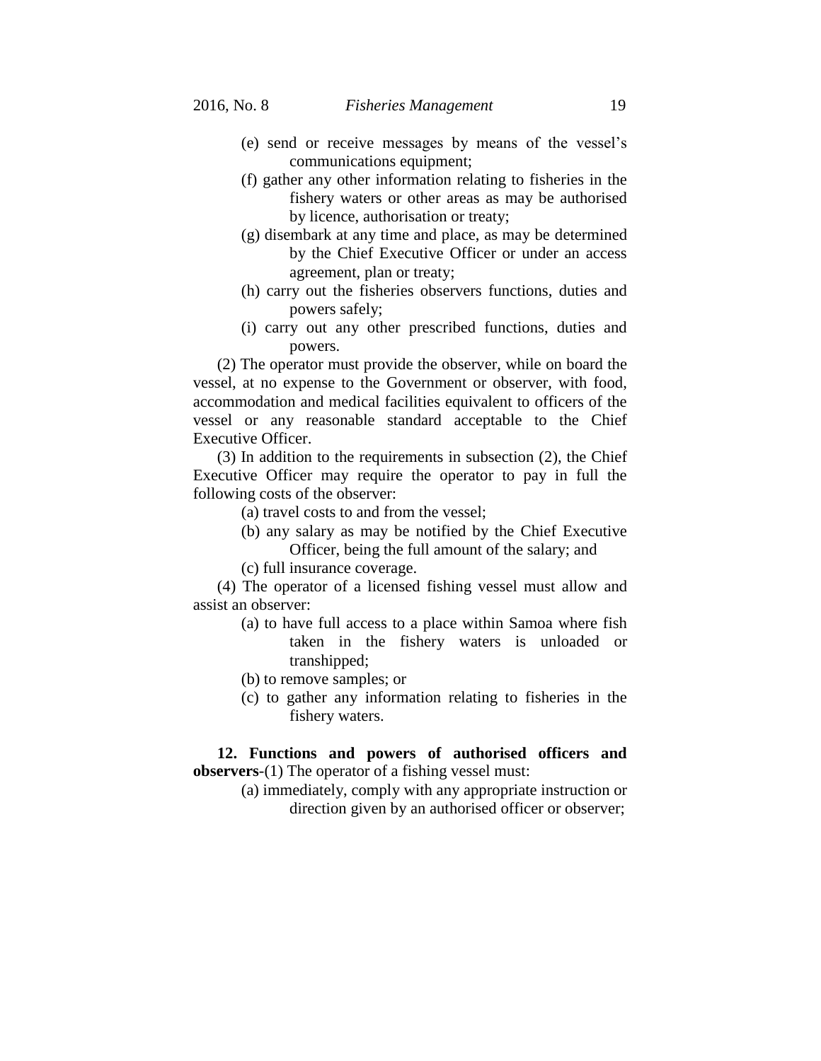(e) send or receive messages by means of the vessel's communications equipment;

(f) gather any other information relating to fisheries in the fishery waters or other areas as may be authorised by licence, authorisation or treaty;

(g) disembark at any time and place, as may be determined by the Chief Executive Officer or under an access agreement, plan or treaty;

(h) carry out the fisheries observers functions, duties and powers safely;

(i) carry out any other prescribed functions, duties and powers.

(2) The operator must provide the observer, while on board the vessel, at no expense to the Government or observer, with food, accommodation and medical facilities equivalent to officers of the vessel or any reasonable standard acceptable to the Chief Executive Officer.

(3) In addition to the requirements in subsection (2), the Chief Executive Officer may require the operator to pay in full the following costs of the observer:

(a) travel costs to and from the vessel;

(b) any salary as may be notified by the Chief Executive Officer, being the full amount of the salary; and

(c) full insurance coverage.

(4) The operator of a licensed fishing vessel must allow and assist an observer:

(a) to have full access to a place within Samoa where fish taken in the fishery waters is unloaded or transhipped;

(b) to remove samples; or

(c) to gather any information relating to fisheries in the fishery waters.

**12. Functions and powers of authorised officers and observers**-(1) The operator of a fishing vessel must:

(a) immediately, comply with any appropriate instruction or direction given by an authorised officer or observer;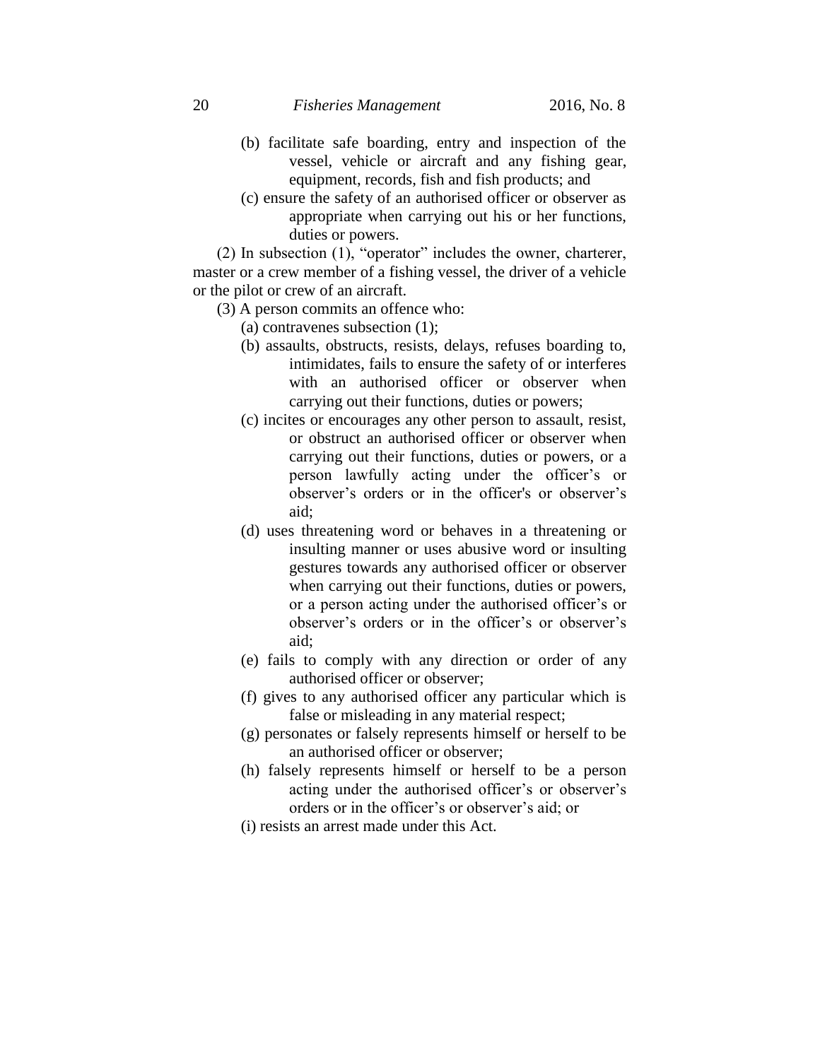(b) facilitate safe boarding, entry and inspection of the vessel, vehicle or aircraft and any fishing gear, equipment, records, fish and fish products; and

(c) ensure the safety of an authorised officer or observer as appropriate when carrying out his or her functions, duties or powers.

(2) In subsection (1), "operator" includes the owner, charterer, master or a crew member of a fishing vessel, the driver of a vehicle or the pilot or crew of an aircraft.

(3) A person commits an offence who:

(a) contravenes subsection (1);

(b) assaults, obstructs, resists, delays, refuses boarding to, intimidates, fails to ensure the safety of or interferes with an authorised officer or observer when carrying out their functions, duties or powers;

(c) incites or encourages any other person to assault, resist, or obstruct an authorised officer or observer when carrying out their functions, duties or powers, or a person lawfully acting under the officer's or observer's orders or in the officer's or observer's aid;

(d) uses threatening word or behaves in a threatening or insulting manner or uses abusive word or insulting gestures towards any authorised officer or observer when carrying out their functions, duties or powers, or a person acting under the authorised officer's or observer's orders or in the officer's or observer's aid;

(e) fails to comply with any direction or order of any authorised officer or observer;

(f) gives to any authorised officer any particular which is false or misleading in any material respect;

(g) personates or falsely represents himself or herself to be an authorised officer or observer;

(h) falsely represents himself or herself to be a person acting under the authorised officer's or observer's orders or in the officer's or observer's aid; or

(i) resists an arrest made under this Act.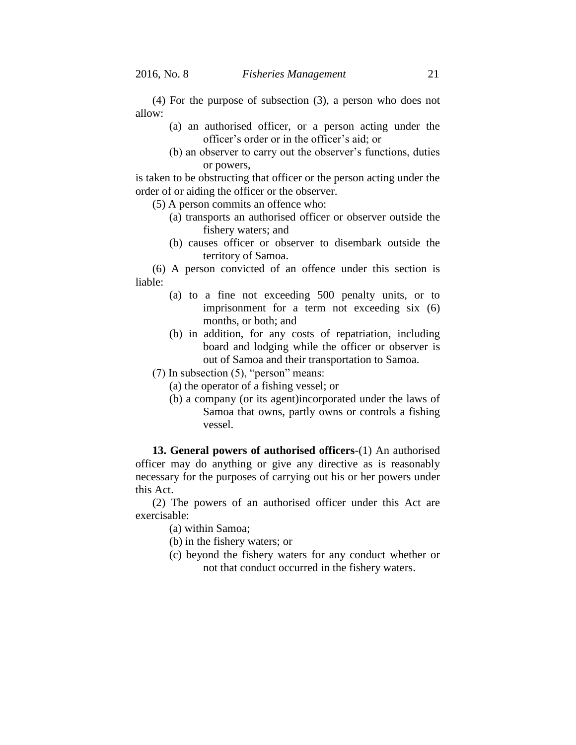(4) For the purpose of subsection (3), a person who does not allow:

- (a) an authorised officer, or a person acting under the officer's order or in the officer's aid; or
- (b) an observer to carry out the observer's functions, duties or powers,

is taken to be obstructing that officer or the person acting under the order of or aiding the officer or the observer.

(5) A person commits an offence who:

- (a) transports an authorised officer or observer outside the fishery waters; and
- (b) causes officer or observer to disembark outside the territory of Samoa.

(6) A person convicted of an offence under this section is liable:

- (a) to a fine not exceeding 500 penalty units, or to imprisonment for a term not exceeding six (6) months, or both; and
- (b) in addition, for any costs of repatriation, including board and lodging while the officer or observer is out of Samoa and their transportation to Samoa.

(7) In subsection (5), "person" means:

- (a) the operator of a fishing vessel; or
- (b) a company (or its agent)incorporated under the laws of Samoa that owns, partly owns or controls a fishing vessel.

**13. General powers of authorised officers**-(1) An authorised officer may do anything or give any directive as is reasonably necessary for the purposes of carrying out his or her powers under this Act.

(2) The powers of an authorised officer under this Act are exercisable:

- (a) within Samoa;
- (b) in the fishery waters; or
- (c) beyond the fishery waters for any conduct whether or not that conduct occurred in the fishery waters.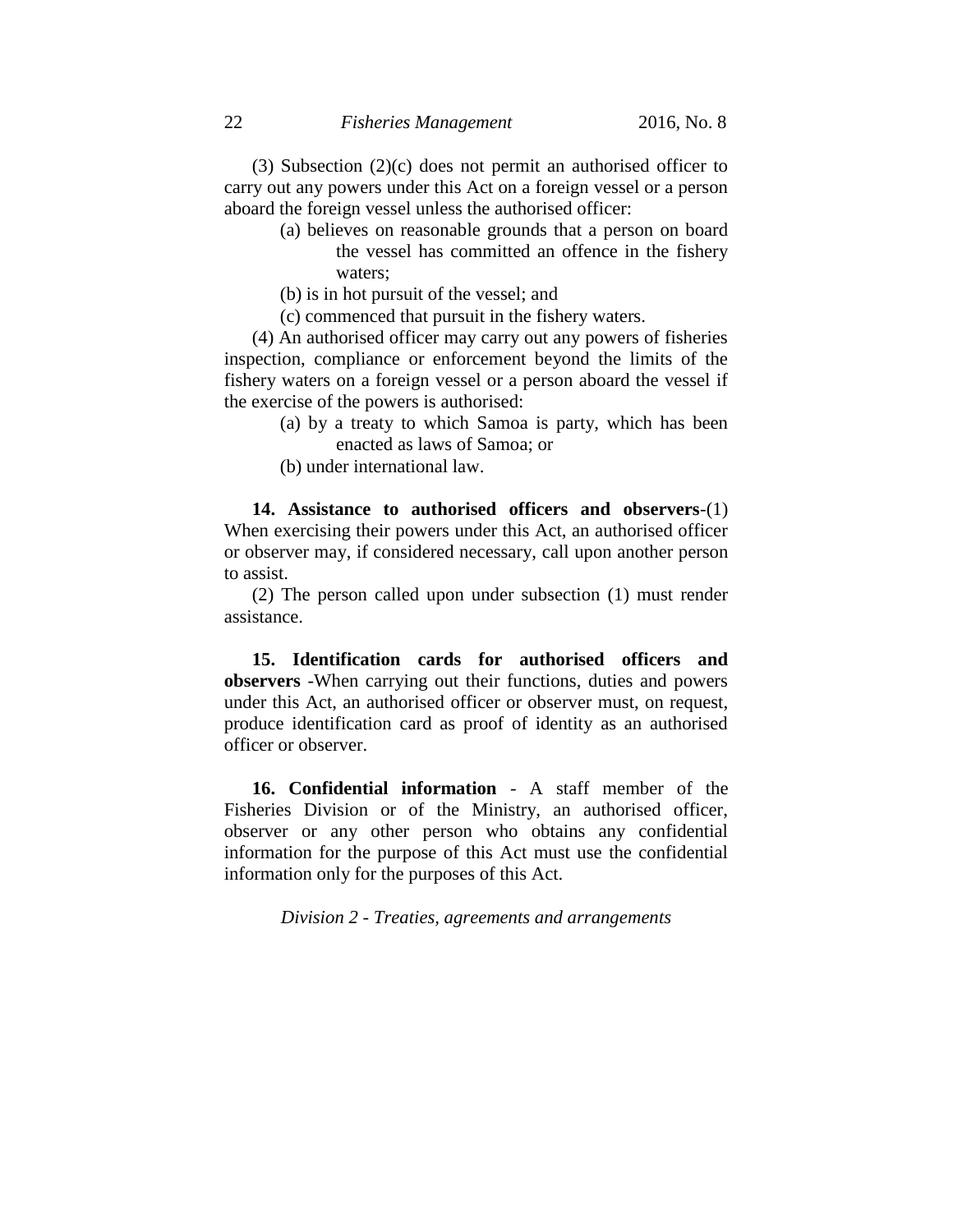(3) Subsection (2)(c) does not permit an authorised officer to carry out any powers under this Act on a foreign vessel or a person aboard the foreign vessel unless the authorised officer:

(a) believes on reasonable grounds that a person on board the vessel has committed an offence in the fishery waters;

(b) is in hot pursuit of the vessel; and

(c) commenced that pursuit in the fishery waters.

(4) An authorised officer may carry out any powers of fisheries inspection, compliance or enforcement beyond the limits of the fishery waters on a foreign vessel or a person aboard the vessel if the exercise of the powers is authorised:

(a) by a treaty to which Samoa is party, which has been enacted as laws of Samoa; or

(b) under international law.

**14. Assistance to authorised officers and observers**-(1) When exercising their powers under this Act, an authorised officer or observer may, if considered necessary, call upon another person to assist.

(2) The person called upon under subsection (1) must render assistance.

**15. Identification cards for authorised officers and observers** -When carrying out their functions, duties and powers under this Act, an authorised officer or observer must, on request, produce identification card as proof of identity as an authorised officer or observer.

**16. Confidential information** - A staff member of the Fisheries Division or of the Ministry, an authorised officer, observer or any other person who obtains any confidential information for the purpose of this Act must use the confidential information only for the purposes of this Act.

*Division 2 - Treaties, agreements and arrangements*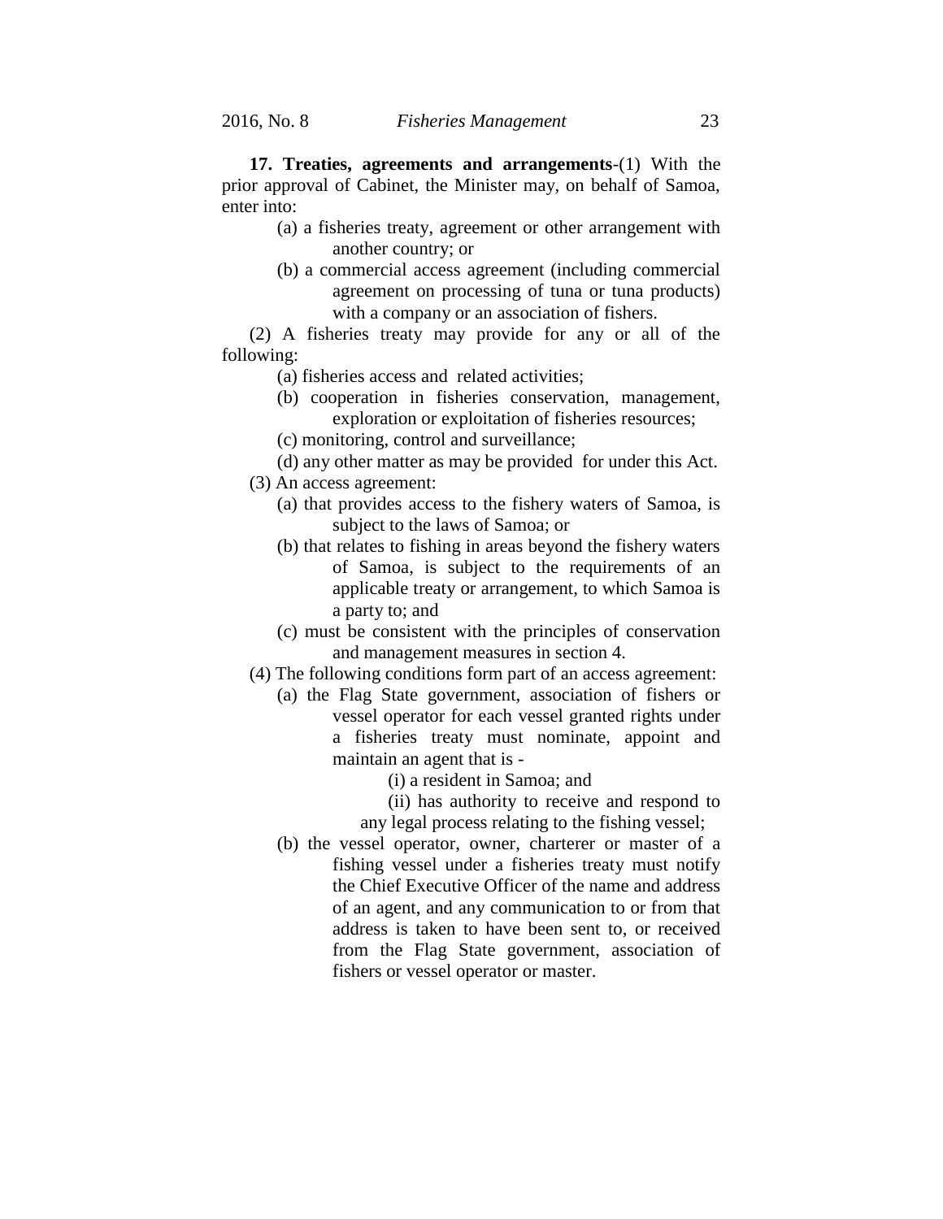**17. Treaties, agreements and arrangements**-(1) With the prior approval of Cabinet, the Minister may, on behalf of Samoa, enter into:

(a) a fisheries treaty, agreement or other arrangement with another country; or

(b) a commercial access agreement (including commercial agreement on processing of tuna or tuna products) with a company or an association of fishers.

(2) A fisheries treaty may provide for any or all of the following:

(a) fisheries access and related activities;

(b) cooperation in fisheries conservation, management, exploration or exploitation of fisheries resources;

(c) monitoring, control and surveillance;

(d) any other matter as may be provided for under this Act.

(3) An access agreement:

(a) that provides access to the fishery waters of Samoa, is subject to the laws of Samoa; or

(b) that relates to fishing in areas beyond the fishery waters of Samoa, is subject to the requirements of an applicable treaty or arrangement, to which Samoa is a party to; and

(c) must be consistent with the principles of conservation and management measures in section 4.

(4) The following conditions form part of an access agreement:

(a) the Flag State government, association of fishers or vessel operator for each vessel granted rights under a fisheries treaty must nominate, appoint and maintain an agent that is -

(i) a resident in Samoa; and

(ii) has authority to receive and respond to any legal process relating to the fishing vessel;

(b) the vessel operator, owner, charterer or master of a fishing vessel under a fisheries treaty must notify the Chief Executive Officer of the name and address of an agent, and any communication to or from that address is taken to have been sent to, or received from the Flag State government, association of fishers or vessel operator or master.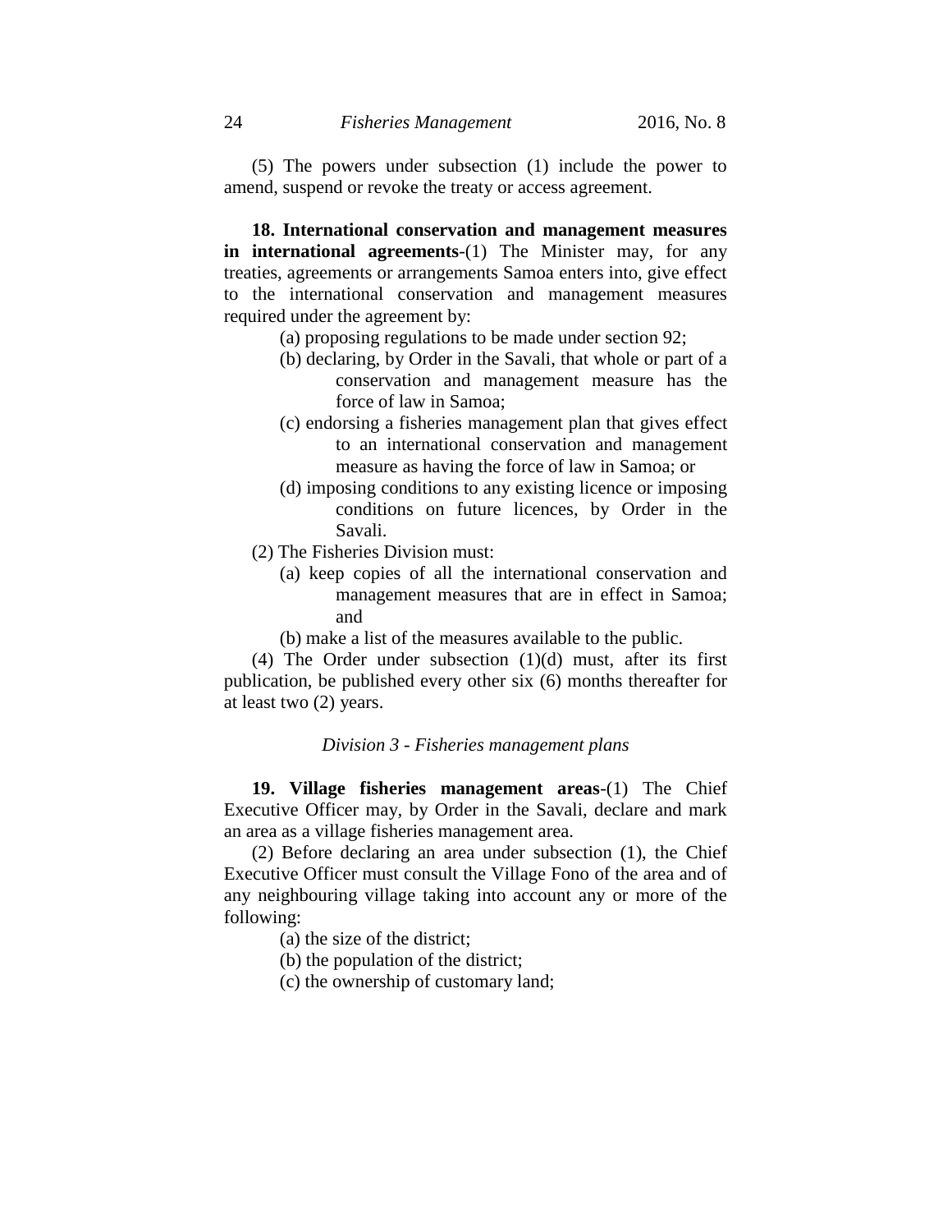(5) The powers under subsection (1) include the power to amend, suspend or revoke the treaty or access agreement.

**18. International conservation and management measures in international agreements**-(1) The Minister may, for any treaties, agreements or arrangements Samoa enters into, give effect to the international conservation and management measures required under the agreement by:

(a) proposing regulations to be made under section 92;

(b) declaring, by Order in the Savali, that whole or part of a conservation and management measure has the force of law in Samoa;

(c) endorsing a fisheries management plan that gives effect to an international conservation and management measure as having the force of law in Samoa; or

(d) imposing conditions to any existing licence or imposing conditions on future licences, by Order in the Savali.

(2) The Fisheries Division must:

(a) keep copies of all the international conservation and management measures that are in effect in Samoa; and

(b) make a list of the measures available to the public.

(4) The Order under subsection (1)(d) must, after its first publication, be published every other six (6) months thereafter for at least two (2) years.

*Division 3 - Fisheries management plans*

**19. Village fisheries management areas**-(1) The Chief Executive Officer may, by Order in the Savali, declare and mark an area as a village fisheries management area.

(2) Before declaring an area under subsection (1), the Chief Executive Officer must consult the Village Fono of the area and of any neighbouring village taking into account any or more of the following:

(a) the size of the district;

(b) the population of the district;

(c) the ownership of customary land;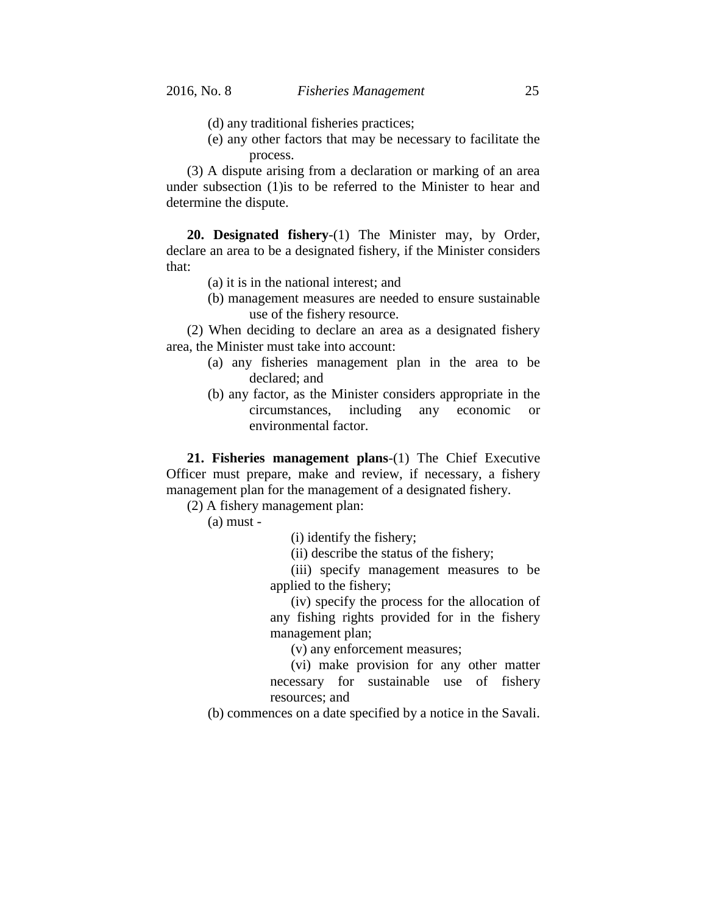(d) any traditional fisheries practices;

(e) any other factors that may be necessary to facilitate the process.

(3) A dispute arising from a declaration or marking of an area under subsection (1)is to be referred to the Minister to hear and determine the dispute.

**20. Designated fishery**-(1) The Minister may, by Order, declare an area to be a designated fishery, if the Minister considers that:

(a) it is in the national interest; and

(b) management measures are needed to ensure sustainable use of the fishery resource.

(2) When deciding to declare an area as a designated fishery area, the Minister must take into account:

(a) any fisheries management plan in the area to be declared; and

(b) any factor, as the Minister considers appropriate in the circumstances, including any economic or environmental factor.

**21. Fisheries management plans**-(1) The Chief Executive Officer must prepare, make and review, if necessary, a fishery management plan for the management of a designated fishery.

(2) A fishery management plan:

(a) must -

(i) identify the fishery;

(ii) describe the status of the fishery;

(iii) specify management measures to be applied to the fishery;

(iv) specify the process for the allocation of any fishing rights provided for in the fishery management plan;

(v) any enforcement measures;

(vi) make provision for any other matter necessary for sustainable use of fishery resources; and

(b) commences on a date specified by a notice in the Savali.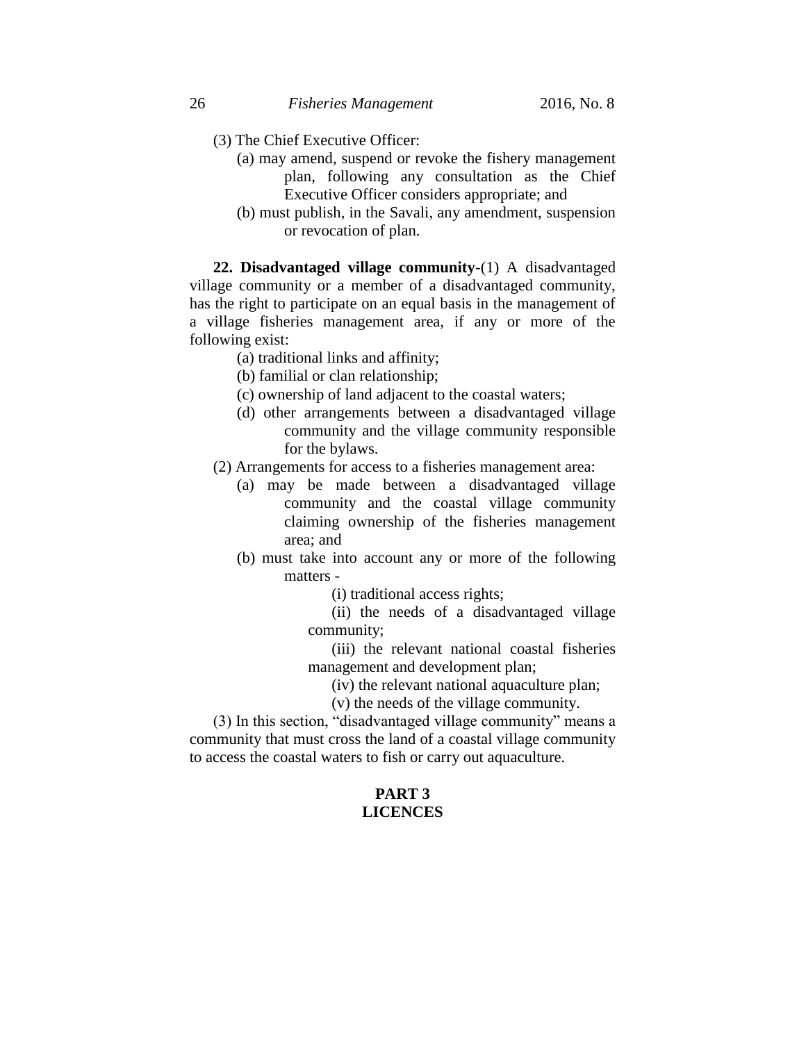(3) The Chief Executive Officer:

(a) may amend, suspend or revoke the fishery management plan, following any consultation as the Chief Executive Officer considers appropriate; and

(b) must publish, in the Savali, any amendment, suspension or revocation of plan.

**22. Disadvantaged village community**-(1) A disadvantaged village community or a member of a disadvantaged community, has the right to participate on an equal basis in the management of a village fisheries management area, if any or more of the following exist:

(a) traditional links and affinity;

(b) familial or clan relationship;

(c) ownership of land adjacent to the coastal waters;

(d) other arrangements between a disadvantaged village community and the village community responsible for the bylaws.

(2) Arrangements for access to a fisheries management area:

(a) may be made between a disadvantaged village community and the coastal village community claiming ownership of the fisheries management area; and

(b) must take into account any or more of the following matters -

(i) traditional access rights;

(ii) the needs of a disadvantaged village community;

(iii) the relevant national coastal fisheries management and development plan;

(iv) the relevant national aquaculture plan;

(v) the needs of the village community.

(3) In this section, "disadvantaged village community" means a community that must cross the land of a coastal village community to access the coastal waters to fish or carry out aquaculture.

## PART 3
## LICENCES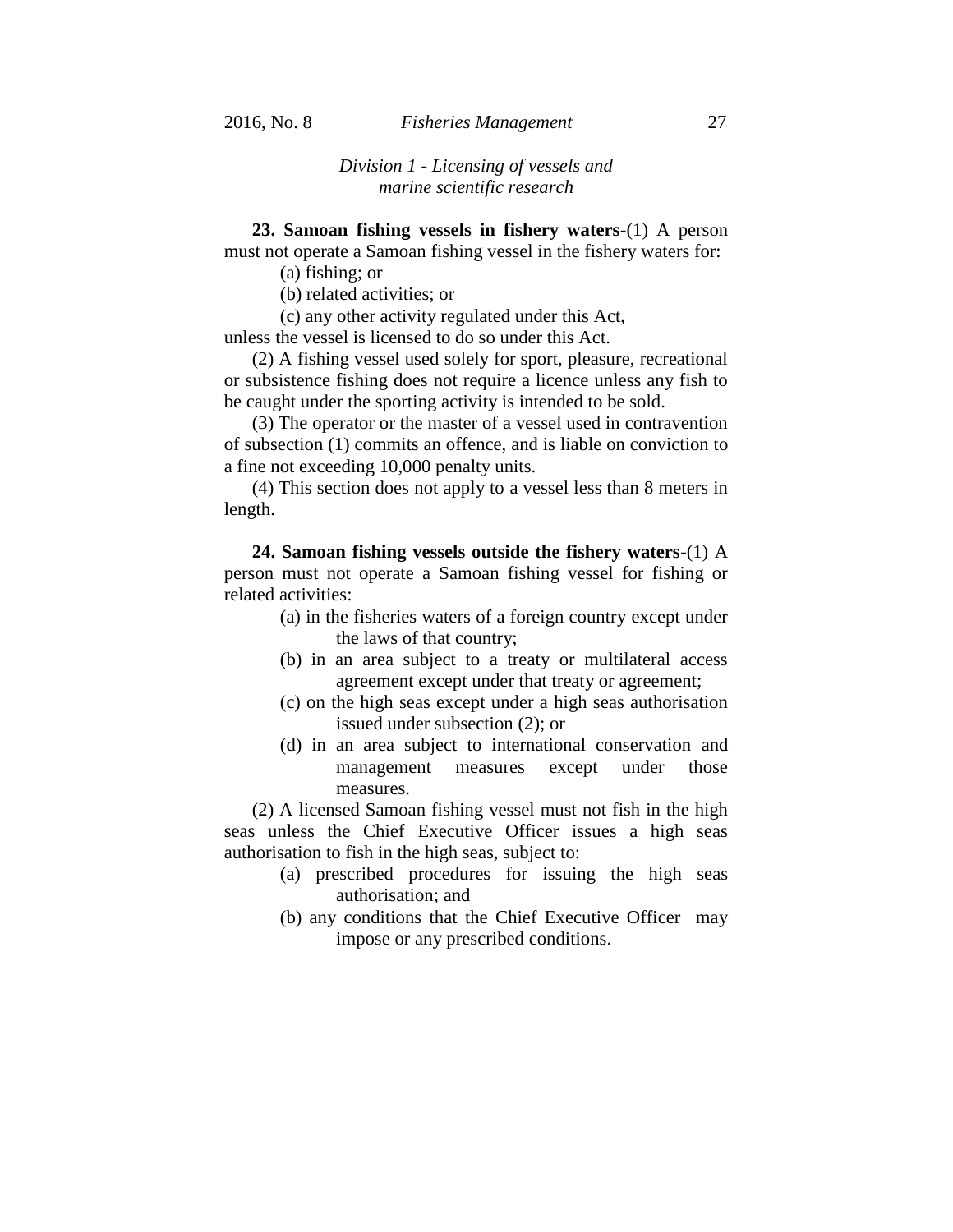*Division 1 - Licensing of vessels and marine scientific research*

**23. Samoan fishing vessels in fishery waters**-(1) A person must not operate a Samoan fishing vessel in the fishery waters for:

(a) fishing; or

(b) related activities; or

(c) any other activity regulated under this Act,

unless the vessel is licensed to do so under this Act.

(2) A fishing vessel used solely for sport, pleasure, recreational or subsistence fishing does not require a licence unless any fish to be caught under the sporting activity is intended to be sold.

(3) The operator or the master of a vessel used in contravention of subsection (1) commits an offence, and is liable on conviction to a fine not exceeding 10,000 penalty units.

(4) This section does not apply to a vessel less than 8 meters in length.

**24. Samoan fishing vessels outside the fishery waters**-(1) A person must not operate a Samoan fishing vessel for fishing or related activities:

(a) in the fisheries waters of a foreign country except under the laws of that country;

(b) in an area subject to a treaty or multilateral access agreement except under that treaty or agreement;

(c) on the high seas except under a high seas authorisation issued under subsection (2); or

(d) in an area subject to international conservation and management measures except under those measures.

(2) A licensed Samoan fishing vessel must not fish in the high seas unless the Chief Executive Officer issues a high seas authorisation to fish in the high seas, subject to:

(a) prescribed procedures for issuing the high seas authorisation; and

(b) any conditions that the Chief Executive Officer may impose or any prescribed conditions.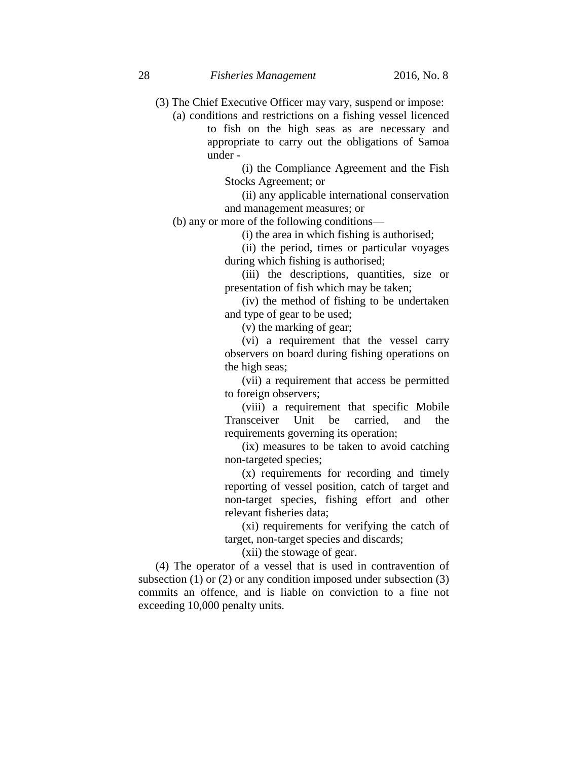(3) The Chief Executive Officer may vary, suspend or impose:

(a) conditions and restrictions on a fishing vessel licenced to fish on the high seas as are necessary and appropriate to carry out the obligations of Samoa under -

(i) the Compliance Agreement and the Fish Stocks Agreement; or

(ii) any applicable international conservation and management measures; or

(b) any or more of the following conditions—

(i) the area in which fishing is authorised;

(ii) the period, times or particular voyages during which fishing is authorised;

(iii) the descriptions, quantities, size or presentation of fish which may be taken;

(iv) the method of fishing to be undertaken and type of gear to be used;

(v) the marking of gear;

(vi) a requirement that the vessel carry observers on board during fishing operations on the high seas;

(vii) a requirement that access be permitted to foreign observers;

(viii) a requirement that specific Mobile Transceiver Unit be carried, and the requirements governing its operation;

(ix) measures to be taken to avoid catching non-targeted species;

(x) requirements for recording and timely reporting of vessel position, catch of target and non-target species, fishing effort and other relevant fisheries data;

(xi) requirements for verifying the catch of target, non-target species and discards;

(xii) the stowage of gear.

(4) The operator of a vessel that is used in contravention of subsection (1) or (2) or any condition imposed under subsection (3) commits an offence, and is liable on conviction to a fine not exceeding 10,000 penalty units.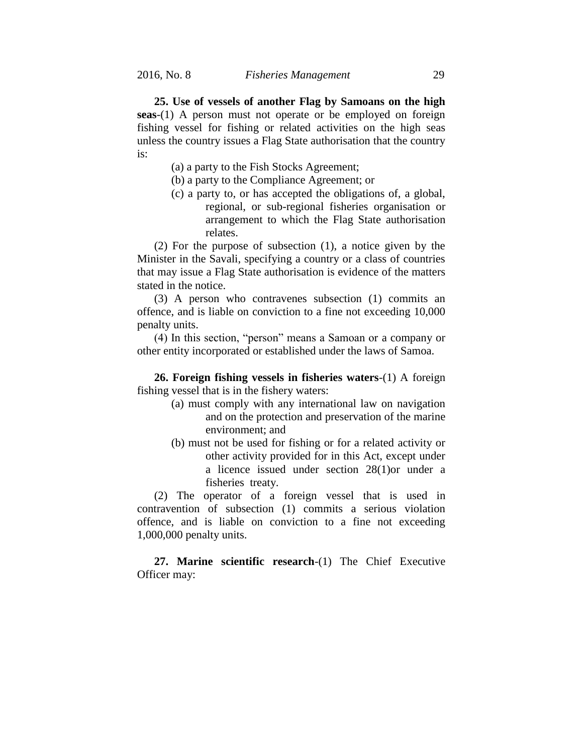**25. Use of vessels of another Flag by Samoans on the high seas**-(1) A person must not operate or be employed on foreign fishing vessel for fishing or related activities on the high seas unless the country issues a Flag State authorisation that the country is:

(a) a party to the Fish Stocks Agreement;

(b) a party to the Compliance Agreement; or

(c) a party to, or has accepted the obligations of, a global, regional, or sub-regional fisheries organisation or arrangement to which the Flag State authorisation relates.

(2) For the purpose of subsection (1), a notice given by the Minister in the Savali, specifying a country or a class of countries that may issue a Flag State authorisation is evidence of the matters stated in the notice.

(3) A person who contravenes subsection (1) commits an offence, and is liable on conviction to a fine not exceeding 10,000 penalty units.

(4) In this section, "person" means a Samoan or a company or other entity incorporated or established under the laws of Samoa.

**26. Foreign fishing vessels in fisheries waters**-(1) A foreign fishing vessel that is in the fishery waters:

(a) must comply with any international law on navigation and on the protection and preservation of the marine environment; and

(b) must not be used for fishing or for a related activity or other activity provided for in this Act, except under a licence issued under section 28(1)or under a fisheries treaty.

(2) The operator of a foreign vessel that is used in contravention of subsection (1) commits a serious violation offence, and is liable on conviction to a fine not exceeding 1,000,000 penalty units.

**27. Marine scientific research**-(1) The Chief Executive Officer may: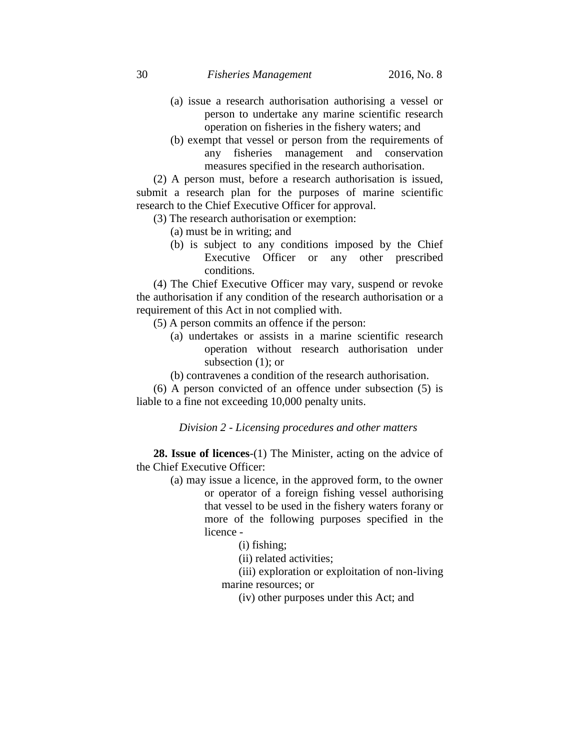(a) issue a research authorisation authorising a vessel or person to undertake any marine scientific research operation on fisheries in the fishery waters; and

(b) exempt that vessel or person from the requirements of any fisheries management and conservation measures specified in the research authorisation.

(2) A person must, before a research authorisation is issued, submit a research plan for the purposes of marine scientific research to the Chief Executive Officer for approval.

(3) The research authorisation or exemption:

(a) must be in writing; and

(b) is subject to any conditions imposed by the Chief Executive Officer or any other prescribed conditions.

(4) The Chief Executive Officer may vary, suspend or revoke the authorisation if any condition of the research authorisation or a requirement of this Act in not complied with.

(5) A person commits an offence if the person:

(a) undertakes or assists in a marine scientific research operation without research authorisation under subsection (1); or

(b) contravenes a condition of the research authorisation.

(6) A person convicted of an offence under subsection (5) is liable to a fine not exceeding 10,000 penalty units.

*Division 2 - Licensing procedures and other matters*

**28. Issue of licences**-(1) The Minister, acting on the advice of the Chief Executive Officer:

(a) may issue a licence, in the approved form, to the owner or operator of a foreign fishing vessel authorising that vessel to be used in the fishery waters forany or more of the following purposes specified in the licence -

(i) fishing;

(ii) related activities;

(iii) exploration or exploitation of non-living marine resources; or

(iv) other purposes under this Act; and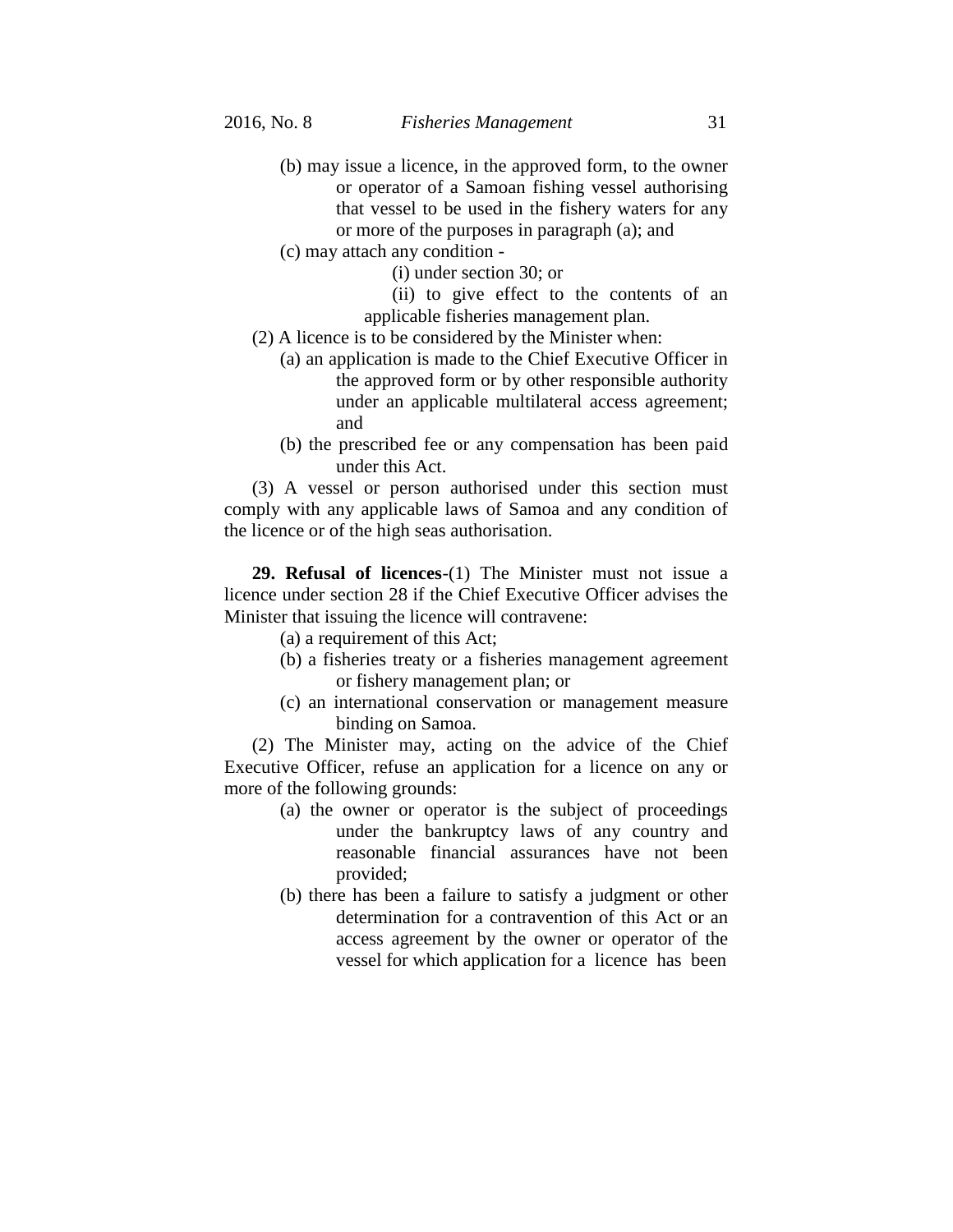(b) may issue a licence, in the approved form, to the owner or operator of a Samoan fishing vessel authorising that vessel to be used in the fishery waters for any or more of the purposes in paragraph (a); and

(c) may attach any condition -

(i) under section 30; or

(ii) to give effect to the contents of an applicable fisheries management plan.

(2) A licence is to be considered by the Minister when:

(a) an application is made to the Chief Executive Officer in the approved form or by other responsible authority under an applicable multilateral access agreement; and

(b) the prescribed fee or any compensation has been paid under this Act.

(3) A vessel or person authorised under this section must comply with any applicable laws of Samoa and any condition of the licence or of the high seas authorisation.

**29. Refusal of licences**-(1) The Minister must not issue a licence under section 28 if the Chief Executive Officer advises the Minister that issuing the licence will contravene:

(a) a requirement of this Act;

(b) a fisheries treaty or a fisheries management agreement or fishery management plan; or

(c) an international conservation or management measure binding on Samoa.

(2) The Minister may, acting on the advice of the Chief Executive Officer, refuse an application for a licence on any or more of the following grounds:

(a) the owner or operator is the subject of proceedings under the bankruptcy laws of any country and reasonable financial assurances have not been provided;

(b) there has been a failure to satisfy a judgment or other determination for a contravention of this Act or an access agreement by the owner or operator of the vessel for which application for a licence has been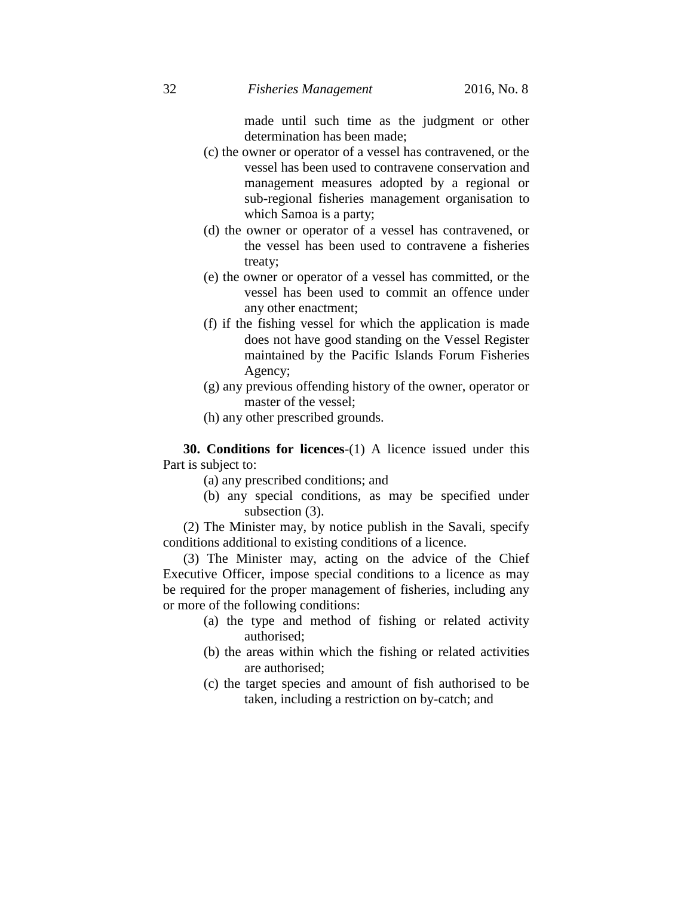made until such time as the judgment or other determination has been made;

(c) the owner or operator of a vessel has contravened, or the vessel has been used to contravene conservation and management measures adopted by a regional or sub-regional fisheries management organisation to which Samoa is a party;

(d) the owner or operator of a vessel has contravened, or the vessel has been used to contravene a fisheries treaty;

(e) the owner or operator of a vessel has committed, or the vessel has been used to commit an offence under any other enactment;

(f) if the fishing vessel for which the application is made does not have good standing on the Vessel Register maintained by the Pacific Islands Forum Fisheries Agency;

(g) any previous offending history of the owner, operator or master of the vessel;

(h) any other prescribed grounds.

**30. Conditions for licences**-(1) A licence issued under this Part is subject to:

(a) any prescribed conditions; and

(b) any special conditions, as may be specified under subsection (3).

(2) The Minister may, by notice publish in the Savali, specify conditions additional to existing conditions of a licence.

(3) The Minister may, acting on the advice of the Chief Executive Officer, impose special conditions to a licence as may be required for the proper management of fisheries, including any or more of the following conditions:

(a) the type and method of fishing or related activity authorised;

(b) the areas within which the fishing or related activities are authorised;

(c) the target species and amount of fish authorised to be taken, including a restriction on by-catch; and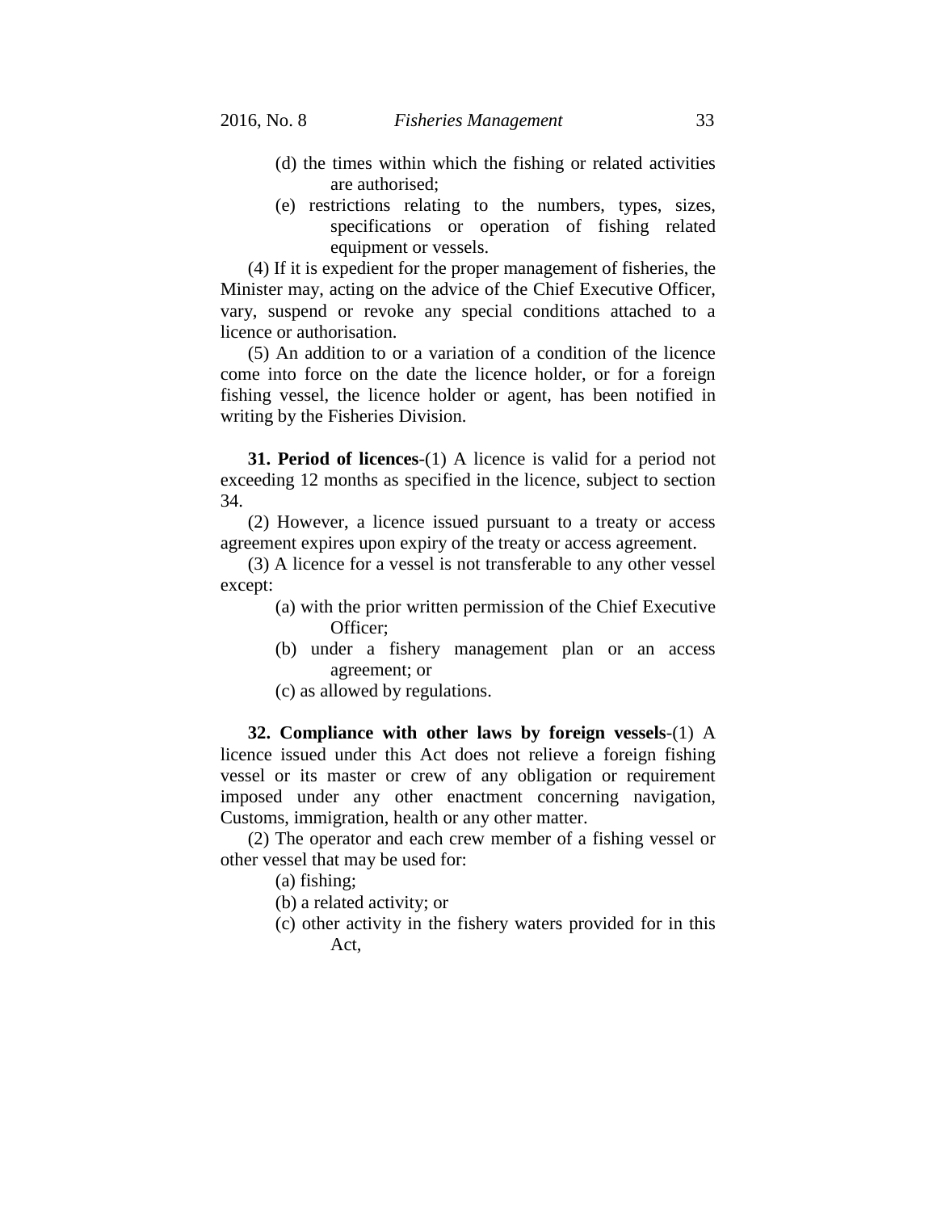(d) the times within which the fishing or related activities are authorised;

(e) restrictions relating to the numbers, types, sizes, specifications or operation of fishing related equipment or vessels.

(4) If it is expedient for the proper management of fisheries, the Minister may, acting on the advice of the Chief Executive Officer, vary, suspend or revoke any special conditions attached to a licence or authorisation.

(5) An addition to or a variation of a condition of the licence come into force on the date the licence holder, or for a foreign fishing vessel, the licence holder or agent, has been notified in writing by the Fisheries Division.

**31. Period of licences**-(1) A licence is valid for a period not exceeding 12 months as specified in the licence, subject to section 34.

(2) However, a licence issued pursuant to a treaty or access agreement expires upon expiry of the treaty or access agreement.

(3) A licence for a vessel is not transferable to any other vessel except:

(a) with the prior written permission of the Chief Executive Officer;

(b) under a fishery management plan or an access agreement; or

(c) as allowed by regulations.

**32. Compliance with other laws by foreign vessels**-(1) A licence issued under this Act does not relieve a foreign fishing vessel or its master or crew of any obligation or requirement imposed under any other enactment concerning navigation, Customs, immigration, health or any other matter.

(2) The operator and each crew member of a fishing vessel or other vessel that may be used for:

(a) fishing;

(b) a related activity; or

(c) other activity in the fishery waters provided for in this Act,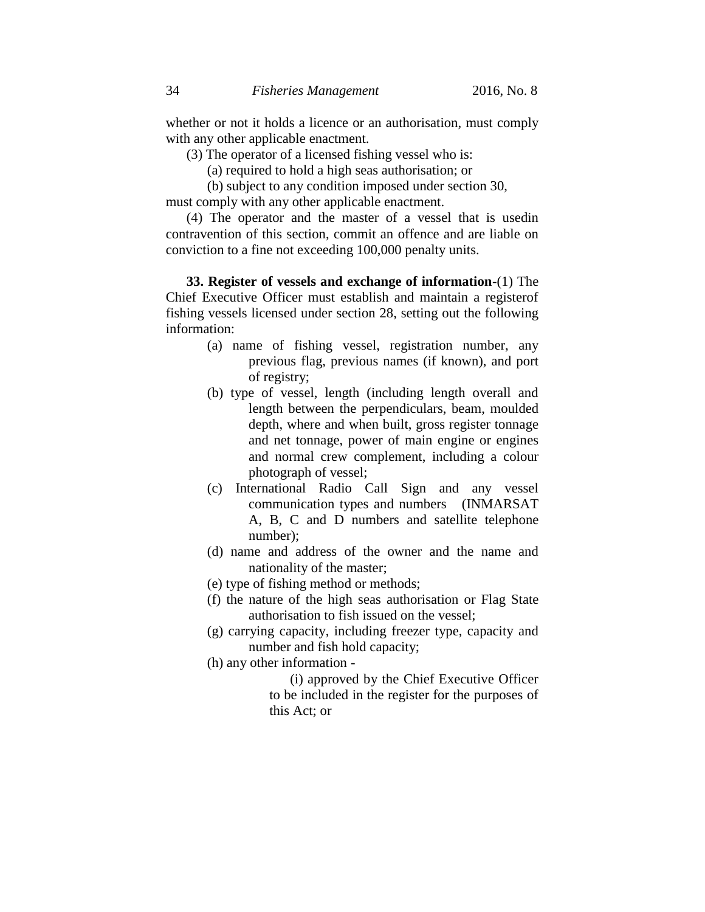whether or not it holds a licence or an authorisation, must comply with any other applicable enactment.

(3) The operator of a licensed fishing vessel who is:

(a) required to hold a high seas authorisation; or

(b) subject to any condition imposed under section 30,

must comply with any other applicable enactment.

(4) The operator and the master of a vessel that is usedin contravention of this section, commit an offence and are liable on conviction to a fine not exceeding 100,000 penalty units.

**33. Register of vessels and exchange of information**-(1) The Chief Executive Officer must establish and maintain a registerof fishing vessels licensed under section 28, setting out the following information:

(a) name of fishing vessel, registration number, any previous flag, previous names (if known), and port of registry;

(b) type of vessel, length (including length overall and length between the perpendiculars, beam, moulded depth, where and when built, gross register tonnage and net tonnage, power of main engine or engines and normal crew complement, including a colour photograph of vessel;

(c) International Radio Call Sign and any vessel communication types and numbers (INMARSAT A, B, C and D numbers and satellite telephone number);

(d) name and address of the owner and the name and nationality of the master;

(e) type of fishing method or methods;

(f) the nature of the high seas authorisation or Flag State authorisation to fish issued on the vessel;

(g) carrying capacity, including freezer type, capacity and number and fish hold capacity;

(h) any other information -

(i) approved by the Chief Executive Officer to be included in the register for the purposes of this Act; or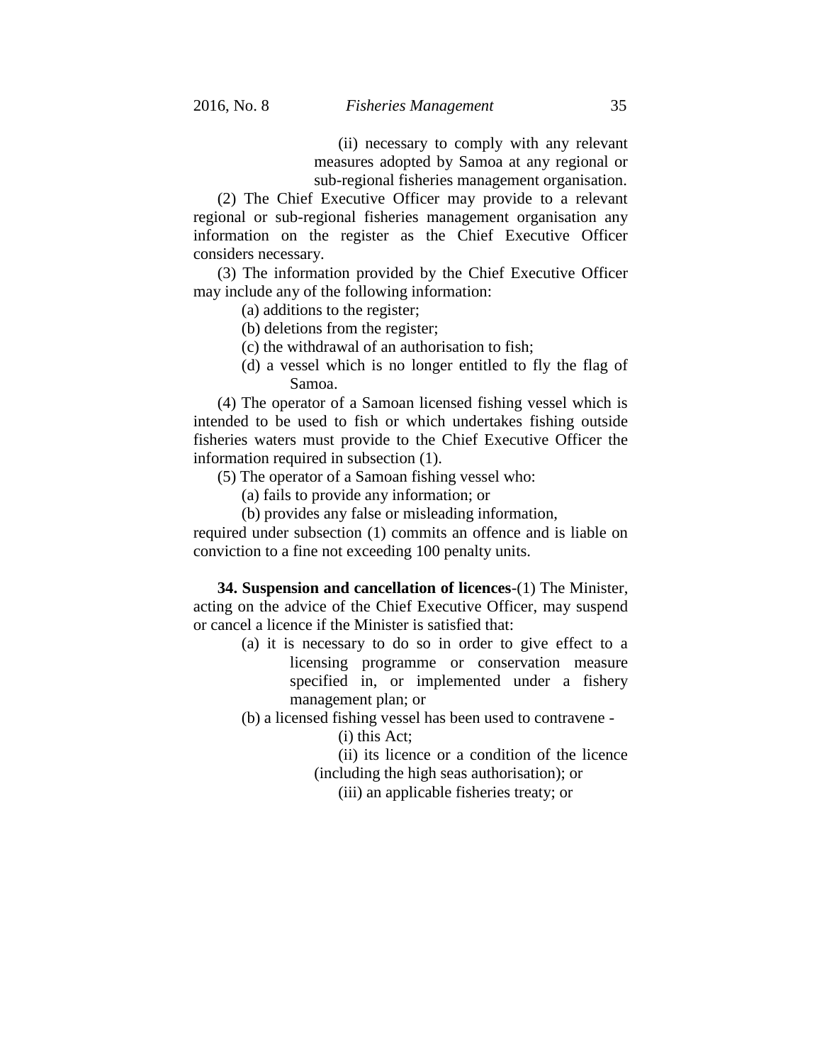(ii) necessary to comply with any relevant measures adopted by Samoa at any regional or sub-regional fisheries management organisation.

(2) The Chief Executive Officer may provide to a relevant regional or sub-regional fisheries management organisation any information on the register as the Chief Executive Officer considers necessary.

(3) The information provided by the Chief Executive Officer may include any of the following information:

(a) additions to the register;

(b) deletions from the register;

(c) the withdrawal of an authorisation to fish;

(d) a vessel which is no longer entitled to fly the flag of Samoa.

(4) The operator of a Samoan licensed fishing vessel which is intended to be used to fish or which undertakes fishing outside fisheries waters must provide to the Chief Executive Officer the information required in subsection (1).

(5) The operator of a Samoan fishing vessel who:

(a) fails to provide any information; or

(b) provides any false or misleading information,

required under subsection (1) commits an offence and is liable on conviction to a fine not exceeding 100 penalty units.

**34. Suspension and cancellation of licences**-(1) The Minister, acting on the advice of the Chief Executive Officer, may suspend or cancel a licence if the Minister is satisfied that:

(a) it is necessary to do so in order to give effect to a licensing programme or conservation measure specified in, or implemented under a fishery management plan; or

(b) a licensed fishing vessel has been used to contravene -

(i) this Act;

(ii) its licence or a condition of the licence (including the high seas authorisation); or

(iii) an applicable fisheries treaty; or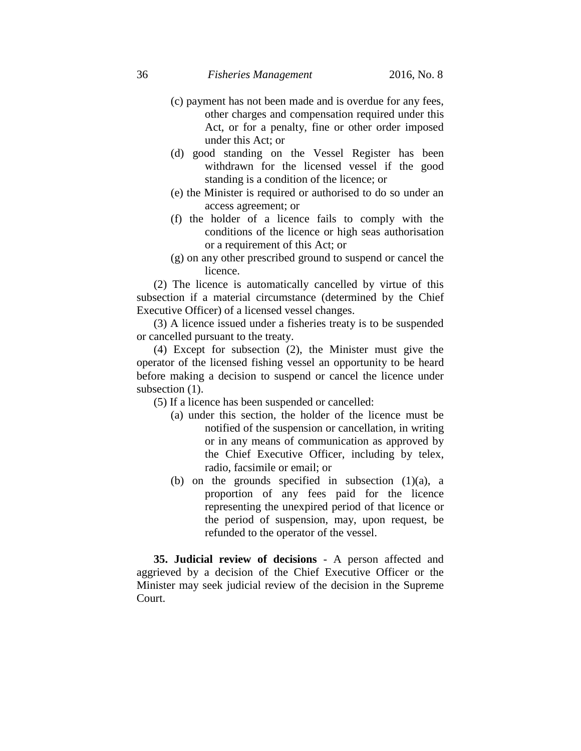(c) payment has not been made and is overdue for any fees, other charges and compensation required under this Act, or for a penalty, fine or other order imposed under this Act; or

(d) good standing on the Vessel Register has been withdrawn for the licensed vessel if the good standing is a condition of the licence; or

(e) the Minister is required or authorised to do so under an access agreement; or

(f) the holder of a licence fails to comply with the conditions of the licence or high seas authorisation or a requirement of this Act; or

(g) on any other prescribed ground to suspend or cancel the licence.

(2) The licence is automatically cancelled by virtue of this subsection if a material circumstance (determined by the Chief Executive Officer) of a licensed vessel changes.

(3) A licence issued under a fisheries treaty is to be suspended or cancelled pursuant to the treaty.

(4) Except for subsection (2), the Minister must give the operator of the licensed fishing vessel an opportunity to be heard before making a decision to suspend or cancel the licence under subsection (1).

(5) If a licence has been suspended or cancelled:

(a) under this section, the holder of the licence must be notified of the suspension or cancellation, in writing or in any means of communication as approved by the Chief Executive Officer, including by telex, radio, facsimile or email; or

(b) on the grounds specified in subsection (1)(a), a proportion of any fees paid for the licence representing the unexpired period of that licence or the period of suspension, may, upon request, be refunded to the operator of the vessel.

**35. Judicial review of decisions** - A person affected and aggrieved by a decision of the Chief Executive Officer or the Minister may seek judicial review of the decision in the Supreme Court.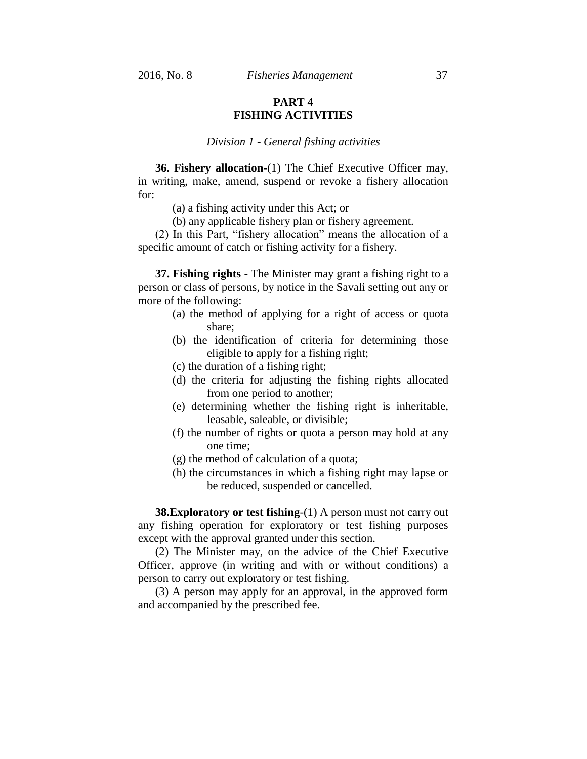## PART 4
## FISHING ACTIVITIES

*Division 1 - General fishing activities*

**36. Fishery allocation**-(1) The Chief Executive Officer may, in writing, make, amend, suspend or revoke a fishery allocation for:

(a) a fishing activity under this Act; or

(b) any applicable fishery plan or fishery agreement.

(2) In this Part, "fishery allocation" means the allocation of a specific amount of catch or fishing activity for a fishery.

**37. Fishing rights** - The Minister may grant a fishing right to a person or class of persons, by notice in the Savali setting out any or more of the following:

(a) the method of applying for a right of access or quota share;

(b) the identification of criteria for determining those eligible to apply for a fishing right;

(c) the duration of a fishing right;

(d) the criteria for adjusting the fishing rights allocated from one period to another;

(e) determining whether the fishing right is inheritable, leasable, saleable, or divisible;

(f) the number of rights or quota a person may hold at any one time;

(g) the method of calculation of a quota;

(h) the circumstances in which a fishing right may lapse or be reduced, suspended or cancelled.

**38.Exploratory or test fishing**-(1) A person must not carry out any fishing operation for exploratory or test fishing purposes except with the approval granted under this section.

(2) The Minister may, on the advice of the Chief Executive Officer, approve (in writing and with or without conditions) a person to carry out exploratory or test fishing.

(3) A person may apply for an approval, in the approved form and accompanied by the prescribed fee.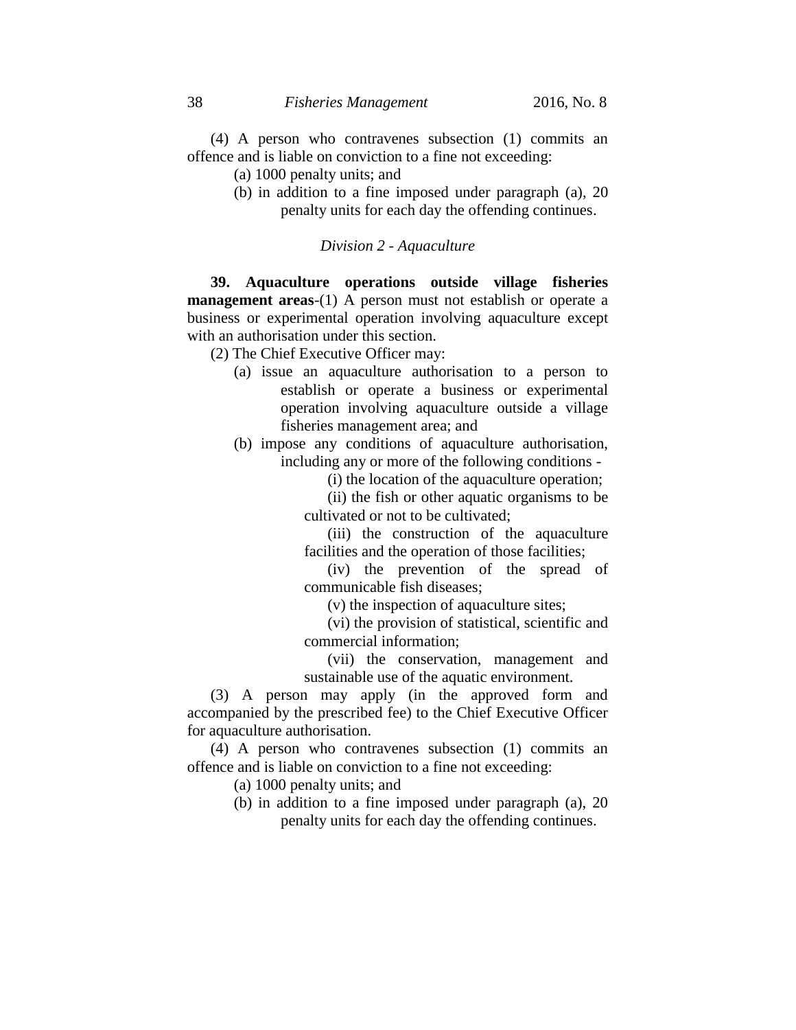(4) A person who contravenes subsection (1) commits an offence and is liable on conviction to a fine not exceeding:

(a) 1000 penalty units; and

(b) in addition to a fine imposed under paragraph (a), 20 penalty units for each day the offending continues.

*Division 2 - Aquaculture*

**39. Aquaculture operations outside village fisheries management areas**-(1) A person must not establish or operate a business or experimental operation involving aquaculture except with an authorisation under this section.

(2) The Chief Executive Officer may:

(a) issue an aquaculture authorisation to a person to establish or operate a business or experimental operation involving aquaculture outside a village fisheries management area; and

(b) impose any conditions of aquaculture authorisation, including any or more of the following conditions -

(i) the location of the aquaculture operation;

(ii) the fish or other aquatic organisms to be cultivated or not to be cultivated;

(iii) the construction of the aquaculture facilities and the operation of those facilities;

(iv) the prevention of the spread of communicable fish diseases;

(v) the inspection of aquaculture sites;

(vi) the provision of statistical, scientific and commercial information;

(vii) the conservation, management and sustainable use of the aquatic environment.

(3) A person may apply (in the approved form and accompanied by the prescribed fee) to the Chief Executive Officer for aquaculture authorisation.

(4) A person who contravenes subsection (1) commits an offence and is liable on conviction to a fine not exceeding:

(a) 1000 penalty units; and

(b) in addition to a fine imposed under paragraph (a), 20 penalty units for each day the offending continues.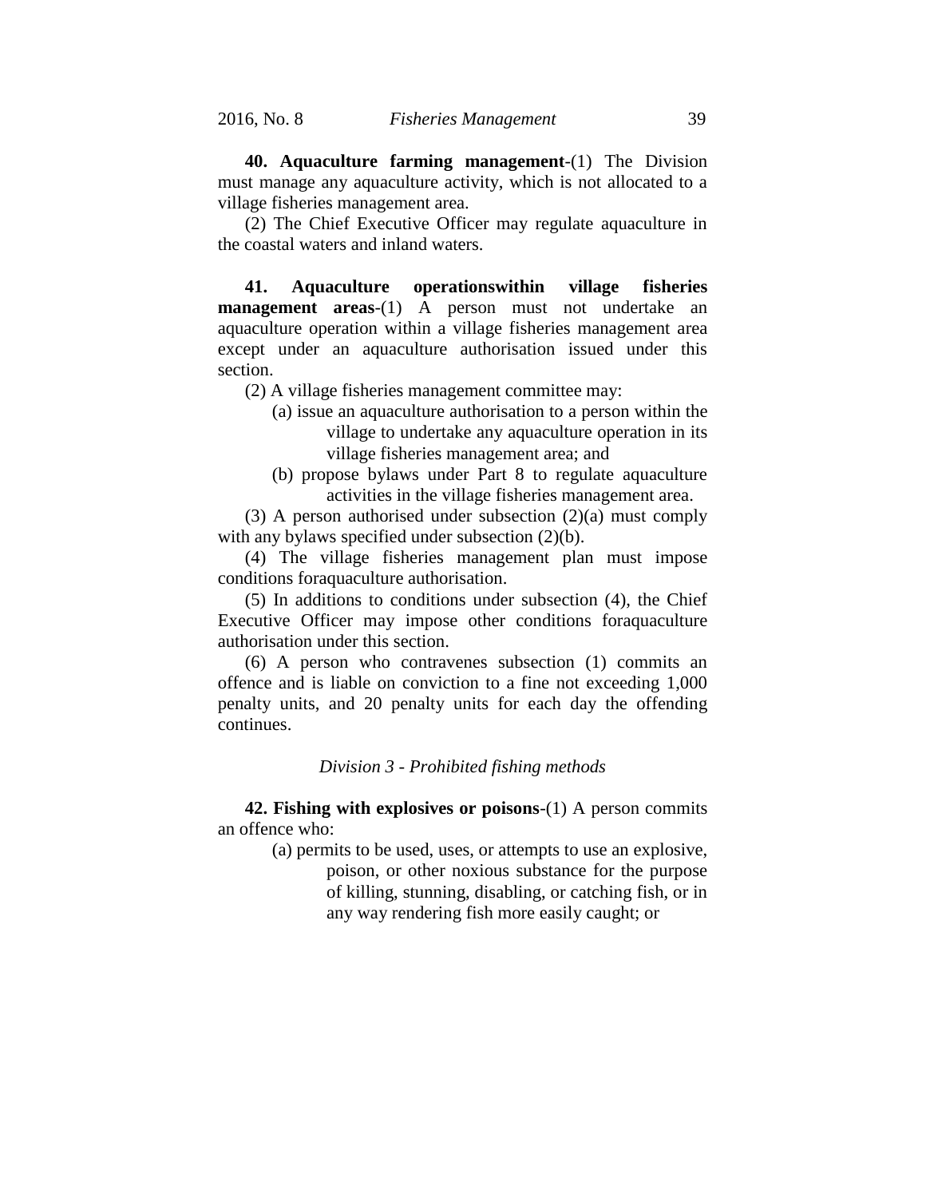**40. Aquaculture farming management**-(1) The Division must manage any aquaculture activity, which is not allocated to a village fisheries management area.

(2) The Chief Executive Officer may regulate aquaculture in the coastal waters and inland waters.

**41. Aquaculture operationswithin village fisheries management areas**-(1) A person must not undertake an aquaculture operation within a village fisheries management area except under an aquaculture authorisation issued under this section.

(2) A village fisheries management committee may:

(a) issue an aquaculture authorisation to a person within the village to undertake any aquaculture operation in its village fisheries management area; and

(b) propose bylaws under Part 8 to regulate aquaculture activities in the village fisheries management area.

(3) A person authorised under subsection (2)(a) must comply with any bylaws specified under subsection (2)(b).

(4) The village fisheries management plan must impose conditions foraquaculture authorisation.

(5) In additions to conditions under subsection (4), the Chief Executive Officer may impose other conditions foraquaculture authorisation under this section.

(6) A person who contravenes subsection (1) commits an offence and is liable on conviction to a fine not exceeding 1,000 penalty units, and 20 penalty units for each day the offending continues.

*Division 3 - Prohibited fishing methods*

**42. Fishing with explosives or poisons**-(1) A person commits an offence who:

(a) permits to be used, uses, or attempts to use an explosive, poison, or other noxious substance for the purpose of killing, stunning, disabling, or catching fish, or in any way rendering fish more easily caught; or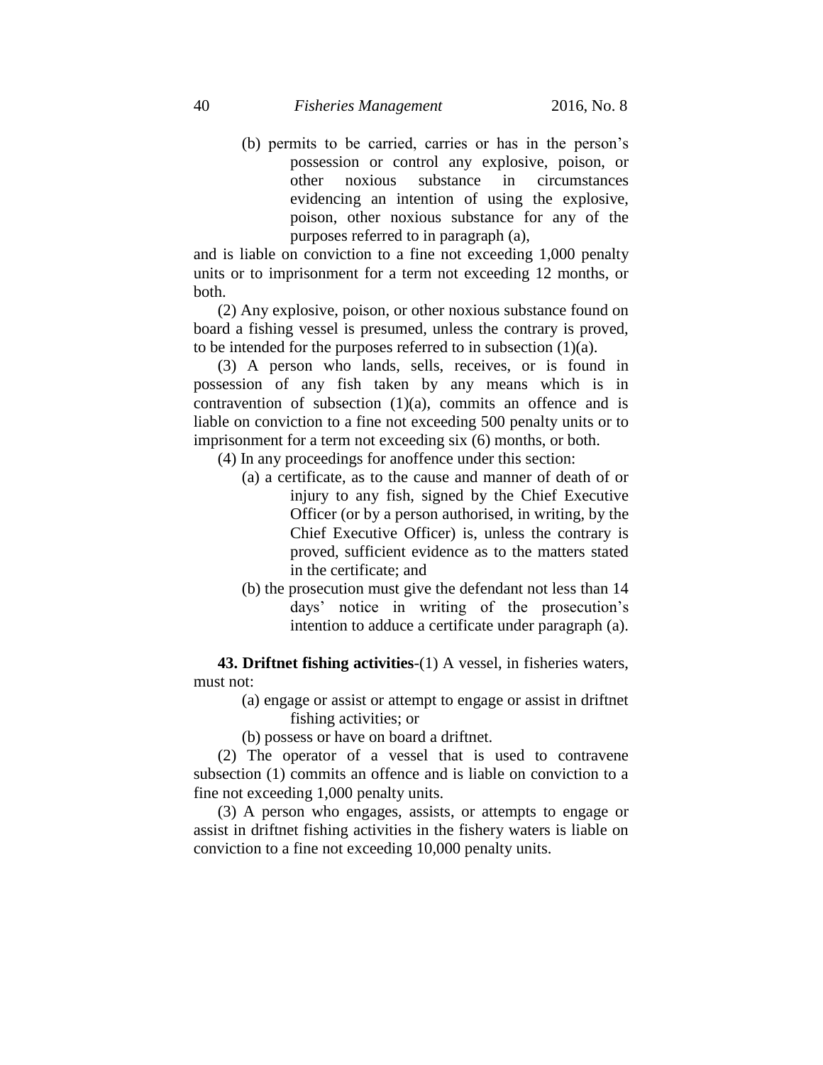(b) permits to be carried, carries or has in the person's possession or control any explosive, poison, or other noxious substance in circumstances evidencing an intention of using the explosive, poison, other noxious substance for any of the purposes referred to in paragraph (a),

and is liable on conviction to a fine not exceeding 1,000 penalty units or to imprisonment for a term not exceeding 12 months, or both.

(2) Any explosive, poison, or other noxious substance found on board a fishing vessel is presumed, unless the contrary is proved, to be intended for the purposes referred to in subsection (1)(a).

(3) A person who lands, sells, receives, or is found in possession of any fish taken by any means which is in contravention of subsection (1)(a), commits an offence and is liable on conviction to a fine not exceeding 500 penalty units or to imprisonment for a term not exceeding six (6) months, or both.

(4) In any proceedings for anoffence under this section:

(a) a certificate, as to the cause and manner of death of or injury to any fish, signed by the Chief Executive Officer (or by a person authorised, in writing, by the Chief Executive Officer) is, unless the contrary is proved, sufficient evidence as to the matters stated in the certificate; and

(b) the prosecution must give the defendant not less than 14 days' notice in writing of the prosecution's intention to adduce a certificate under paragraph (a).

**43. Driftnet fishing activities**-(1) A vessel, in fisheries waters, must not:

(a) engage or assist or attempt to engage or assist in driftnet fishing activities; or

(b) possess or have on board a driftnet.

(2) The operator of a vessel that is used to contravene subsection (1) commits an offence and is liable on conviction to a fine not exceeding 1,000 penalty units.

(3) A person who engages, assists, or attempts to engage or assist in driftnet fishing activities in the fishery waters is liable on conviction to a fine not exceeding 10,000 penalty units.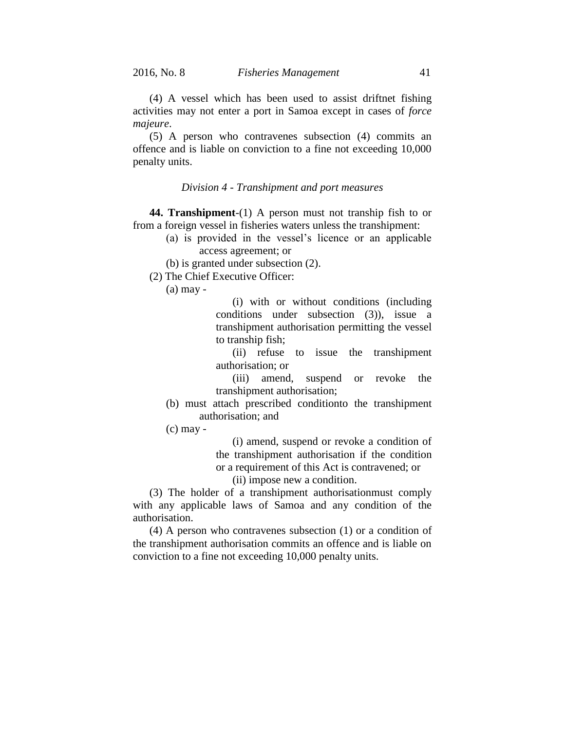(4) A vessel which has been used to assist driftnet fishing activities may not enter a port in Samoa except in cases of *force majeure*.

(5) A person who contravenes subsection (4) commits an offence and is liable on conviction to a fine not exceeding 10,000 penalty units.

### *Division 4 - Transhipment and port measures*

**44. Transhipment**-(1) A person must not tranship fish to or from a foreign vessel in fisheries waters unless the transhipment:

(a) is provided in the vessel's licence or an applicable access agreement; or

(b) is granted under subsection (2).

(2) The Chief Executive Officer:

(a) may -

(i) with or without conditions (including conditions under subsection (3)), issue a transhipment authorisation permitting the vessel to tranship fish;

(ii) refuse to issue the transhipment authorisation; or

(iii) amend, suspend or revoke the transhipment authorisation;

(b) must attach prescribed conditionto the transhipment authorisation; and

(c) may -

(i) amend, suspend or revoke a condition of the transhipment authorisation if the condition or a requirement of this Act is contravened; or

(ii) impose new a condition.

(3) The holder of a transhipment authorisationmust comply with any applicable laws of Samoa and any condition of the authorisation.

(4) A person who contravenes subsection (1) or a condition of the transhipment authorisation commits an offence and is liable on conviction to a fine not exceeding 10,000 penalty units.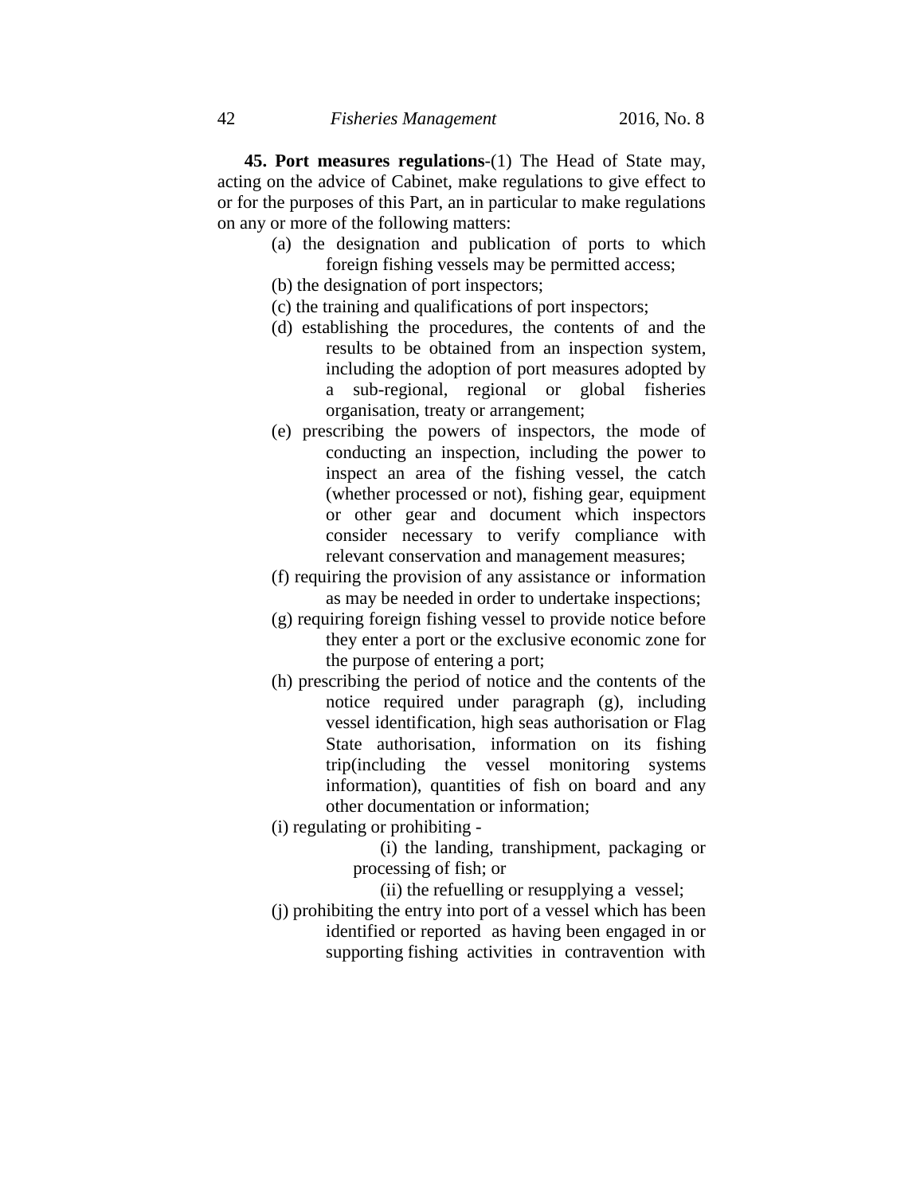**45. Port measures regulations**-(1) The Head of State may, acting on the advice of Cabinet, make regulations to give effect to or for the purposes of this Part, an in particular to make regulations on any or more of the following matters:

(a) the designation and publication of ports to which foreign fishing vessels may be permitted access;

(b) the designation of port inspectors;

(c) the training and qualifications of port inspectors;

(d) establishing the procedures, the contents of and the results to be obtained from an inspection system, including the adoption of port measures adopted by a sub-regional, regional or global fisheries organisation, treaty or arrangement;

(e) prescribing the powers of inspectors, the mode of conducting an inspection, including the power to inspect an area of the fishing vessel, the catch (whether processed or not), fishing gear, equipment or other gear and document which inspectors consider necessary to verify compliance with relevant conservation and management measures;

(f) requiring the provision of any assistance or information as may be needed in order to undertake inspections;

(g) requiring foreign fishing vessel to provide notice before they enter a port or the exclusive economic zone for the purpose of entering a port;

(h) prescribing the period of notice and the contents of the notice required under paragraph (g), including vessel identification, high seas authorisation or Flag State authorisation, information on its fishing trip(including the vessel monitoring systems information), quantities of fish on board and any other documentation or information;

(i) regulating or prohibiting -

(i) the landing, transhipment, packaging or processing of fish; or

(ii) the refuelling or resupplying a vessel;

(j) prohibiting the entry into port of a vessel which has been identified or reported as having been engaged in or supporting fishing activities in contravention with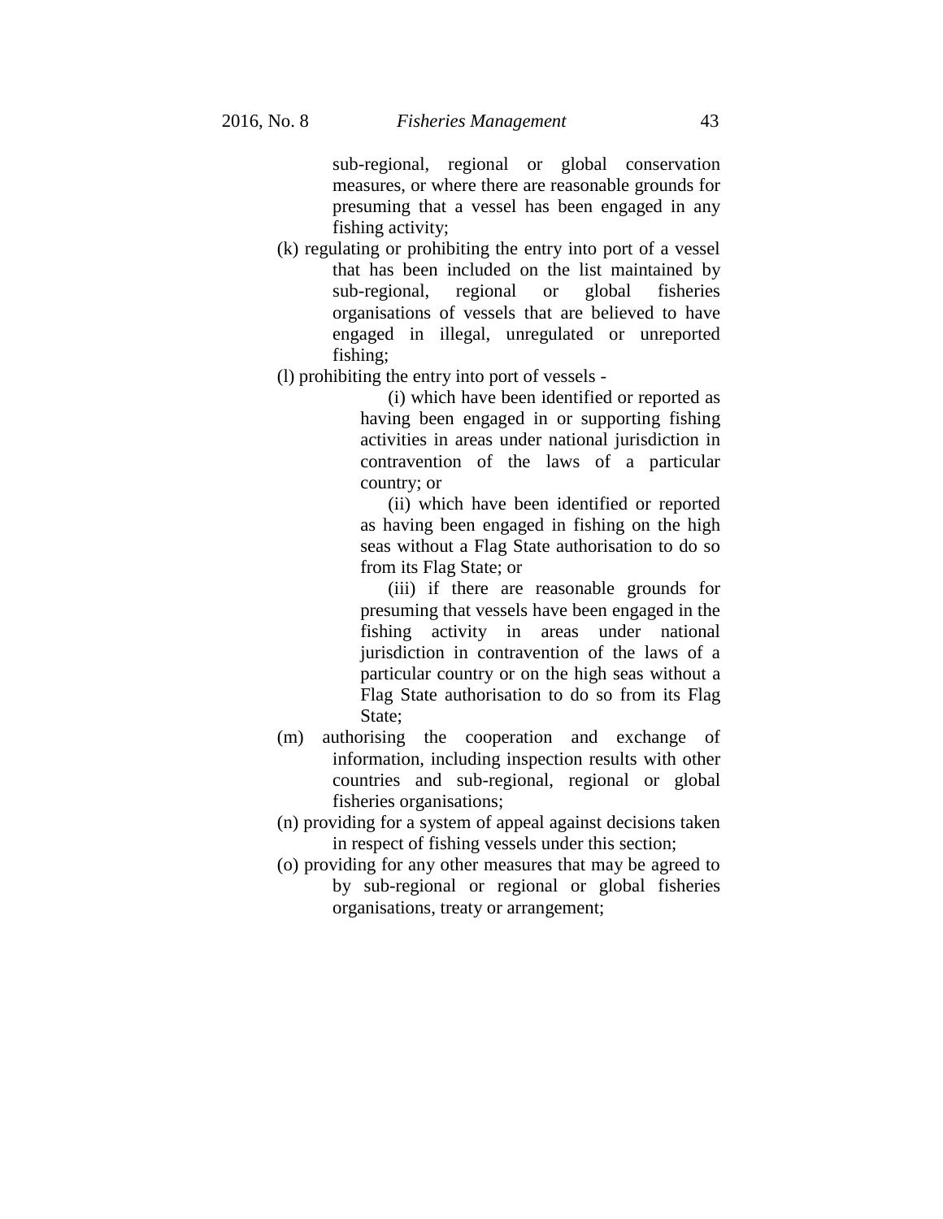sub-regional, regional or global conservation measures, or where there are reasonable grounds for presuming that a vessel has been engaged in any fishing activity;

(k) regulating or prohibiting the entry into port of a vessel that has been included on the list maintained by sub-regional, regional or global fisheries organisations of vessels that are believed to have engaged in illegal, unregulated or unreported fishing;

(l) prohibiting the entry into port of vessels -

> (i) which have been identified or reported as having been engaged in or supporting fishing activities in areas under national jurisdiction in contravention of the laws of a particular country; or
>
> (ii) which have been identified or reported as having been engaged in fishing on the high seas without a Flag State authorisation to do so from its Flag State; or
>
> (iii) if there are reasonable grounds for presuming that vessels have been engaged in the fishing activity in areas under national jurisdiction in contravention of the laws of a particular country or on the high seas without a Flag State authorisation to do so from its Flag State;

(m) authorising the cooperation and exchange of information, including inspection results with other countries and sub-regional, regional or global fisheries organisations;

(n) providing for a system of appeal against decisions taken in respect of fishing vessels under this section;

(o) providing for any other measures that may be agreed to by sub-regional or regional or global fisheries organisations, treaty or arrangement;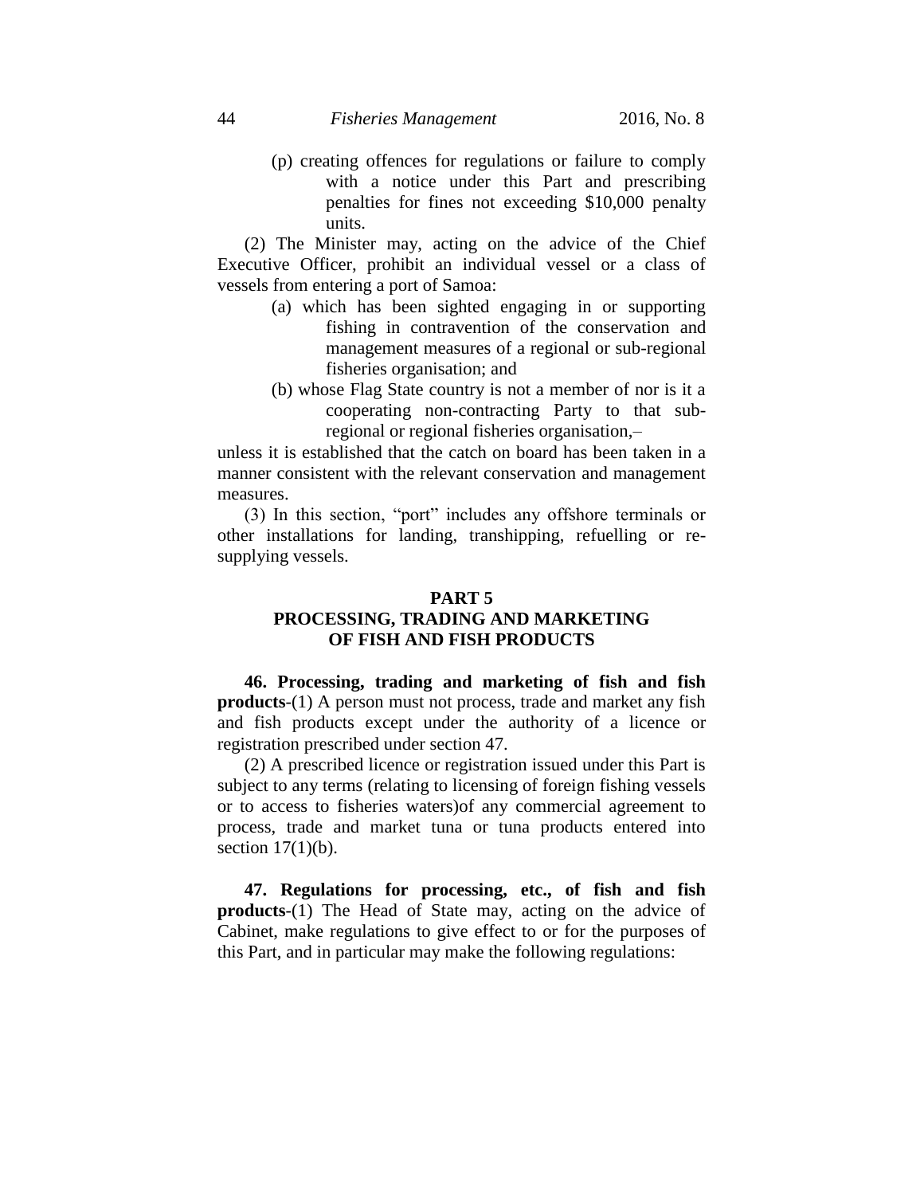(p) creating offences for regulations or failure to comply with a notice under this Part and prescribing penalties for fines not exceeding $10,000 penalty units.

(2) The Minister may, acting on the advice of the Chief Executive Officer, prohibit an individual vessel or a class of vessels from entering a port of Samoa:

(a) which has been sighted engaging in or supporting fishing in contravention of the conservation and management measures of a regional or sub-regional fisheries organisation; and

(b) whose Flag State country is not a member of nor is it a cooperating non-contracting Party to that sub-regional or regional fisheries organisation,–

unless it is established that the catch on board has been taken in a manner consistent with the relevant conservation and management measures.

(3) In this section, "port" includes any offshore terminals or other installations for landing, transhipping, refuelling or re-supplying vessels.

## PART 5
## PROCESSING, TRADING AND MARKETING OF FISH AND FISH PRODUCTS

**46. Processing, trading and marketing of fish and fish products**-(1) A person must not process, trade and market any fish and fish products except under the authority of a licence or registration prescribed under section 47.

(2) A prescribed licence or registration issued under this Part is subject to any terms (relating to licensing of foreign fishing vessels or to access to fisheries waters)of any commercial agreement to process, trade and market tuna or tuna products entered into section 17(1)(b).

**47. Regulations for processing, etc., of fish and fish products**-(1) The Head of State may, acting on the advice of Cabinet, make regulations to give effect to or for the purposes of this Part, and in particular may make the following regulations: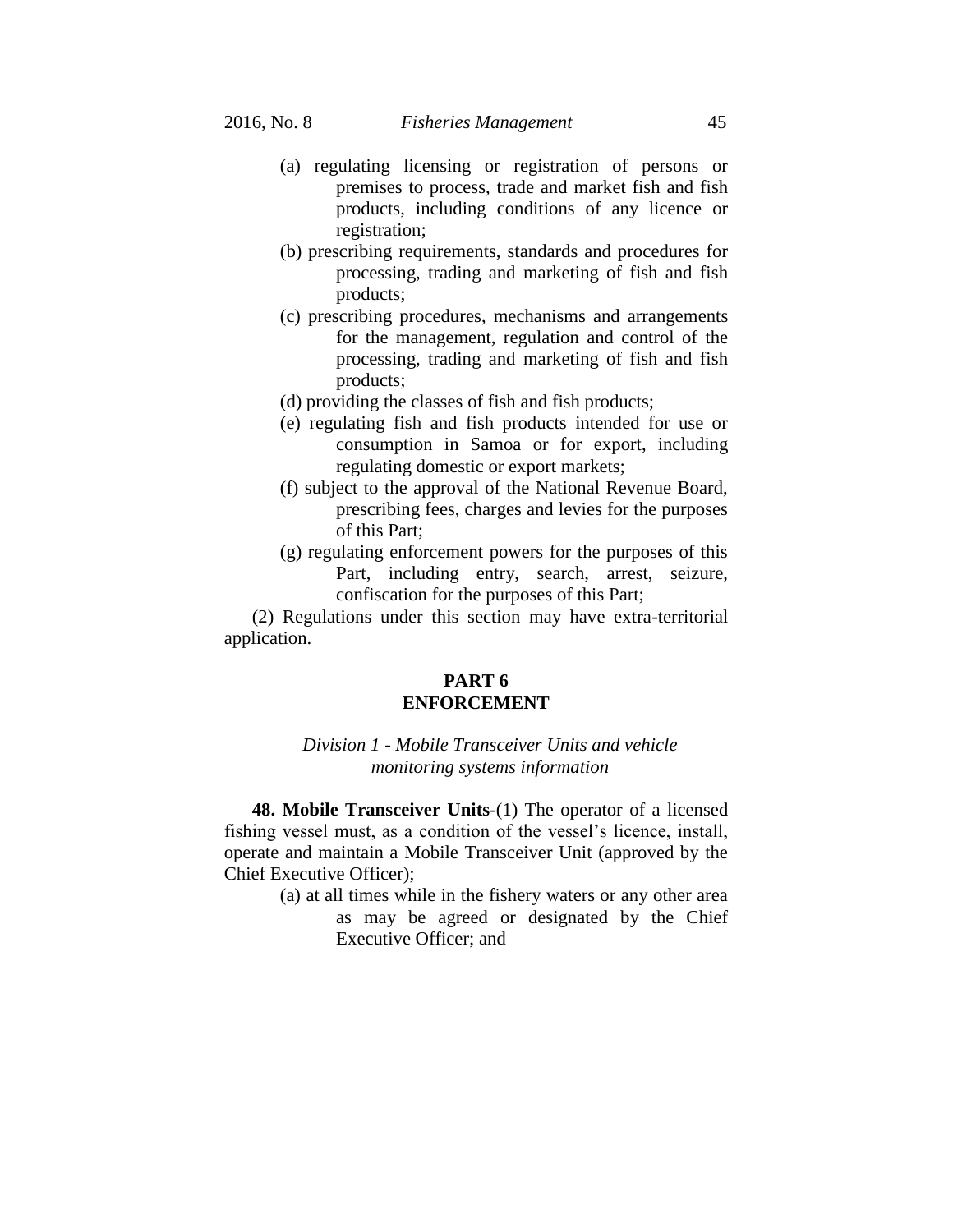(a) regulating licensing or registration of persons or premises to process, trade and market fish and fish products, including conditions of any licence or registration;

(b) prescribing requirements, standards and procedures for processing, trading and marketing of fish and fish products;

(c) prescribing procedures, mechanisms and arrangements for the management, regulation and control of the processing, trading and marketing of fish and fish products;

(d) providing the classes of fish and fish products;

(e) regulating fish and fish products intended for use or consumption in Samoa or for export, including regulating domestic or export markets;

(f) subject to the approval of the National Revenue Board, prescribing fees, charges and levies for the purposes of this Part;

(g) regulating enforcement powers for the purposes of this Part, including entry, search, arrest, seizure, confiscation for the purposes of this Part;

(2) Regulations under this section may have extra-territorial application.

## PART 6
## ENFORCEMENT

### *Division 1 - Mobile Transceiver Units and vehicle monitoring systems information*

**48. Mobile Transceiver Units**-(1) The operator of a licensed fishing vessel must, as a condition of the vessel's licence, install, operate and maintain a Mobile Transceiver Unit (approved by the Chief Executive Officer);

(a) at all times while in the fishery waters or any other area as may be agreed or designated by the Chief Executive Officer; and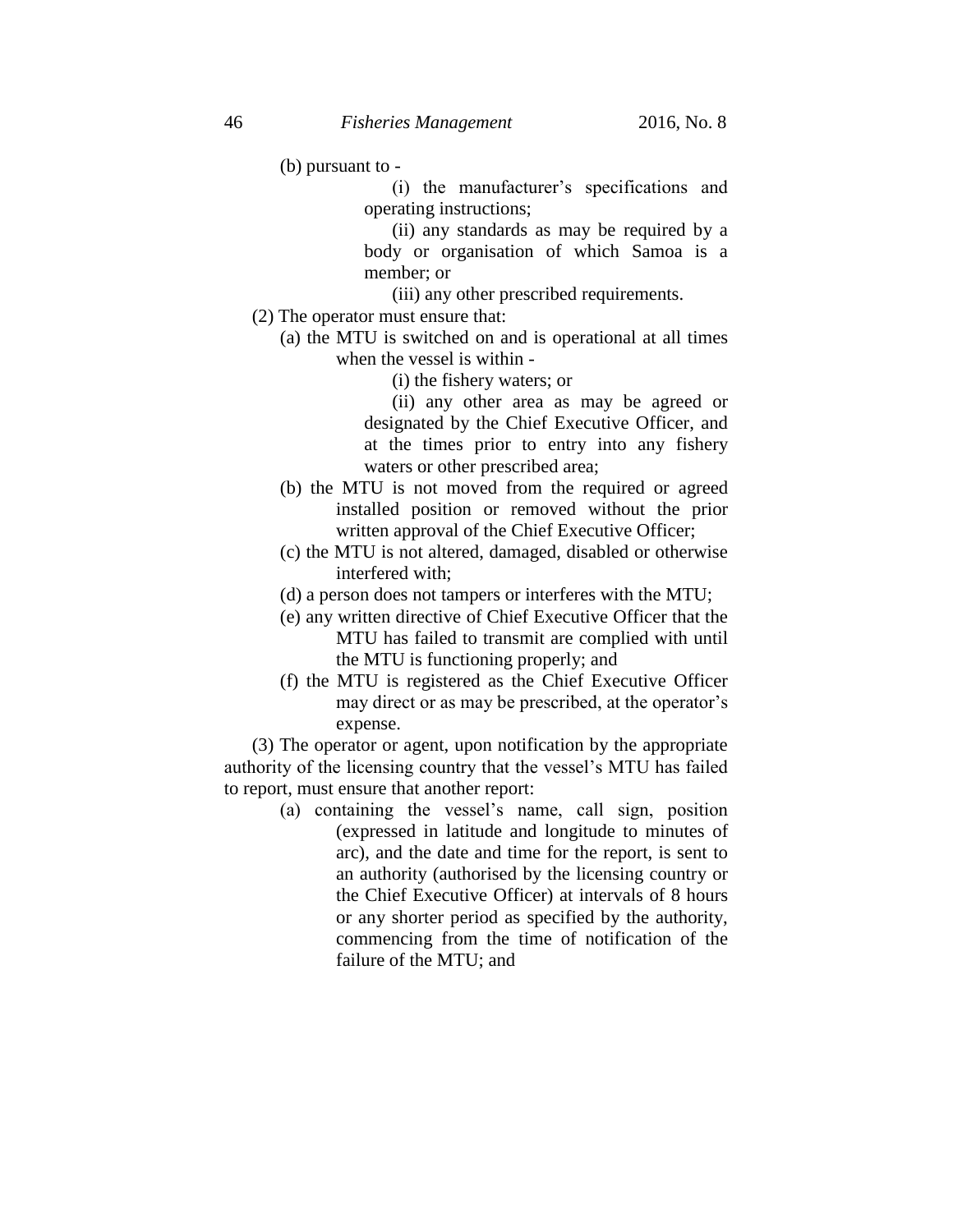(b) pursuant to -

(i) the manufacturer's specifications and operating instructions;

(ii) any standards as may be required by a body or organisation of which Samoa is a member; or

(iii) any other prescribed requirements.

(2) The operator must ensure that:

(a) the MTU is switched on and is operational at all times when the vessel is within -

(i) the fishery waters; or

(ii) any other area as may be agreed or designated by the Chief Executive Officer, and at the times prior to entry into any fishery waters or other prescribed area;

(b) the MTU is not moved from the required or agreed installed position or removed without the prior written approval of the Chief Executive Officer;

(c) the MTU is not altered, damaged, disabled or otherwise interfered with;

(d) a person does not tampers or interferes with the MTU;

(e) any written directive of Chief Executive Officer that the MTU has failed to transmit are complied with until the MTU is functioning properly; and

(f) the MTU is registered as the Chief Executive Officer may direct or as may be prescribed, at the operator's expense.

(3) The operator or agent, upon notification by the appropriate authority of the licensing country that the vessel's MTU has failed to report, must ensure that another report:

(a) containing the vessel's name, call sign, position (expressed in latitude and longitude to minutes of arc), and the date and time for the report, is sent to an authority (authorised by the licensing country or the Chief Executive Officer) at intervals of 8 hours or any shorter period as specified by the authority, commencing from the time of notification of the failure of the MTU; and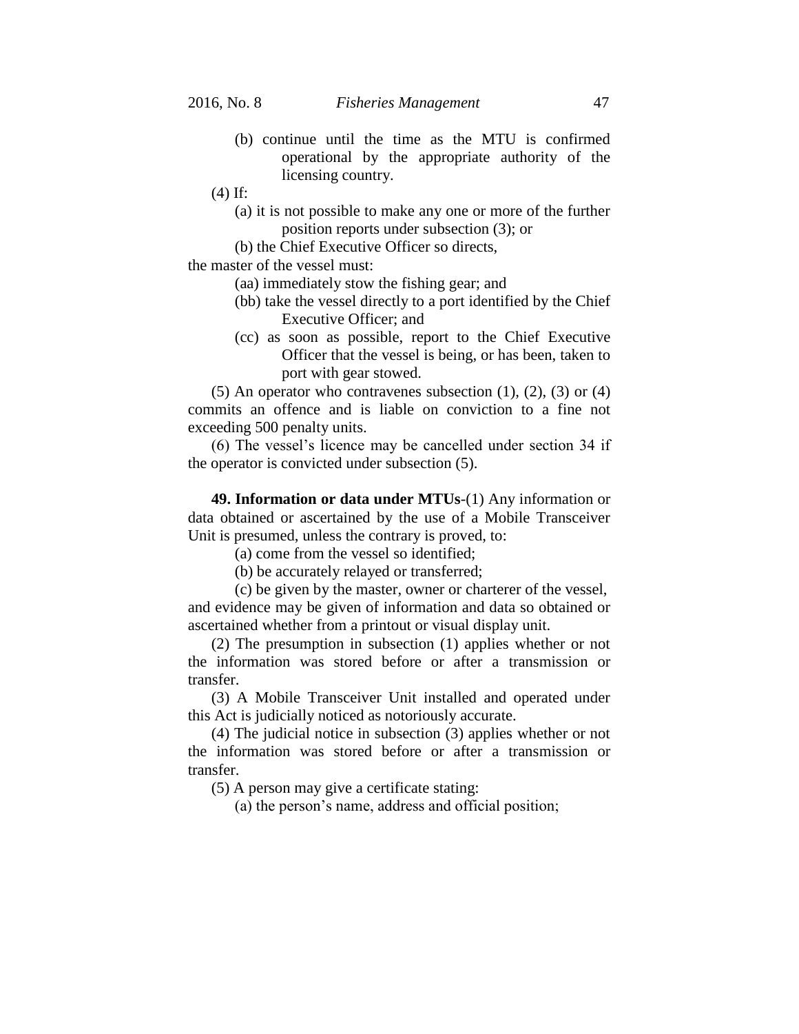(b) continue until the time as the MTU is confirmed operational by the appropriate authority of the licensing country.

(4) If:

(a) it is not possible to make any one or more of the further position reports under subsection (3); or

(b) the Chief Executive Officer so directs,

the master of the vessel must:

(aa) immediately stow the fishing gear; and

(bb) take the vessel directly to a port identified by the Chief Executive Officer; and

(cc) as soon as possible, report to the Chief Executive Officer that the vessel is being, or has been, taken to port with gear stowed.

(5) An operator who contravenes subsection (1), (2), (3) or (4) commits an offence and is liable on conviction to a fine not exceeding 500 penalty units.

(6) The vessel's licence may be cancelled under section 34 if the operator is convicted under subsection (5).

**49. Information or data under MTUs**-(1) Any information or data obtained or ascertained by the use of a Mobile Transceiver Unit is presumed, unless the contrary is proved, to:

(a) come from the vessel so identified;

(b) be accurately relayed or transferred;

(c) be given by the master, owner or charterer of the vessel,

and evidence may be given of information and data so obtained or ascertained whether from a printout or visual display unit.

(2) The presumption in subsection (1) applies whether or not the information was stored before or after a transmission or transfer.

(3) A Mobile Transceiver Unit installed and operated under this Act is judicially noticed as notoriously accurate.

(4) The judicial notice in subsection (3) applies whether or not the information was stored before or after a transmission or transfer.

(5) A person may give a certificate stating:

(a) the person's name, address and official position;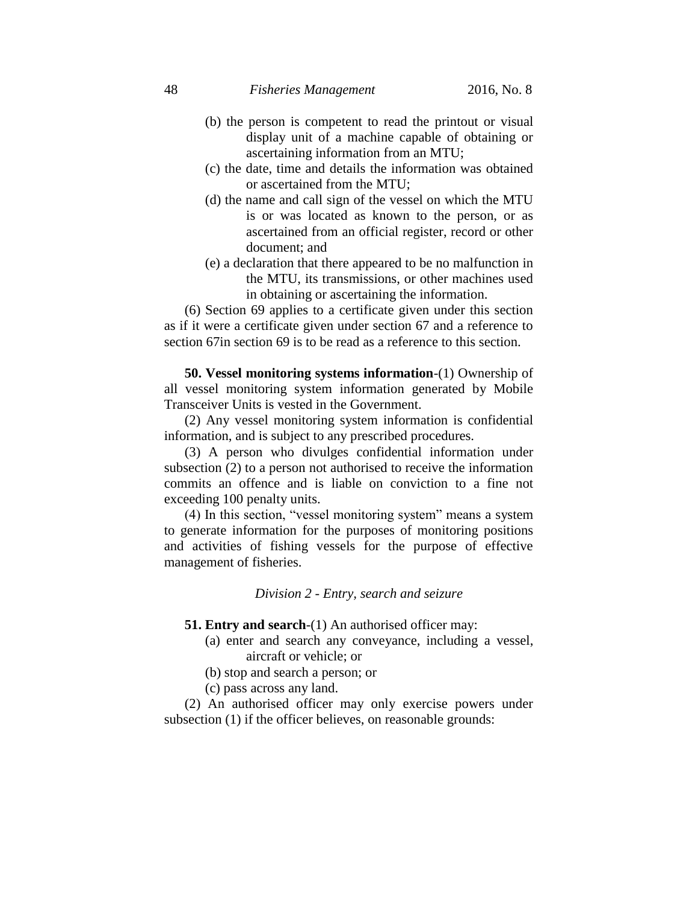(b) the person is competent to read the printout or visual display unit of a machine capable of obtaining or ascertaining information from an MTU;

(c) the date, time and details the information was obtained or ascertained from the MTU;

(d) the name and call sign of the vessel on which the MTU is or was located as known to the person, or as ascertained from an official register, record or other document; and

(e) a declaration that there appeared to be no malfunction in the MTU, its transmissions, or other machines used in obtaining or ascertaining the information.

(6) Section 69 applies to a certificate given under this section as if it were a certificate given under section 67 and a reference to section 67in section 69 is to be read as a reference to this section.

**50. Vessel monitoring systems information**-(1) Ownership of all vessel monitoring system information generated by Mobile Transceiver Units is vested in the Government.

(2) Any vessel monitoring system information is confidential information, and is subject to any prescribed procedures.

(3) A person who divulges confidential information under subsection (2) to a person not authorised to receive the information commits an offence and is liable on conviction to a fine not exceeding 100 penalty units.

(4) In this section, "vessel monitoring system" means a system to generate information for the purposes of monitoring positions and activities of fishing vessels for the purpose of effective management of fisheries.

*Division 2 - Entry, search and seizure*

**51. Entry and search**-(1) An authorised officer may:

(a) enter and search any conveyance, including a vessel, aircraft or vehicle; or

(b) stop and search a person; or

(c) pass across any land.

(2) An authorised officer may only exercise powers under subsection (1) if the officer believes, on reasonable grounds: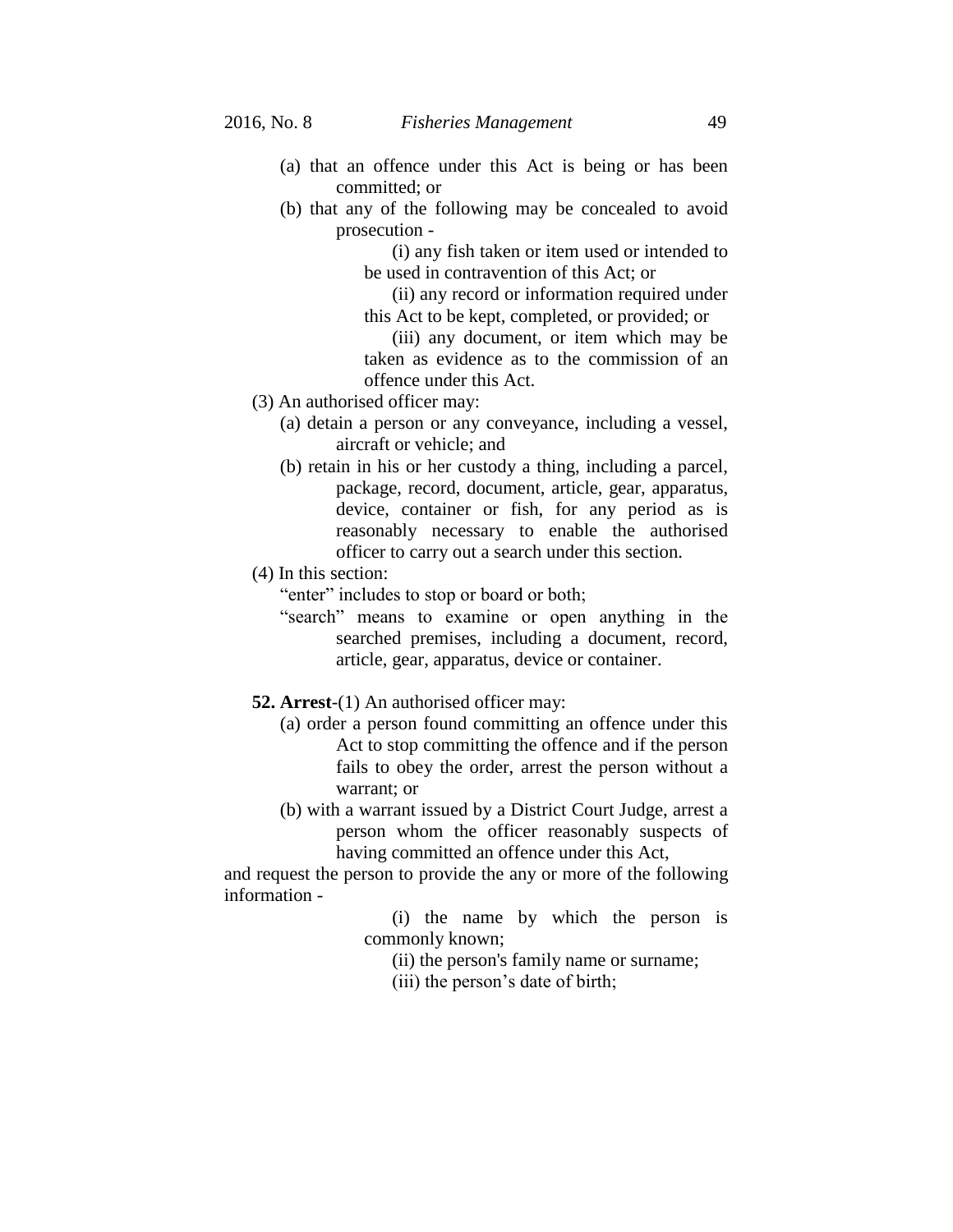(a) that an offence under this Act is being or has been committed; or

(b) that any of the following may be concealed to avoid prosecution -

(i) any fish taken or item used or intended to be used in contravention of this Act; or

(ii) any record or information required under this Act to be kept, completed, or provided; or

(iii) any document, or item which may be taken as evidence as to the commission of an offence under this Act.

(3) An authorised officer may:

(a) detain a person or any conveyance, including a vessel, aircraft or vehicle; and

(b) retain in his or her custody a thing, including a parcel, package, record, document, article, gear, apparatus, device, container or fish, for any period as is reasonably necessary to enable the authorised officer to carry out a search under this section.

(4) In this section:

"enter" includes to stop or board or both;

"search" means to examine or open anything in the searched premises, including a document, record, article, gear, apparatus, device or container.

**52. Arrest**-(1) An authorised officer may:

(a) order a person found committing an offence under this Act to stop committing the offence and if the person fails to obey the order, arrest the person without a warrant; or

(b) with a warrant issued by a District Court Judge, arrest a person whom the officer reasonably suspects of having committed an offence under this Act,

and request the person to provide the any or more of the following information -

(i) the name by which the person is commonly known;

(ii) the person's family name or surname;

(iii) the person's date of birth;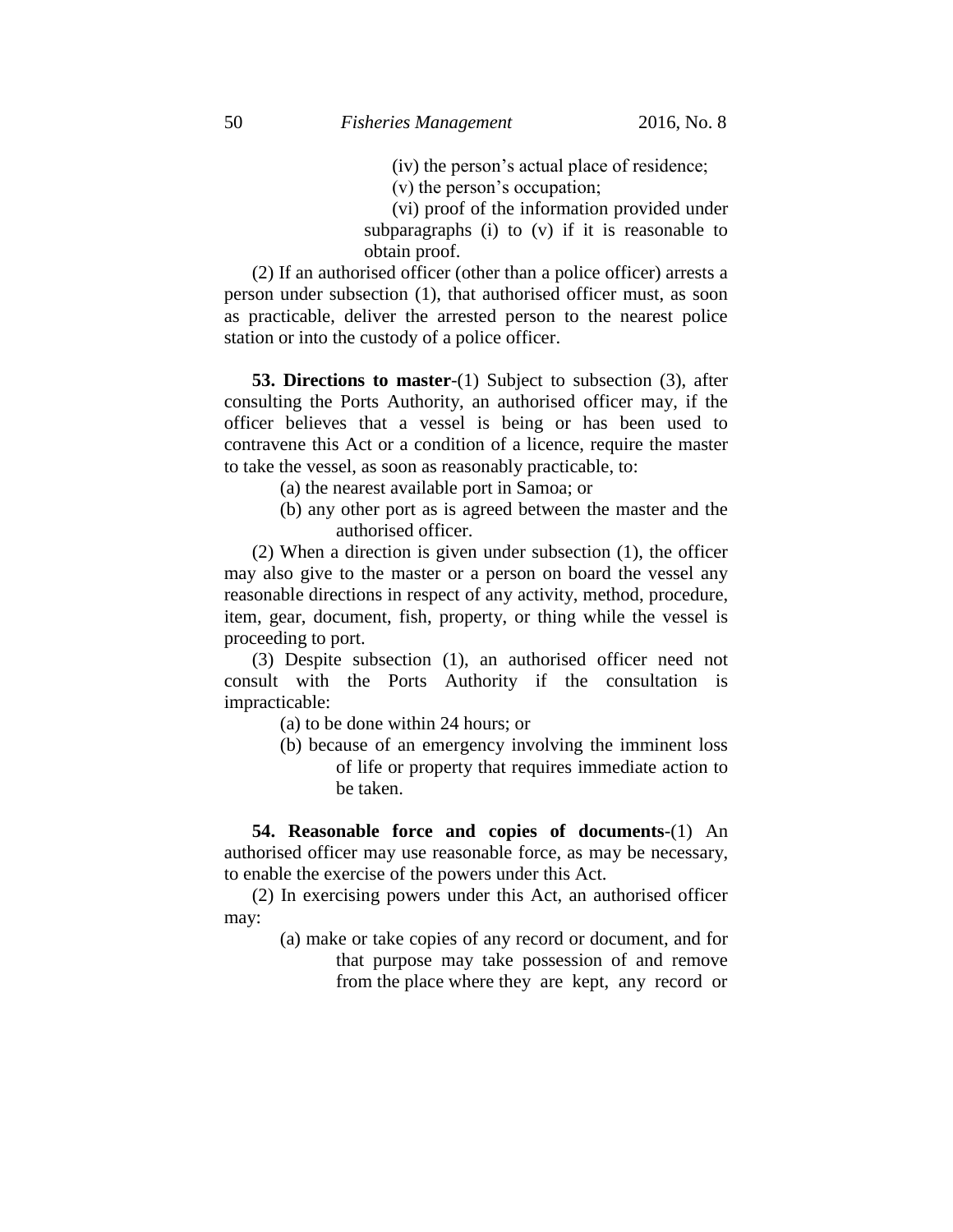(iv) the person's actual place of residence;

(v) the person's occupation;

(vi) proof of the information provided under subparagraphs (i) to (v) if it is reasonable to obtain proof.

(2) If an authorised officer (other than a police officer) arrests a person under subsection (1), that authorised officer must, as soon as practicable, deliver the arrested person to the nearest police station or into the custody of a police officer.

**53. Directions to master**-(1) Subject to subsection (3), after consulting the Ports Authority, an authorised officer may, if the officer believes that a vessel is being or has been used to contravene this Act or a condition of a licence, require the master to take the vessel, as soon as reasonably practicable, to:

(a) the nearest available port in Samoa; or

(b) any other port as is agreed between the master and the authorised officer.

(2) When a direction is given under subsection (1), the officer may also give to the master or a person on board the vessel any reasonable directions in respect of any activity, method, procedure, item, gear, document, fish, property, or thing while the vessel is proceeding to port.

(3) Despite subsection (1), an authorised officer need not consult with the Ports Authority if the consultation is impracticable:

(a) to be done within 24 hours; or

(b) because of an emergency involving the imminent loss of life or property that requires immediate action to be taken.

**54. Reasonable force and copies of documents**-(1) An authorised officer may use reasonable force, as may be necessary, to enable the exercise of the powers under this Act.

(2) In exercising powers under this Act, an authorised officer may:

(a) make or take copies of any record or document, and for that purpose may take possession of and remove from the place where they are kept, any record or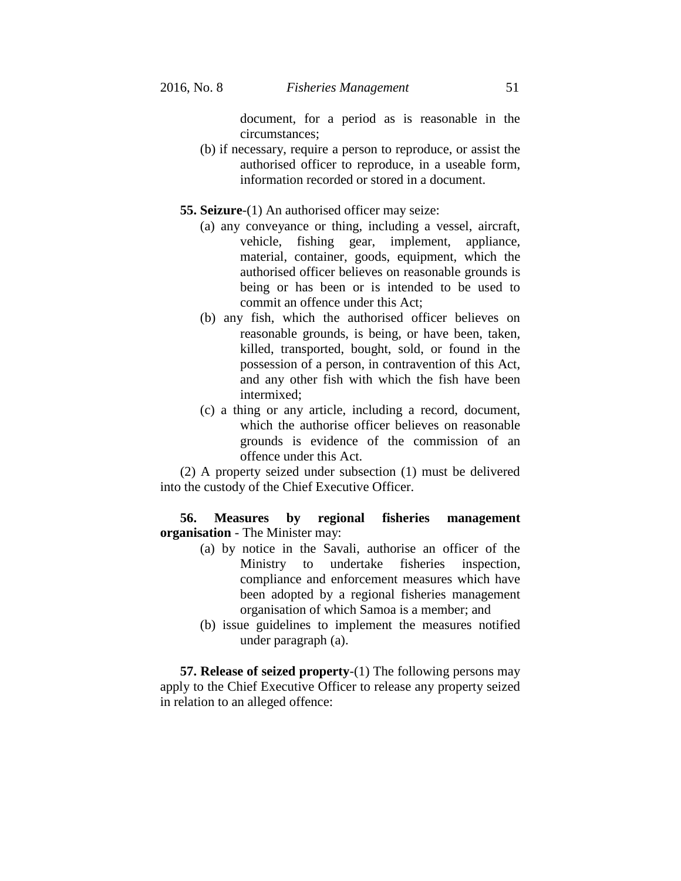document, for a period as is reasonable in the circumstances;

(b) if necessary, require a person to reproduce, or assist the authorised officer to reproduce, in a useable form, information recorded or stored in a document.

**55. Seizure**-(1) An authorised officer may seize:

(a) any conveyance or thing, including a vessel, aircraft, vehicle, fishing gear, implement, appliance, material, container, goods, equipment, which the authorised officer believes on reasonable grounds is being or has been or is intended to be used to commit an offence under this Act;

(b) any fish, which the authorised officer believes on reasonable grounds, is being, or have been, taken, killed, transported, bought, sold, or found in the possession of a person, in contravention of this Act, and any other fish with which the fish have been intermixed;

(c) a thing or any article, including a record, document, which the authorise officer believes on reasonable grounds is evidence of the commission of an offence under this Act.

(2) A property seized under subsection (1) must be delivered into the custody of the Chief Executive Officer.

**56. Measures by regional fisheries management organisation** - The Minister may:

(a) by notice in the Savali, authorise an officer of the Ministry to undertake fisheries inspection, compliance and enforcement measures which have been adopted by a regional fisheries management organisation of which Samoa is a member; and

(b) issue guidelines to implement the measures notified under paragraph (a).

**57. Release of seized property**-(1) The following persons may apply to the Chief Executive Officer to release any property seized in relation to an alleged offence: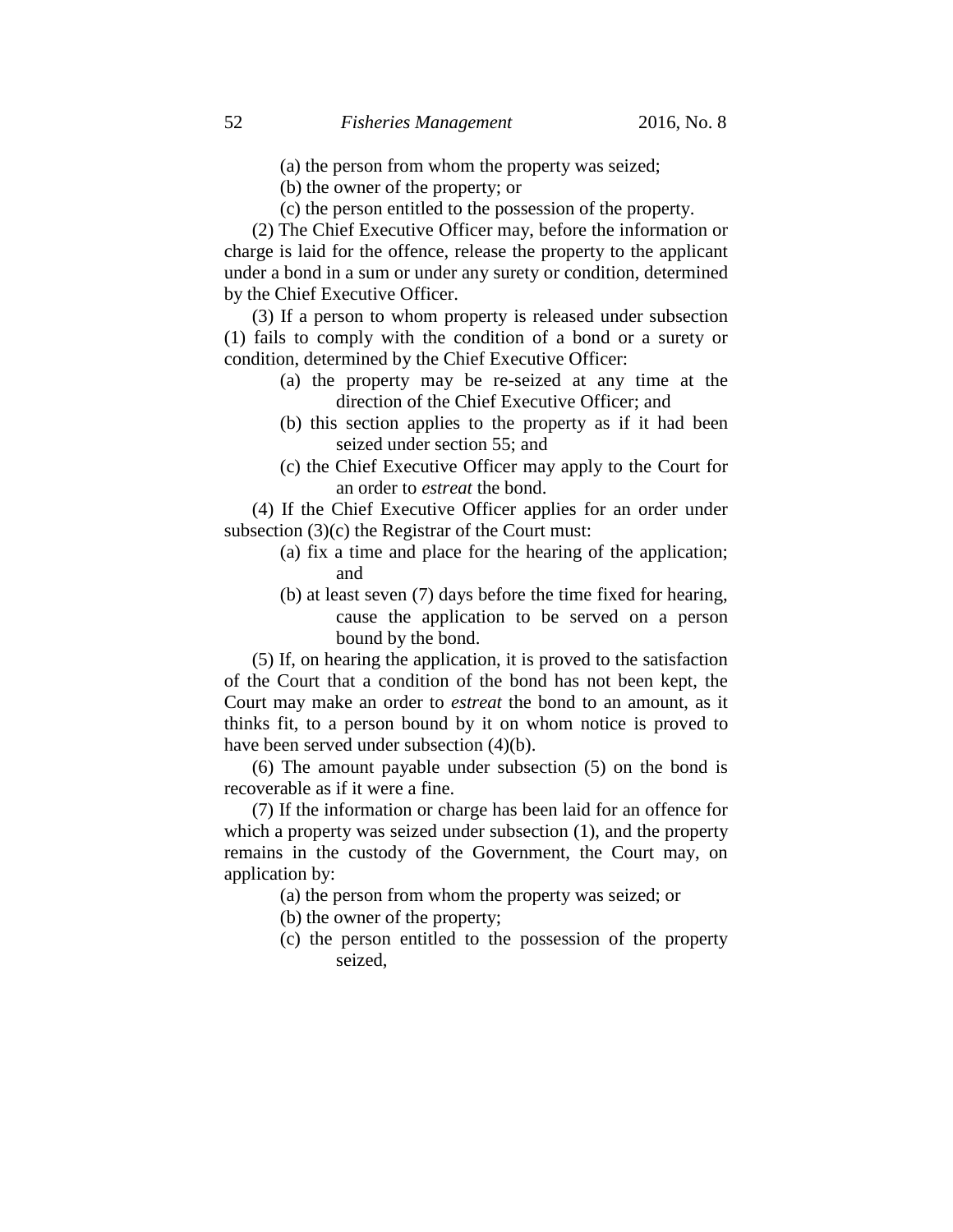(a) the person from whom the property was seized;

(b) the owner of the property; or

(c) the person entitled to the possession of the property.

(2) The Chief Executive Officer may, before the information or charge is laid for the offence, release the property to the applicant under a bond in a sum or under any surety or condition, determined by the Chief Executive Officer.

(3) If a person to whom property is released under subsection (1) fails to comply with the condition of a bond or a surety or condition, determined by the Chief Executive Officer:

(a) the property may be re-seized at any time at the direction of the Chief Executive Officer; and

(b) this section applies to the property as if it had been seized under section 55; and

(c) the Chief Executive Officer may apply to the Court for an order to *estreat* the bond.

(4) If the Chief Executive Officer applies for an order under subsection (3)(c) the Registrar of the Court must:

(a) fix a time and place for the hearing of the application; and

(b) at least seven (7) days before the time fixed for hearing, cause the application to be served on a person bound by the bond.

(5) If, on hearing the application, it is proved to the satisfaction of the Court that a condition of the bond has not been kept, the Court may make an order to *estreat* the bond to an amount, as it thinks fit, to a person bound by it on whom notice is proved to have been served under subsection (4)(b).

(6) The amount payable under subsection (5) on the bond is recoverable as if it were a fine.

(7) If the information or charge has been laid for an offence for which a property was seized under subsection (1), and the property remains in the custody of the Government, the Court may, on application by:

(a) the person from whom the property was seized; or

(b) the owner of the property;

(c) the person entitled to the possession of the property seized,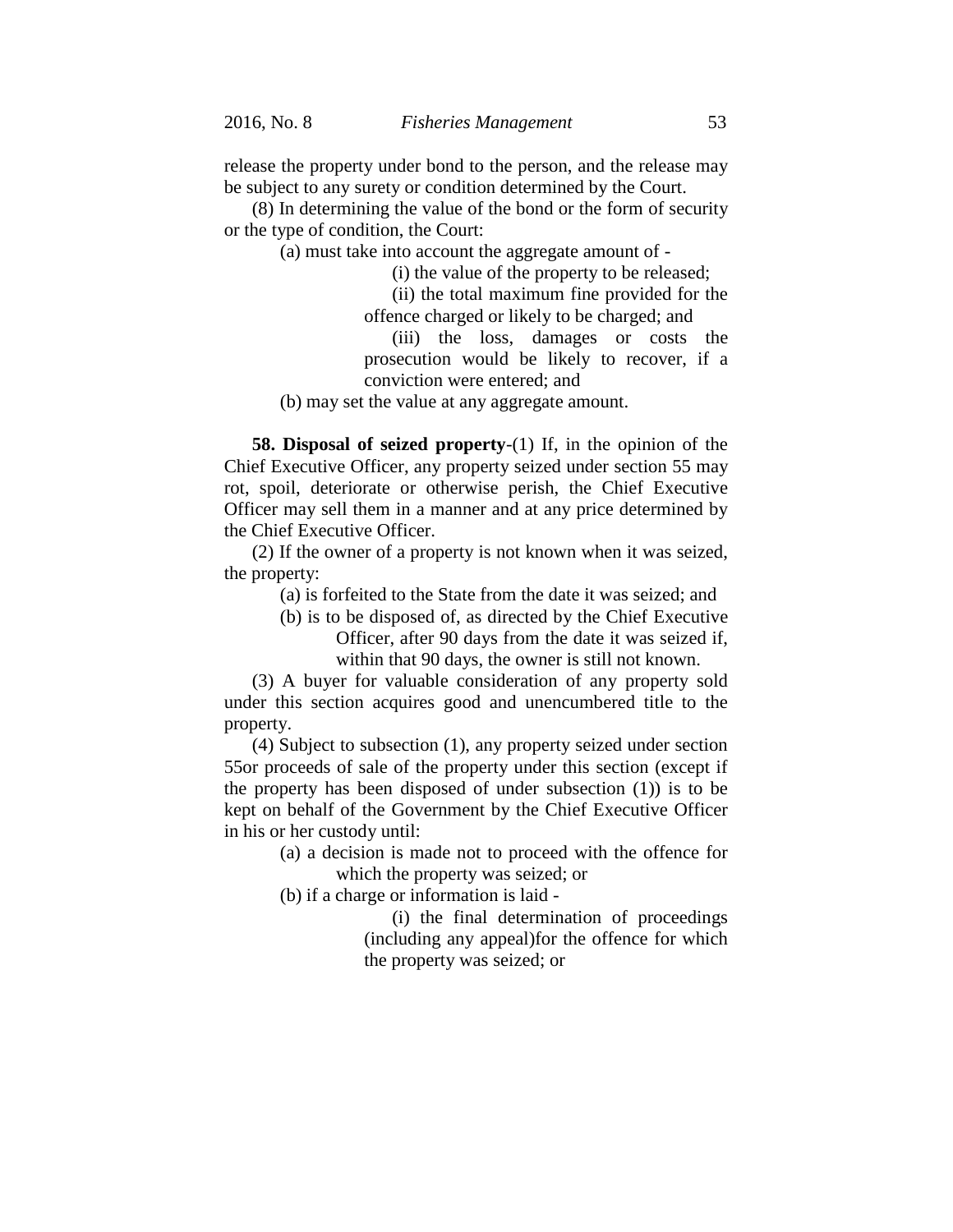release the property under bond to the person, and the release may be subject to any surety or condition determined by the Court.

(8) In determining the value of the bond or the form of security or the type of condition, the Court:

(a) must take into account the aggregate amount of -

(i) the value of the property to be released;

(ii) the total maximum fine provided for the offence charged or likely to be charged; and

(iii) the loss, damages or costs the prosecution would be likely to recover, if a conviction were entered; and

(b) may set the value at any aggregate amount.

**58. Disposal of seized property**-(1) If, in the opinion of the Chief Executive Officer, any property seized under section 55 may rot, spoil, deteriorate or otherwise perish, the Chief Executive Officer may sell them in a manner and at any price determined by the Chief Executive Officer.

(2) If the owner of a property is not known when it was seized, the property:

(a) is forfeited to the State from the date it was seized; and

(b) is to be disposed of, as directed by the Chief Executive Officer, after 90 days from the date it was seized if, within that 90 days, the owner is still not known.

(3) A buyer for valuable consideration of any property sold under this section acquires good and unencumbered title to the property.

(4) Subject to subsection (1), any property seized under section 55or proceeds of sale of the property under this section (except if the property has been disposed of under subsection (1)) is to be kept on behalf of the Government by the Chief Executive Officer in his or her custody until:

(a) a decision is made not to proceed with the offence for which the property was seized; or

(b) if a charge or information is laid -

(i) the final determination of proceedings (including any appeal)for the offence for which the property was seized; or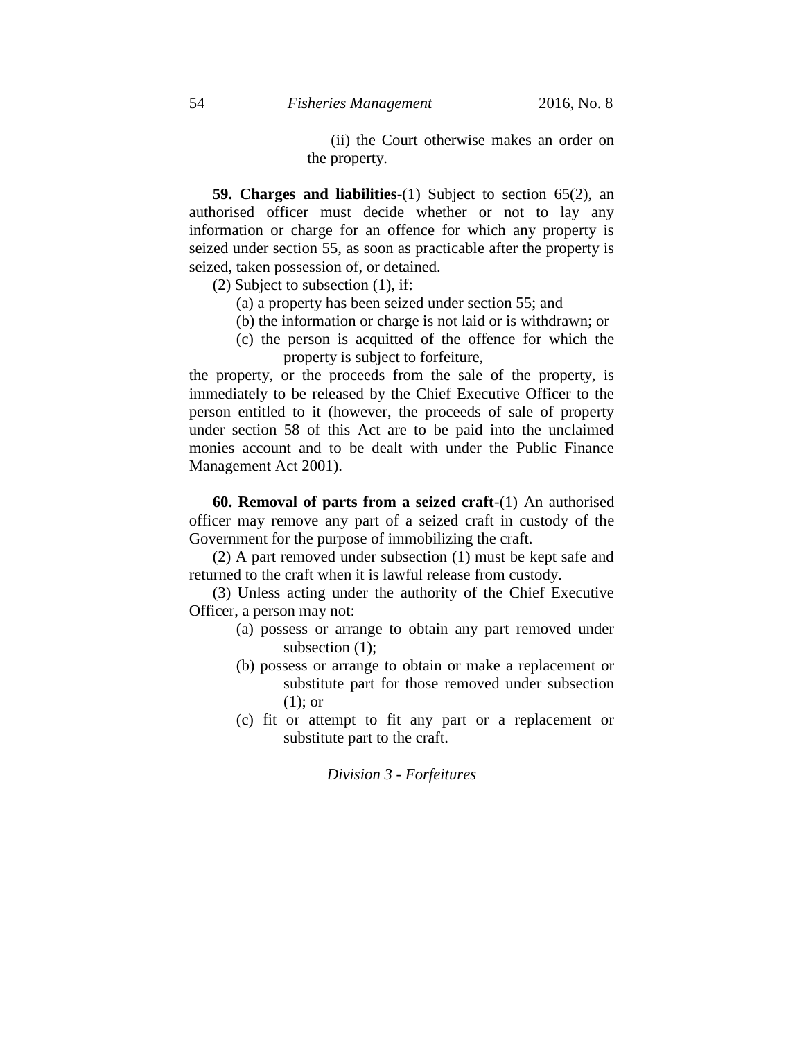(ii) the Court otherwise makes an order on the property.

**59. Charges and liabilities**-(1) Subject to section 65(2), an authorised officer must decide whether or not to lay any information or charge for an offence for which any property is seized under section 55, as soon as practicable after the property is seized, taken possession of, or detained.

(2) Subject to subsection (1), if:

(a) a property has been seized under section 55; and

(b) the information or charge is not laid or is withdrawn; or

(c) the person is acquitted of the offence for which the property is subject to forfeiture,

the property, or the proceeds from the sale of the property, is immediately to be released by the Chief Executive Officer to the person entitled to it (however, the proceeds of sale of property under section 58 of this Act are to be paid into the unclaimed monies account and to be dealt with under the Public Finance Management Act 2001).

**60. Removal of parts from a seized craft**-(1) An authorised officer may remove any part of a seized craft in custody of the Government for the purpose of immobilizing the craft.

(2) A part removed under subsection (1) must be kept safe and returned to the craft when it is lawful release from custody.

(3) Unless acting under the authority of the Chief Executive Officer, a person may not:

(a) possess or arrange to obtain any part removed under subsection (1);

(b) possess or arrange to obtain or make a replacement or substitute part for those removed under subsection (1); or

(c) fit or attempt to fit any part or a replacement or substitute part to the craft.

*Division 3 - Forfeitures*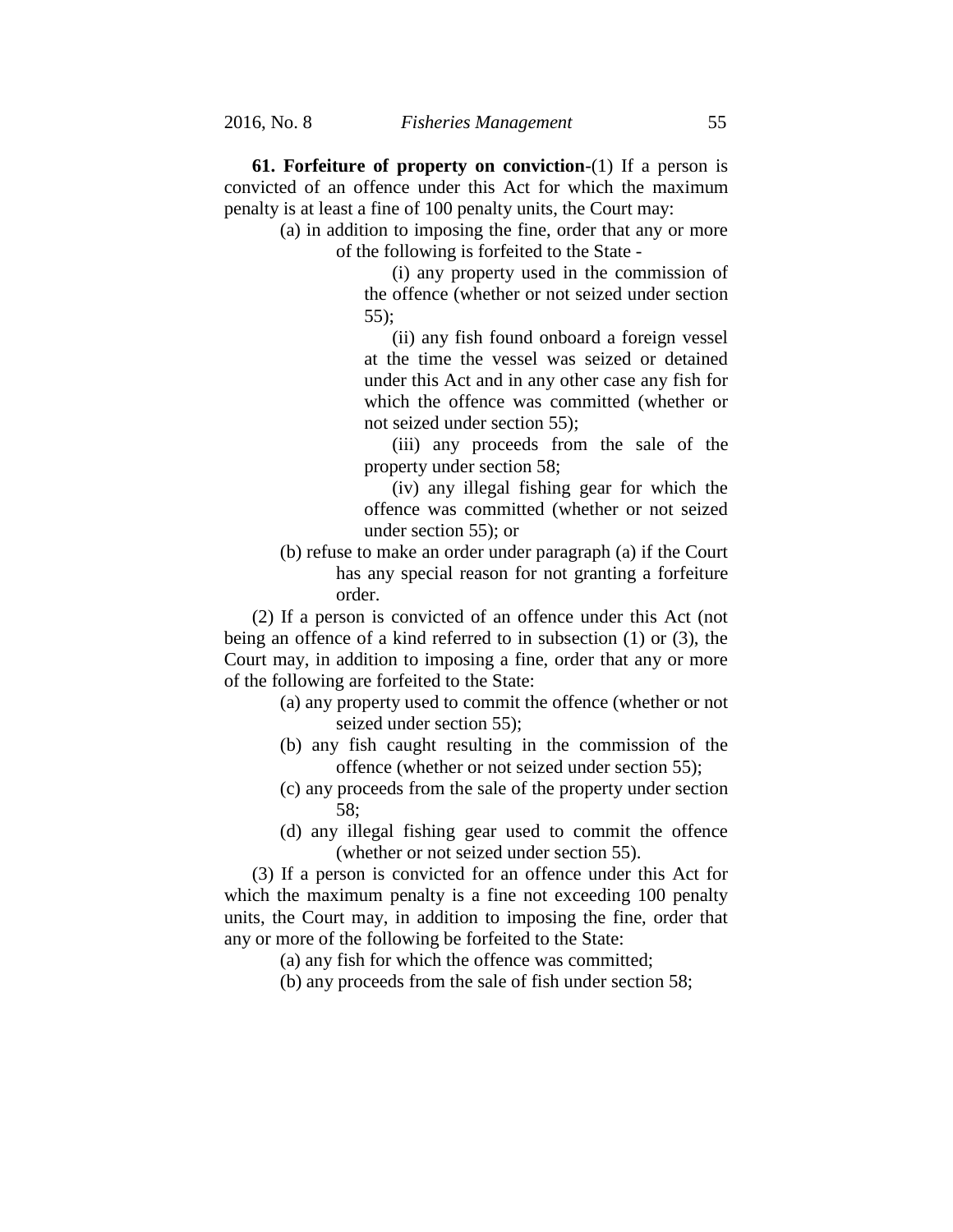**61. Forfeiture of property on conviction**-(1) If a person is convicted of an offence under this Act for which the maximum penalty is at least a fine of 100 penalty units, the Court may:

(a) in addition to imposing the fine, order that any or more of the following is forfeited to the State -

(i) any property used in the commission of the offence (whether or not seized under section 55);

(ii) any fish found onboard a foreign vessel at the time the vessel was seized or detained under this Act and in any other case any fish for which the offence was committed (whether or not seized under section 55);

(iii) any proceeds from the sale of the property under section 58;

(iv) any illegal fishing gear for which the offence was committed (whether or not seized under section 55); or

(b) refuse to make an order under paragraph (a) if the Court has any special reason for not granting a forfeiture order.

(2) If a person is convicted of an offence under this Act (not being an offence of a kind referred to in subsection (1) or (3), the Court may, in addition to imposing a fine, order that any or more of the following are forfeited to the State:

(a) any property used to commit the offence (whether or not seized under section 55);

(b) any fish caught resulting in the commission of the offence (whether or not seized under section 55);

(c) any proceeds from the sale of the property under section 58;

(d) any illegal fishing gear used to commit the offence (whether or not seized under section 55).

(3) If a person is convicted for an offence under this Act for which the maximum penalty is a fine not exceeding 100 penalty units, the Court may, in addition to imposing the fine, order that any or more of the following be forfeited to the State:

(a) any fish for which the offence was committed;

(b) any proceeds from the sale of fish under section 58;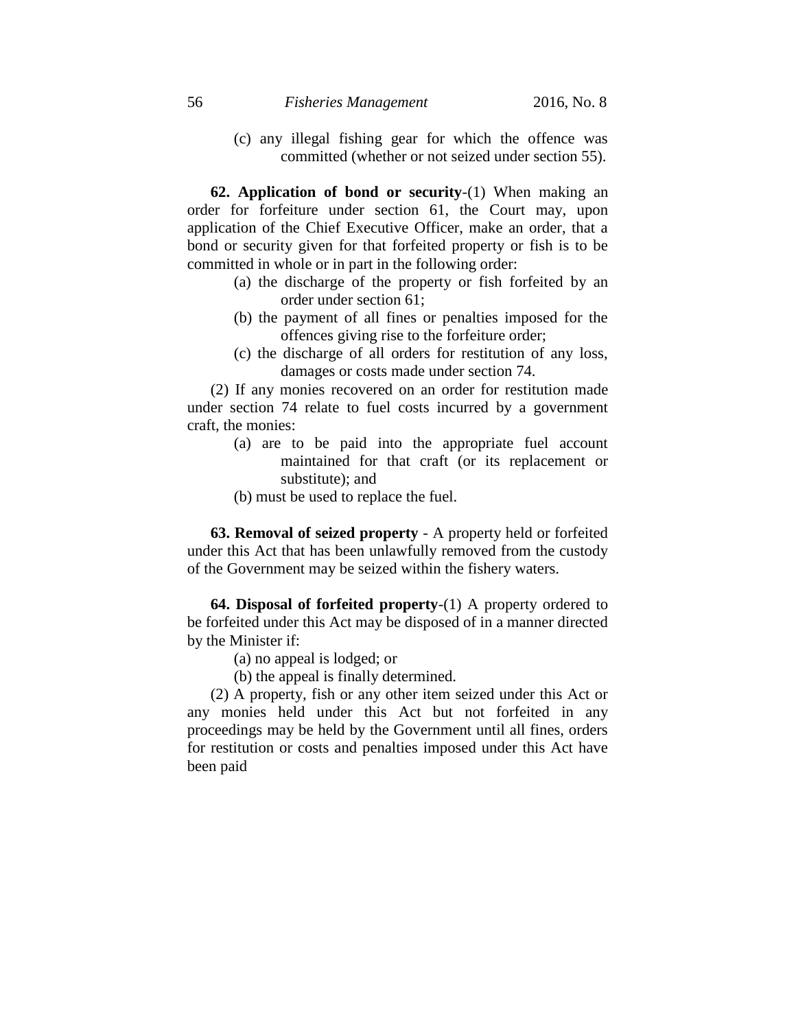(c) any illegal fishing gear for which the offence was committed (whether or not seized under section 55).

**62. Application of bond or security**-(1) When making an order for forfeiture under section 61, the Court may, upon application of the Chief Executive Officer, make an order, that a bond or security given for that forfeited property or fish is to be committed in whole or in part in the following order:

(a) the discharge of the property or fish forfeited by an order under section 61;

(b) the payment of all fines or penalties imposed for the offences giving rise to the forfeiture order;

(c) the discharge of all orders for restitution of any loss, damages or costs made under section 74.

(2) If any monies recovered on an order for restitution made under section 74 relate to fuel costs incurred by a government craft, the monies:

(a) are to be paid into the appropriate fuel account maintained for that craft (or its replacement or substitute); and

(b) must be used to replace the fuel.

**63. Removal of seized property** - A property held or forfeited under this Act that has been unlawfully removed from the custody of the Government may be seized within the fishery waters.

**64. Disposal of forfeited property**-(1) A property ordered to be forfeited under this Act may be disposed of in a manner directed by the Minister if:

(a) no appeal is lodged; or

(b) the appeal is finally determined.

(2) A property, fish or any other item seized under this Act or any monies held under this Act but not forfeited in any proceedings may be held by the Government until all fines, orders for restitution or costs and penalties imposed under this Act have been paid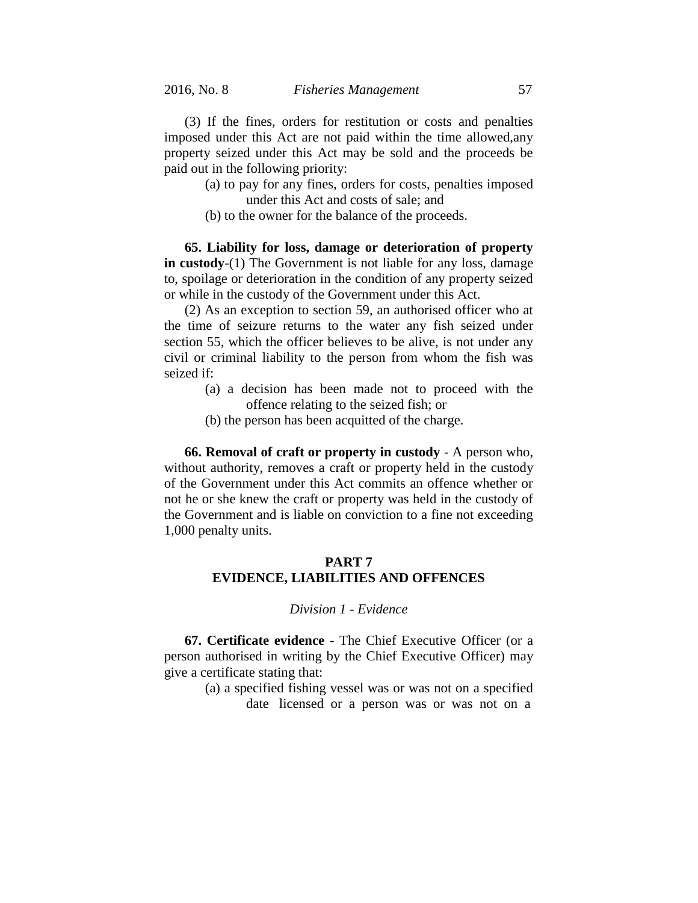(3) If the fines, orders for restitution or costs and penalties imposed under this Act are not paid within the time allowed,any property seized under this Act may be sold and the proceeds be paid out in the following priority:

(a) to pay for any fines, orders for costs, penalties imposed under this Act and costs of sale; and

(b) to the owner for the balance of the proceeds.

**65. Liability for loss, damage or deterioration of property in custody**-(1) The Government is not liable for any loss, damage to, spoilage or deterioration in the condition of any property seized or while in the custody of the Government under this Act.

(2) As an exception to section 59, an authorised officer who at the time of seizure returns to the water any fish seized under section 55, which the officer believes to be alive, is not under any civil or criminal liability to the person from whom the fish was seized if:

(a) a decision has been made not to proceed with the offence relating to the seized fish; or

(b) the person has been acquitted of the charge.

**66. Removal of craft or property in custody** - A person who, without authority, removes a craft or property held in the custody of the Government under this Act commits an offence whether or not he or she knew the craft or property was held in the custody of the Government and is liable on conviction to a fine not exceeding 1,000 penalty units.

## PART 7
## EVIDENCE, LIABILITIES AND OFFENCES

### *Division 1 - Evidence*

**67. Certificate evidence** - The Chief Executive Officer (or a person authorised in writing by the Chief Executive Officer) may give a certificate stating that:

(a) a specified fishing vessel was or was not on a specified date licensed or a person was or was not on a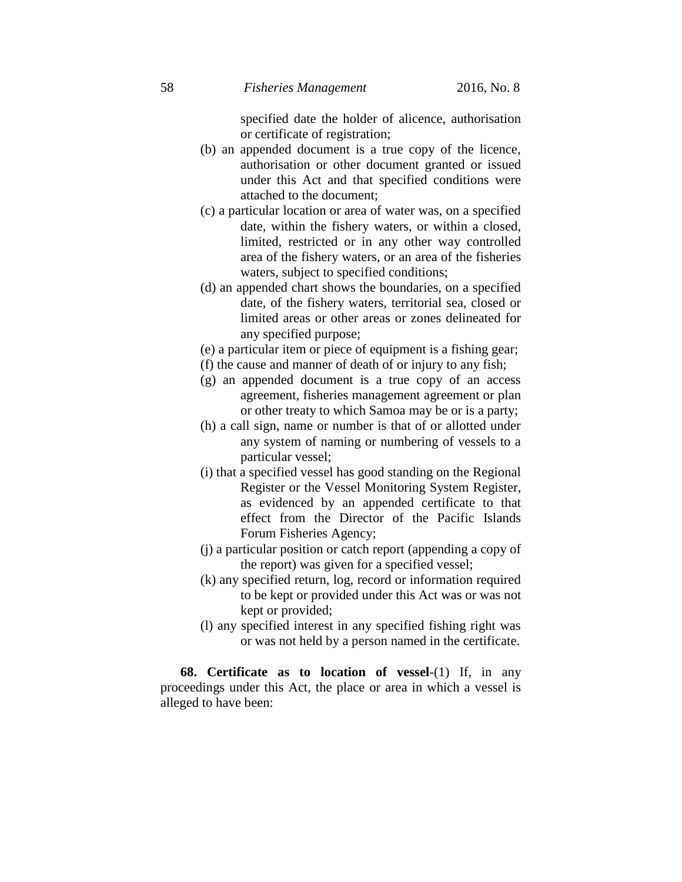specified date the holder of alicence, authorisation or certificate of registration;

(b) an appended document is a true copy of the licence, authorisation or other document granted or issued under this Act and that specified conditions were attached to the document;

(c) a particular location or area of water was, on a specified date, within the fishery waters, or within a closed, limited, restricted or in any other way controlled area of the fishery waters, or an area of the fisheries waters, subject to specified conditions;

(d) an appended chart shows the boundaries, on a specified date, of the fishery waters, territorial sea, closed or limited areas or other areas or zones delineated for any specified purpose;

(e) a particular item or piece of equipment is a fishing gear;

(f) the cause and manner of death of or injury to any fish;

(g) an appended document is a true copy of an access agreement, fisheries management agreement or plan or other treaty to which Samoa may be or is a party;

(h) a call sign, name or number is that of or allotted under any system of naming or numbering of vessels to a particular vessel;

(i) that a specified vessel has good standing on the Regional Register or the Vessel Monitoring System Register, as evidenced by an appended certificate to that effect from the Director of the Pacific Islands Forum Fisheries Agency;

(j) a particular position or catch report (appending a copy of the report) was given for a specified vessel;

(k) any specified return, log, record or information required to be kept or provided under this Act was or was not kept or provided;

(l) any specified interest in any specified fishing right was or was not held by a person named in the certificate.

**68. Certificate as to location of vessel**-(1) If, in any proceedings under this Act, the place or area in which a vessel is alleged to have been: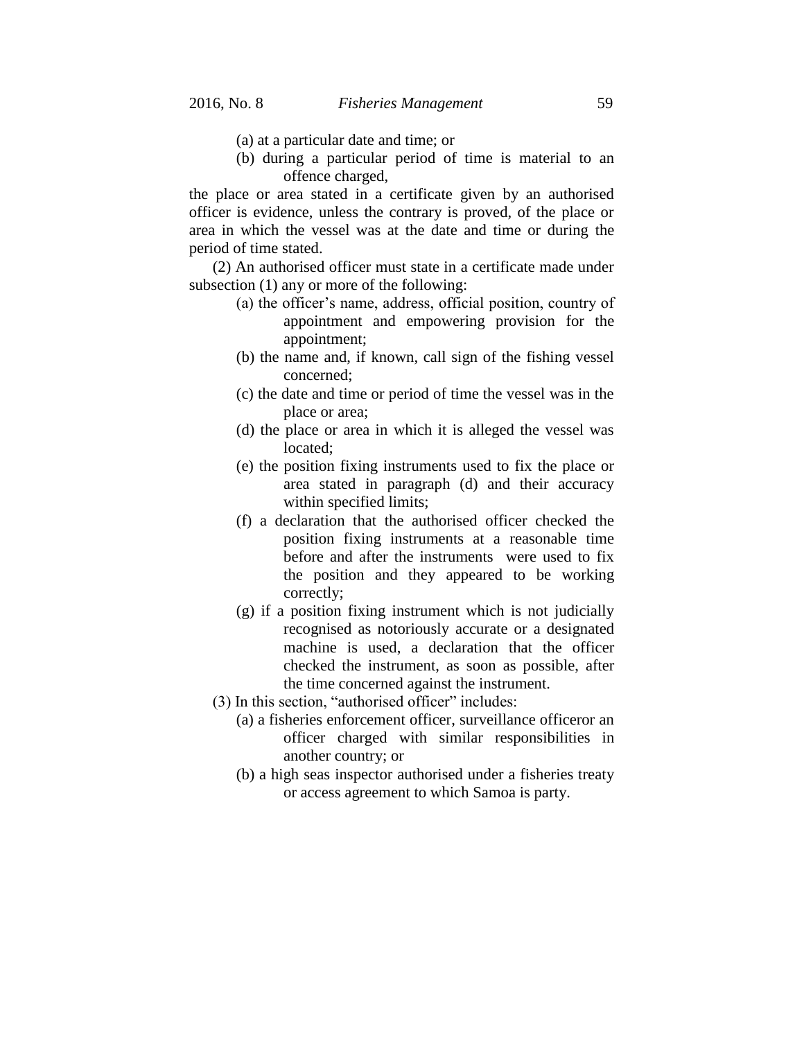(a) at a particular date and time; or

(b) during a particular period of time is material to an offence charged,

the place or area stated in a certificate given by an authorised officer is evidence, unless the contrary is proved, of the place or area in which the vessel was at the date and time or during the period of time stated.

(2) An authorised officer must state in a certificate made under subsection (1) any or more of the following:

(a) the officer's name, address, official position, country of appointment and empowering provision for the appointment;

(b) the name and, if known, call sign of the fishing vessel concerned;

(c) the date and time or period of time the vessel was in the place or area;

(d) the place or area in which it is alleged the vessel was located;

(e) the position fixing instruments used to fix the place or area stated in paragraph (d) and their accuracy within specified limits;

(f) a declaration that the authorised officer checked the position fixing instruments at a reasonable time before and after the instruments were used to fix the position and they appeared to be working correctly;

(g) if a position fixing instrument which is not judicially recognised as notoriously accurate or a designated machine is used, a declaration that the officer checked the instrument, as soon as possible, after the time concerned against the instrument.

(3) In this section, "authorised officer" includes:

(a) a fisheries enforcement officer, surveillance officeror an officer charged with similar responsibilities in another country; or

(b) a high seas inspector authorised under a fisheries treaty or access agreement to which Samoa is party.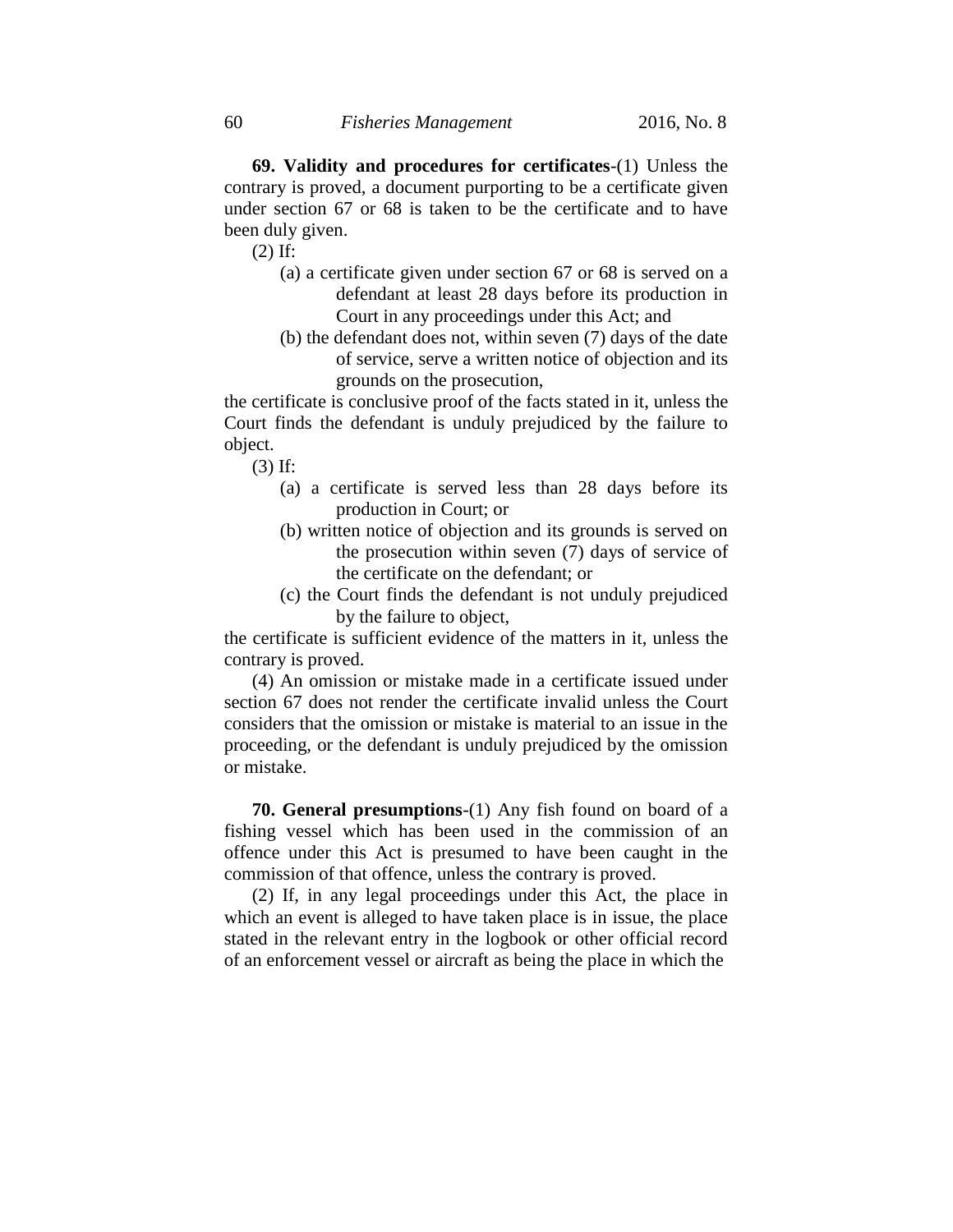**69. Validity and procedures for certificates**-(1) Unless the contrary is proved, a document purporting to be a certificate given under section 67 or 68 is taken to be the certificate and to have been duly given.

(2) If:

- (a) a certificate given under section 67 or 68 is served on a defendant at least 28 days before its production in Court in any proceedings under this Act; and
- (b) the defendant does not, within seven (7) days of the date of service, serve a written notice of objection and its grounds on the prosecution,

the certificate is conclusive proof of the facts stated in it, unless the Court finds the defendant is unduly prejudiced by the failure to object.

(3) If:

- (a) a certificate is served less than 28 days before its production in Court; or
- (b) written notice of objection and its grounds is served on the prosecution within seven (7) days of service of the certificate on the defendant; or
- (c) the Court finds the defendant is not unduly prejudiced by the failure to object,

the certificate is sufficient evidence of the matters in it, unless the contrary is proved.

(4) An omission or mistake made in a certificate issued under section 67 does not render the certificate invalid unless the Court considers that the omission or mistake is material to an issue in the proceeding, or the defendant is unduly prejudiced by the omission or mistake.

**70. General presumptions**-(1) Any fish found on board of a fishing vessel which has been used in the commission of an offence under this Act is presumed to have been caught in the commission of that offence, unless the contrary is proved.

(2) If, in any legal proceedings under this Act, the place in which an event is alleged to have taken place is in issue, the place stated in the relevant entry in the logbook or other official record of an enforcement vessel or aircraft as being the place in which the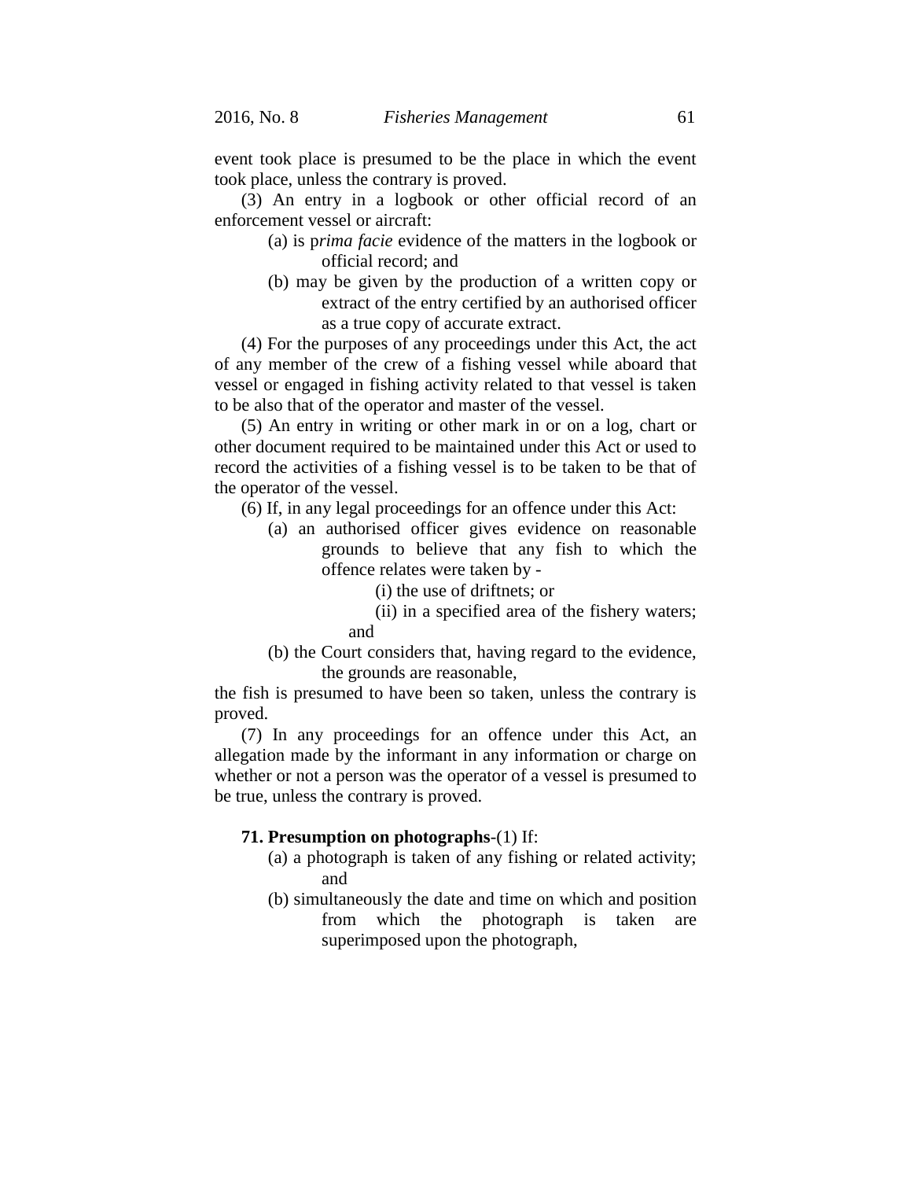event took place is presumed to be the place in which the event took place, unless the contrary is proved.

(3) An entry in a logbook or other official record of an enforcement vessel or aircraft:

(a) is p*rima facie* evidence of the matters in the logbook or official record; and

(b) may be given by the production of a written copy or extract of the entry certified by an authorised officer as a true copy of accurate extract.

(4) For the purposes of any proceedings under this Act, the act of any member of the crew of a fishing vessel while aboard that vessel or engaged in fishing activity related to that vessel is taken to be also that of the operator and master of the vessel.

(5) An entry in writing or other mark in or on a log, chart or other document required to be maintained under this Act or used to record the activities of a fishing vessel is to be taken to be that of the operator of the vessel.

(6) If, in any legal proceedings for an offence under this Act:

(a) an authorised officer gives evidence on reasonable grounds to believe that any fish to which the offence relates were taken by -

(i) the use of driftnets; or

(ii) in a specified area of the fishery waters; and

(b) the Court considers that, having regard to the evidence, the grounds are reasonable,

the fish is presumed to have been so taken, unless the contrary is proved.

(7) In any proceedings for an offence under this Act, an allegation made by the informant in any information or charge on whether or not a person was the operator of a vessel is presumed to be true, unless the contrary is proved.

**71. Presumption on photographs**-(1) If:

(a) a photograph is taken of any fishing or related activity; and

(b) simultaneously the date and time on which and position from which the photograph is taken are superimposed upon the photograph,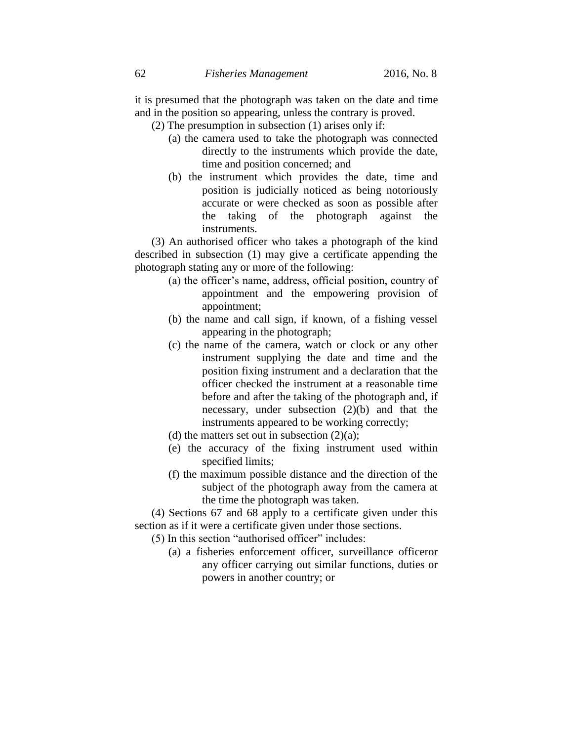it is presumed that the photograph was taken on the date and time and in the position so appearing, unless the contrary is proved.

(2) The presumption in subsection (1) arises only if:

(a) the camera used to take the photograph was connected directly to the instruments which provide the date, time and position concerned; and

(b) the instrument which provides the date, time and position is judicially noticed as being notoriously accurate or were checked as soon as possible after the taking of the photograph against the instruments.

(3) An authorised officer who takes a photograph of the kind described in subsection (1) may give a certificate appending the photograph stating any or more of the following:

(a) the officer's name, address, official position, country of appointment and the empowering provision of appointment;

(b) the name and call sign, if known, of a fishing vessel appearing in the photograph;

(c) the name of the camera, watch or clock or any other instrument supplying the date and time and the position fixing instrument and a declaration that the officer checked the instrument at a reasonable time before and after the taking of the photograph and, if necessary, under subsection (2)(b) and that the instruments appeared to be working correctly;

(d) the matters set out in subsection (2)(a);

(e) the accuracy of the fixing instrument used within specified limits;

(f) the maximum possible distance and the direction of the subject of the photograph away from the camera at the time the photograph was taken.

(4) Sections 67 and 68 apply to a certificate given under this section as if it were a certificate given under those sections.

(5) In this section "authorised officer" includes:

(a) a fisheries enforcement officer, surveillance officeror any officer carrying out similar functions, duties or powers in another country; or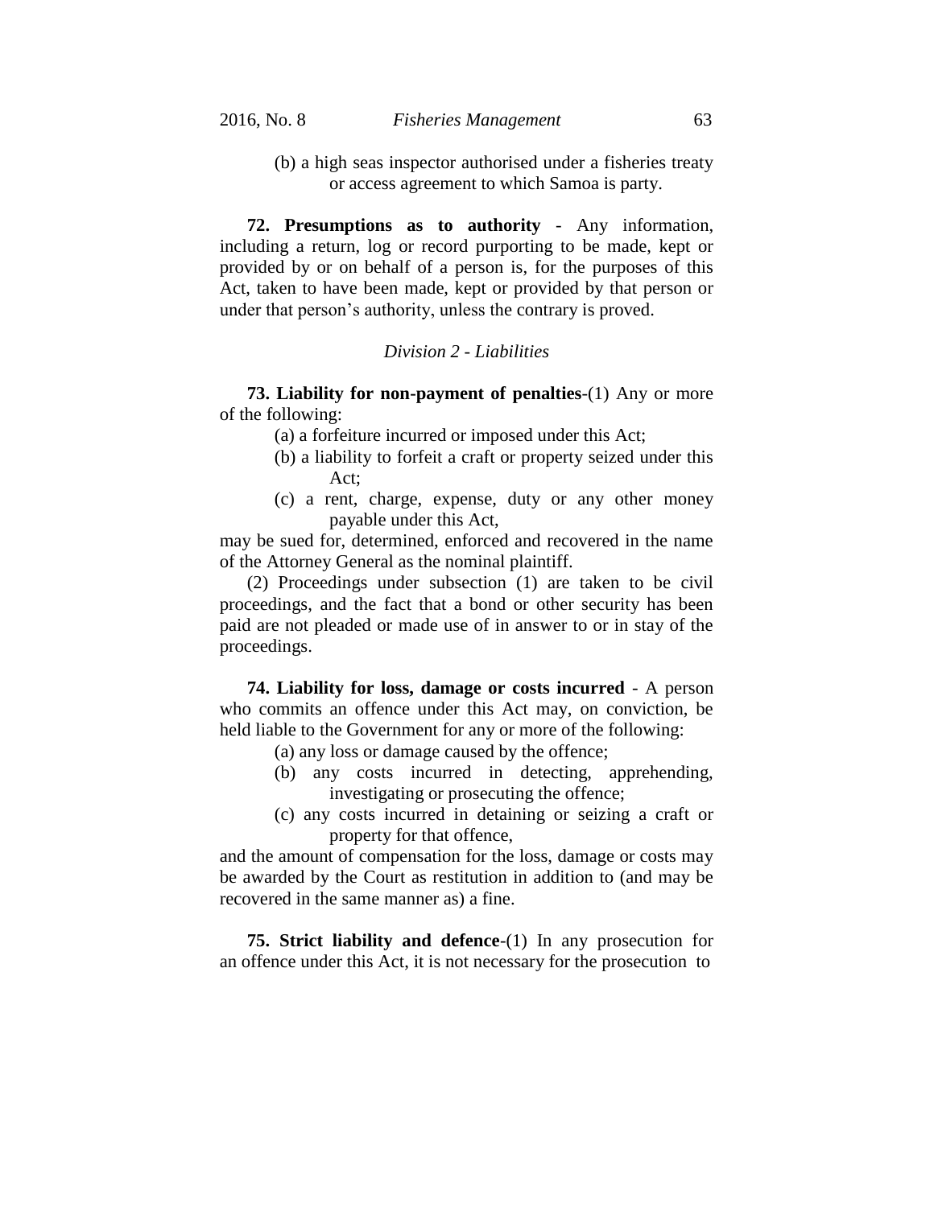(b) a high seas inspector authorised under a fisheries treaty or access agreement to which Samoa is party.

**72. Presumptions as to authority** - Any information, including a return, log or record purporting to be made, kept or provided by or on behalf of a person is, for the purposes of this Act, taken to have been made, kept or provided by that person or under that person's authority, unless the contrary is proved.

*Division 2 - Liabilities*

**73. Liability for non-payment of penalties**-(1) Any or more of the following:

(a) a forfeiture incurred or imposed under this Act;

(b) a liability to forfeit a craft or property seized under this Act;

(c) a rent, charge, expense, duty or any other money payable under this Act,

may be sued for, determined, enforced and recovered in the name of the Attorney General as the nominal plaintiff.

(2) Proceedings under subsection (1) are taken to be civil proceedings, and the fact that a bond or other security has been paid are not pleaded or made use of in answer to or in stay of the proceedings.

**74. Liability for loss, damage or costs incurred** - A person who commits an offence under this Act may, on conviction, be held liable to the Government for any or more of the following:

(a) any loss or damage caused by the offence;

(b) any costs incurred in detecting, apprehending, investigating or prosecuting the offence;

(c) any costs incurred in detaining or seizing a craft or property for that offence,

and the amount of compensation for the loss, damage or costs may be awarded by the Court as restitution in addition to (and may be recovered in the same manner as) a fine.

**75. Strict liability and defence**-(1) In any prosecution for an offence under this Act, it is not necessary for the prosecution to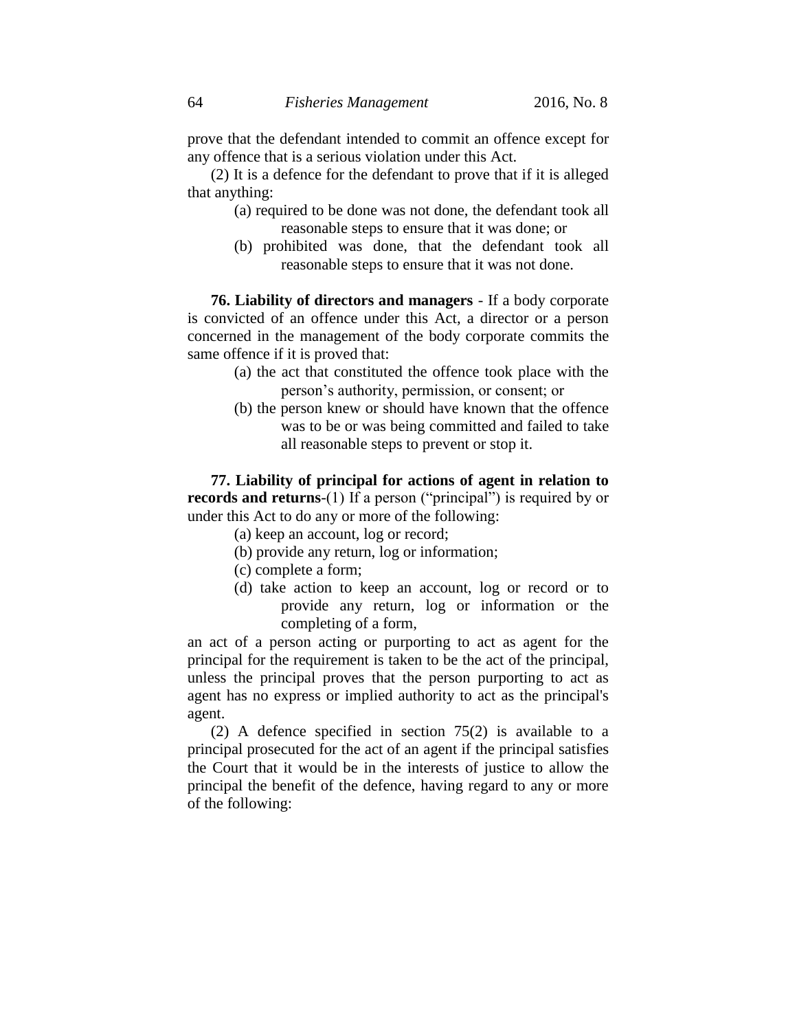prove that the defendant intended to commit an offence except for any offence that is a serious violation under this Act.

(2) It is a defence for the defendant to prove that if it is alleged that anything:

(a) required to be done was not done, the defendant took all reasonable steps to ensure that it was done; or

(b) prohibited was done, that the defendant took all reasonable steps to ensure that it was not done.

**76. Liability of directors and managers** - If a body corporate is convicted of an offence under this Act, a director or a person concerned in the management of the body corporate commits the same offence if it is proved that:

(a) the act that constituted the offence took place with the person's authority, permission, or consent; or

(b) the person knew or should have known that the offence was to be or was being committed and failed to take all reasonable steps to prevent or stop it.

**77. Liability of principal for actions of agent in relation to records and returns**-(1) If a person ("principal") is required by or under this Act to do any or more of the following:

(a) keep an account, log or record;

(b) provide any return, log or information;

(c) complete a form;

(d) take action to keep an account, log or record or to provide any return, log or information or the completing of a form,

an act of a person acting or purporting to act as agent for the principal for the requirement is taken to be the act of the principal, unless the principal proves that the person purporting to act as agent has no express or implied authority to act as the principal's agent.

(2) A defence specified in section 75(2) is available to a principal prosecuted for the act of an agent if the principal satisfies the Court that it would be in the interests of justice to allow the principal the benefit of the defence, having regard to any or more of the following: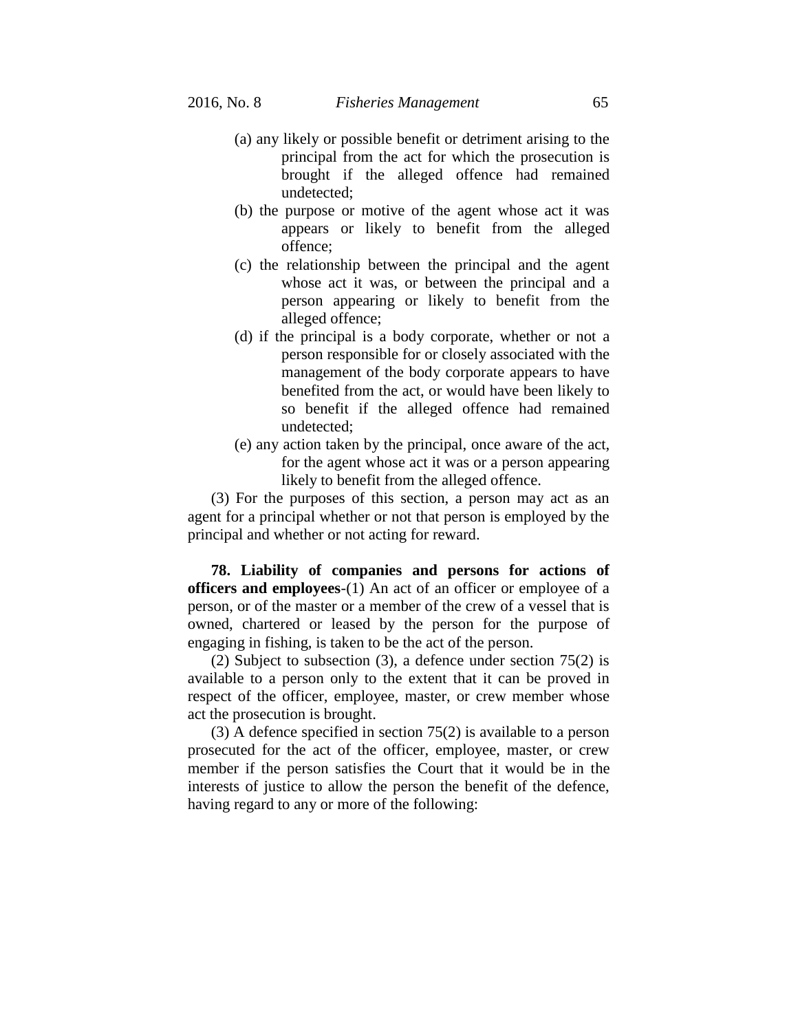(a) any likely or possible benefit or detriment arising to the principal from the act for which the prosecution is brought if the alleged offence had remained undetected;

(b) the purpose or motive of the agent whose act it was appears or likely to benefit from the alleged offence;

(c) the relationship between the principal and the agent whose act it was, or between the principal and a person appearing or likely to benefit from the alleged offence;

(d) if the principal is a body corporate, whether or not a person responsible for or closely associated with the management of the body corporate appears to have benefited from the act, or would have been likely to so benefit if the alleged offence had remained undetected;

(e) any action taken by the principal, once aware of the act, for the agent whose act it was or a person appearing likely to benefit from the alleged offence.

(3) For the purposes of this section, a person may act as an agent for a principal whether or not that person is employed by the principal and whether or not acting for reward.

**78. Liability of companies and persons for actions of officers and employees**-(1) An act of an officer or employee of a person, or of the master or a member of the crew of a vessel that is owned, chartered or leased by the person for the purpose of engaging in fishing, is taken to be the act of the person.

(2) Subject to subsection (3), a defence under section 75(2) is available to a person only to the extent that it can be proved in respect of the officer, employee, master, or crew member whose act the prosecution is brought.

(3) A defence specified in section 75(2) is available to a person prosecuted for the act of the officer, employee, master, or crew member if the person satisfies the Court that it would be in the interests of justice to allow the person the benefit of the defence, having regard to any or more of the following: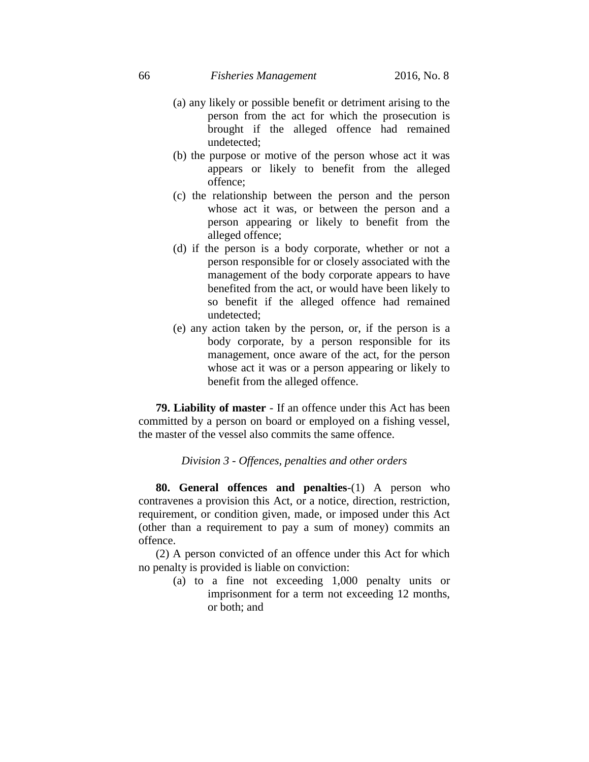(a) any likely or possible benefit or detriment arising to the person from the act for which the prosecution is brought if the alleged offence had remained undetected;

(b) the purpose or motive of the person whose act it was appears or likely to benefit from the alleged offence;

(c) the relationship between the person and the person whose act it was, or between the person and a person appearing or likely to benefit from the alleged offence;

(d) if the person is a body corporate, whether or not a person responsible for or closely associated with the management of the body corporate appears to have benefited from the act, or would have been likely to so benefit if the alleged offence had remained undetected;

(e) any action taken by the person, or, if the person is a body corporate, by a person responsible for its management, once aware of the act, for the person whose act it was or a person appearing or likely to benefit from the alleged offence.

**79. Liability of master** - If an offence under this Act has been committed by a person on board or employed on a fishing vessel, the master of the vessel also commits the same offence.

*Division 3 - Offences, penalties and other orders*

**80. General offences and penalties**-(1) A person who contravenes a provision this Act, or a notice, direction, restriction, requirement, or condition given, made, or imposed under this Act (other than a requirement to pay a sum of money) commits an offence.

(2) A person convicted of an offence under this Act for which no penalty is provided is liable on conviction:

(a) to a fine not exceeding 1,000 penalty units or imprisonment for a term not exceeding 12 months, or both; and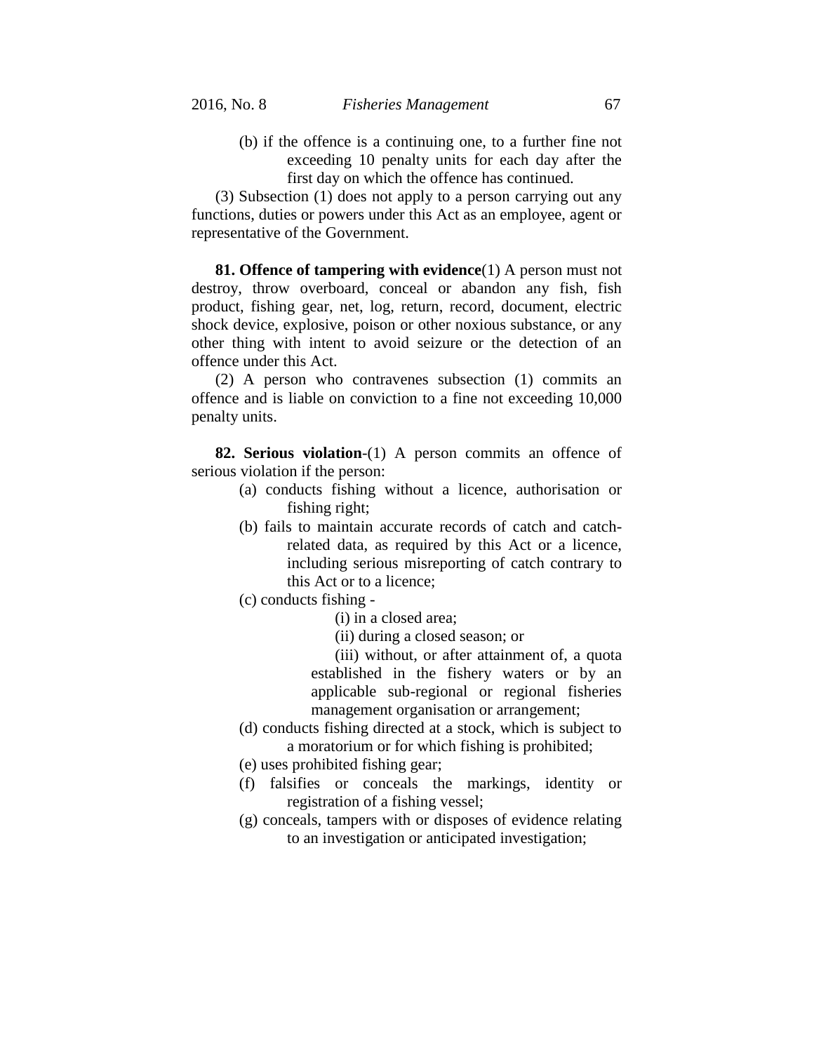(b) if the offence is a continuing one, to a further fine not exceeding 10 penalty units for each day after the first day on which the offence has continued.

(3) Subsection (1) does not apply to a person carrying out any functions, duties or powers under this Act as an employee, agent or representative of the Government.

**81. Offence of tampering with evidence**(1) A person must not destroy, throw overboard, conceal or abandon any fish, fish product, fishing gear, net, log, return, record, document, electric shock device, explosive, poison or other noxious substance, or any other thing with intent to avoid seizure or the detection of an offence under this Act.

(2) A person who contravenes subsection (1) commits an offence and is liable on conviction to a fine not exceeding 10,000 penalty units.

**82. Serious violation**-(1) A person commits an offence of serious violation if the person:

(a) conducts fishing without a licence, authorisation or fishing right;

(b) fails to maintain accurate records of catch and catch-related data, as required by this Act or a licence, including serious misreporting of catch contrary to this Act or to a licence;

(c) conducts fishing -

(i) in a closed area;

(ii) during a closed season; or

(iii) without, or after attainment of, a quota established in the fishery waters or by an applicable sub-regional or regional fisheries management organisation or arrangement;

(d) conducts fishing directed at a stock, which is subject to a moratorium or for which fishing is prohibited;

(e) uses prohibited fishing gear;

(f) falsifies or conceals the markings, identity or registration of a fishing vessel;

(g) conceals, tampers with or disposes of evidence relating to an investigation or anticipated investigation;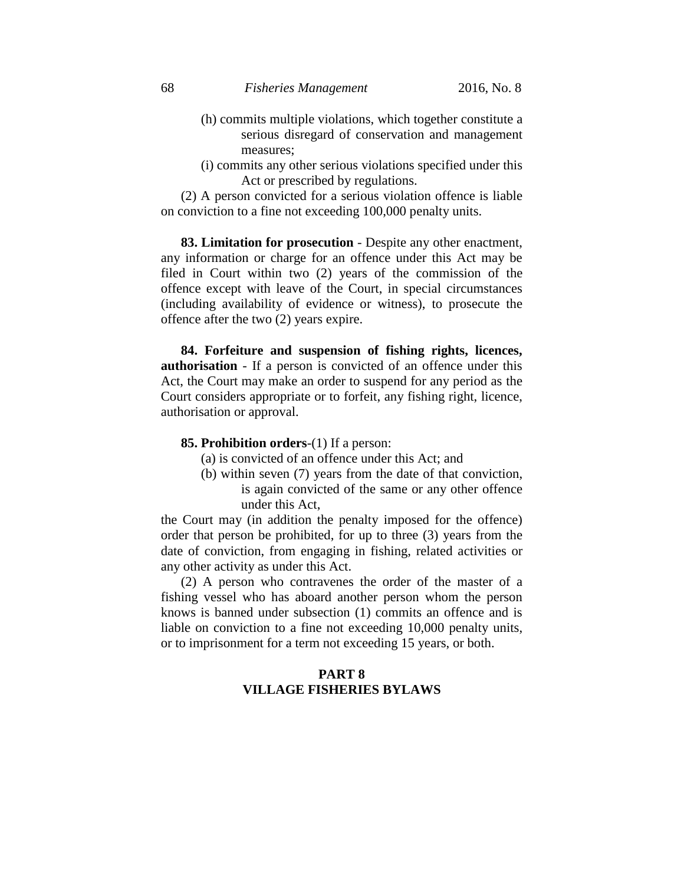(h) commits multiple violations, which together constitute a serious disregard of conservation and management measures;

(i) commits any other serious violations specified under this Act or prescribed by regulations.

(2) A person convicted for a serious violation offence is liable on conviction to a fine not exceeding 100,000 penalty units.

**83. Limitation for prosecution** - Despite any other enactment, any information or charge for an offence under this Act may be filed in Court within two (2) years of the commission of the offence except with leave of the Court, in special circumstances (including availability of evidence or witness), to prosecute the offence after the two (2) years expire.

**84. Forfeiture and suspension of fishing rights, licences, authorisation** - If a person is convicted of an offence under this Act, the Court may make an order to suspend for any period as the Court considers appropriate or to forfeit, any fishing right, licence, authorisation or approval.

**85. Prohibition orders**-(1) If a person:

(a) is convicted of an offence under this Act; and

(b) within seven (7) years from the date of that conviction, is again convicted of the same or any other offence under this Act,

the Court may (in addition the penalty imposed for the offence) order that person be prohibited, for up to three (3) years from the date of conviction, from engaging in fishing, related activities or any other activity as under this Act.

(2) A person who contravenes the order of the master of a fishing vessel who has aboard another person whom the person knows is banned under subsection (1) commits an offence and is liable on conviction to a fine not exceeding 10,000 penalty units, or to imprisonment for a term not exceeding 15 years, or both.

## PART 8
## VILLAGE FISHERIES BYLAWS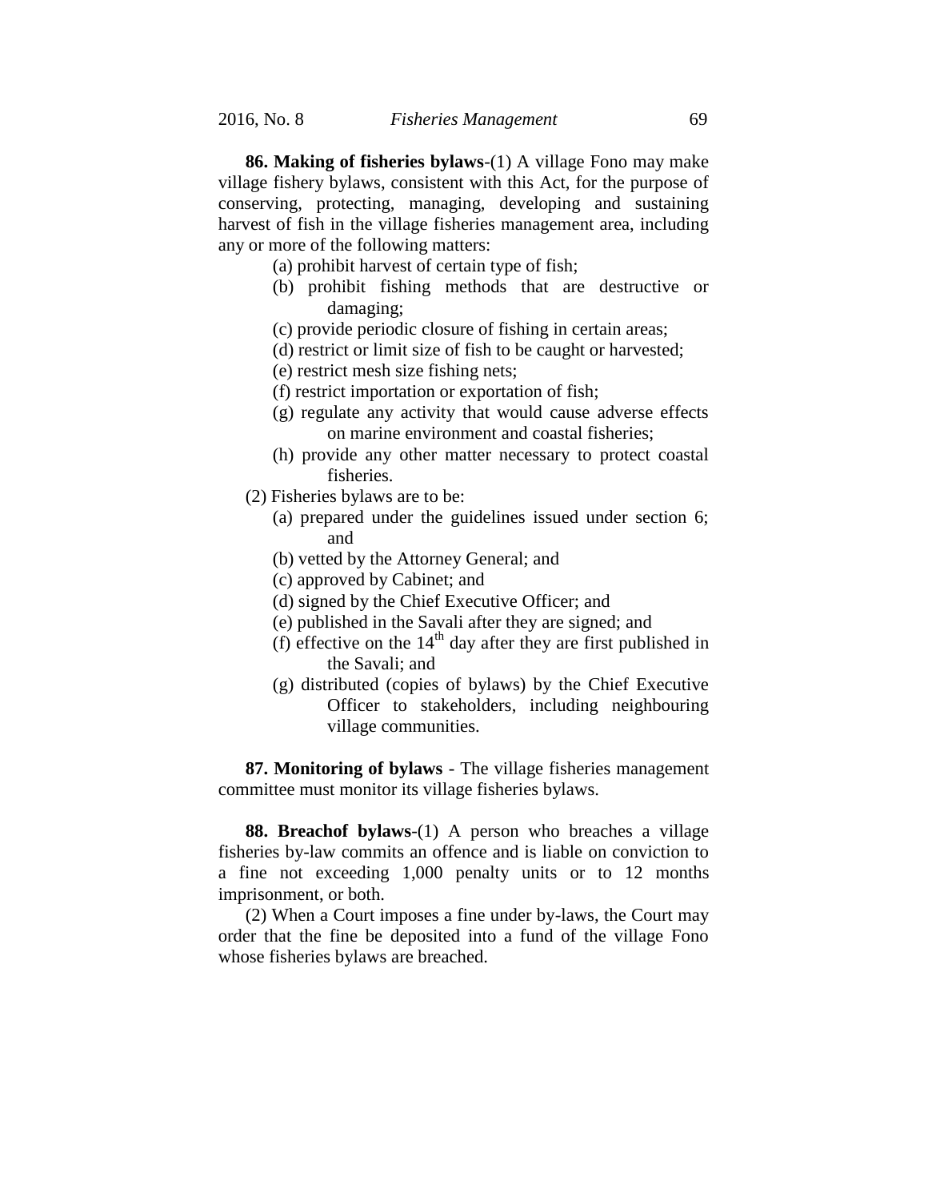**86. Making of fisheries bylaws**-(1) A village Fono may make village fishery bylaws, consistent with this Act, for the purpose of conserving, protecting, managing, developing and sustaining harvest of fish in the village fisheries management area, including any or more of the following matters:

(a) prohibit harvest of certain type of fish;

(b) prohibit fishing methods that are destructive or damaging;

(c) provide periodic closure of fishing in certain areas;

(d) restrict or limit size of fish to be caught or harvested;

(e) restrict mesh size fishing nets;

(f) restrict importation or exportation of fish;

(g) regulate any activity that would cause adverse effects on marine environment and coastal fisheries;

(h) provide any other matter necessary to protect coastal fisheries.

(2) Fisheries bylaws are to be:

(a) prepared under the guidelines issued under section 6; and

(b) vetted by the Attorney General; and

(c) approved by Cabinet; and

(d) signed by the Chief Executive Officer; and

(e) published in the Savali after they are signed; and

(f) effective on the 14th day after they are first published in the Savali; and

(g) distributed (copies of bylaws) by the Chief Executive Officer to stakeholders, including neighbouring village communities.

**87. Monitoring of bylaws** - The village fisheries management committee must monitor its village fisheries bylaws.

**88. Breachof bylaws**-(1) A person who breaches a village fisheries by-law commits an offence and is liable on conviction to a fine not exceeding 1,000 penalty units or to 12 months imprisonment, or both.

(2) When a Court imposes a fine under by-laws, the Court may order that the fine be deposited into a fund of the village Fono whose fisheries bylaws are breached.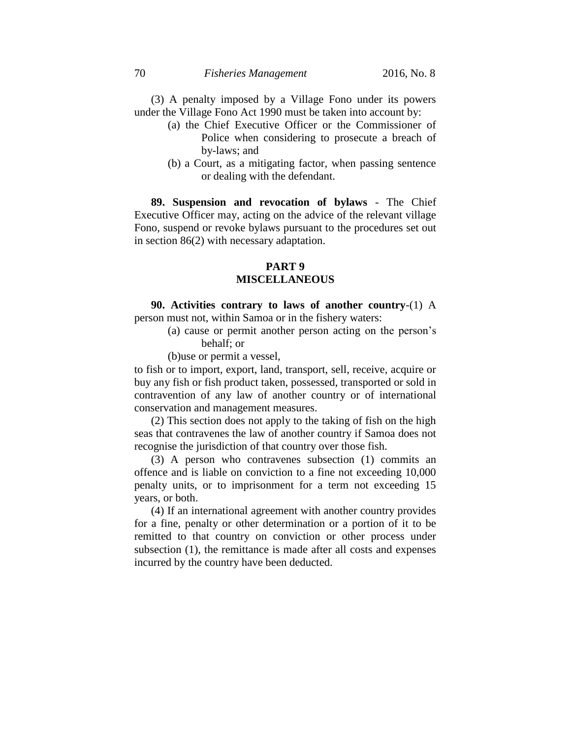(3) A penalty imposed by a Village Fono under its powers under the Village Fono Act 1990 must be taken into account by:

- (a) the Chief Executive Officer or the Commissioner of Police when considering to prosecute a breach of by-laws; and
- (b) a Court, as a mitigating factor, when passing sentence or dealing with the defendant.

**89. Suspension and revocation of bylaws** - The Chief Executive Officer may, acting on the advice of the relevant village Fono, suspend or revoke bylaws pursuant to the procedures set out in section 86(2) with necessary adaptation.

## PART 9
## MISCELLANEOUS

**90. Activities contrary to laws of another country**-(1) A person must not, within Samoa or in the fishery waters:

- (a) cause or permit another person acting on the person's behalf; or
- (b)use or permit a vessel,

to fish or to import, export, land, transport, sell, receive, acquire or buy any fish or fish product taken, possessed, transported or sold in contravention of any law of another country or of international conservation and management measures.

(2) This section does not apply to the taking of fish on the high seas that contravenes the law of another country if Samoa does not recognise the jurisdiction of that country over those fish.

(3) A person who contravenes subsection (1) commits an offence and is liable on conviction to a fine not exceeding 10,000 penalty units, or to imprisonment for a term not exceeding 15 years, or both.

(4) If an international agreement with another country provides for a fine, penalty or other determination or a portion of it to be remitted to that country on conviction or other process under subsection (1), the remittance is made after all costs and expenses incurred by the country have been deducted.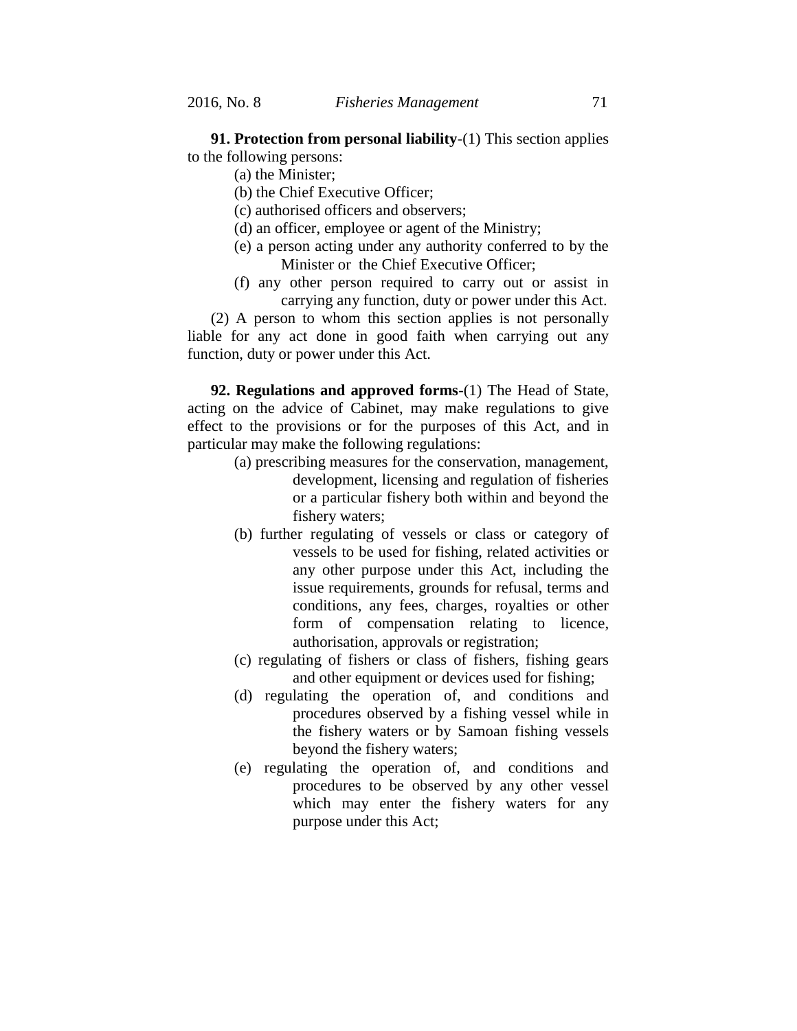**91. Protection from personal liability**-(1) This section applies to the following persons:

(a) the Minister;

(b) the Chief Executive Officer;

(c) authorised officers and observers;

(d) an officer, employee or agent of the Ministry;

(e) a person acting under any authority conferred to by the Minister or the Chief Executive Officer;

(f) any other person required to carry out or assist in carrying any function, duty or power under this Act.

(2) A person to whom this section applies is not personally liable for any act done in good faith when carrying out any function, duty or power under this Act.

**92. Regulations and approved forms**-(1) The Head of State, acting on the advice of Cabinet, may make regulations to give effect to the provisions or for the purposes of this Act, and in particular may make the following regulations:

(a) prescribing measures for the conservation, management, development, licensing and regulation of fisheries or a particular fishery both within and beyond the fishery waters;

(b) further regulating of vessels or class or category of vessels to be used for fishing, related activities or any other purpose under this Act, including the issue requirements, grounds for refusal, terms and conditions, any fees, charges, royalties or other form of compensation relating to licence, authorisation, approvals or registration;

(c) regulating of fishers or class of fishers, fishing gears and other equipment or devices used for fishing;

(d) regulating the operation of, and conditions and procedures observed by a fishing vessel while in the fishery waters or by Samoan fishing vessels beyond the fishery waters;

(e) regulating the operation of, and conditions and procedures to be observed by any other vessel which may enter the fishery waters for any purpose under this Act;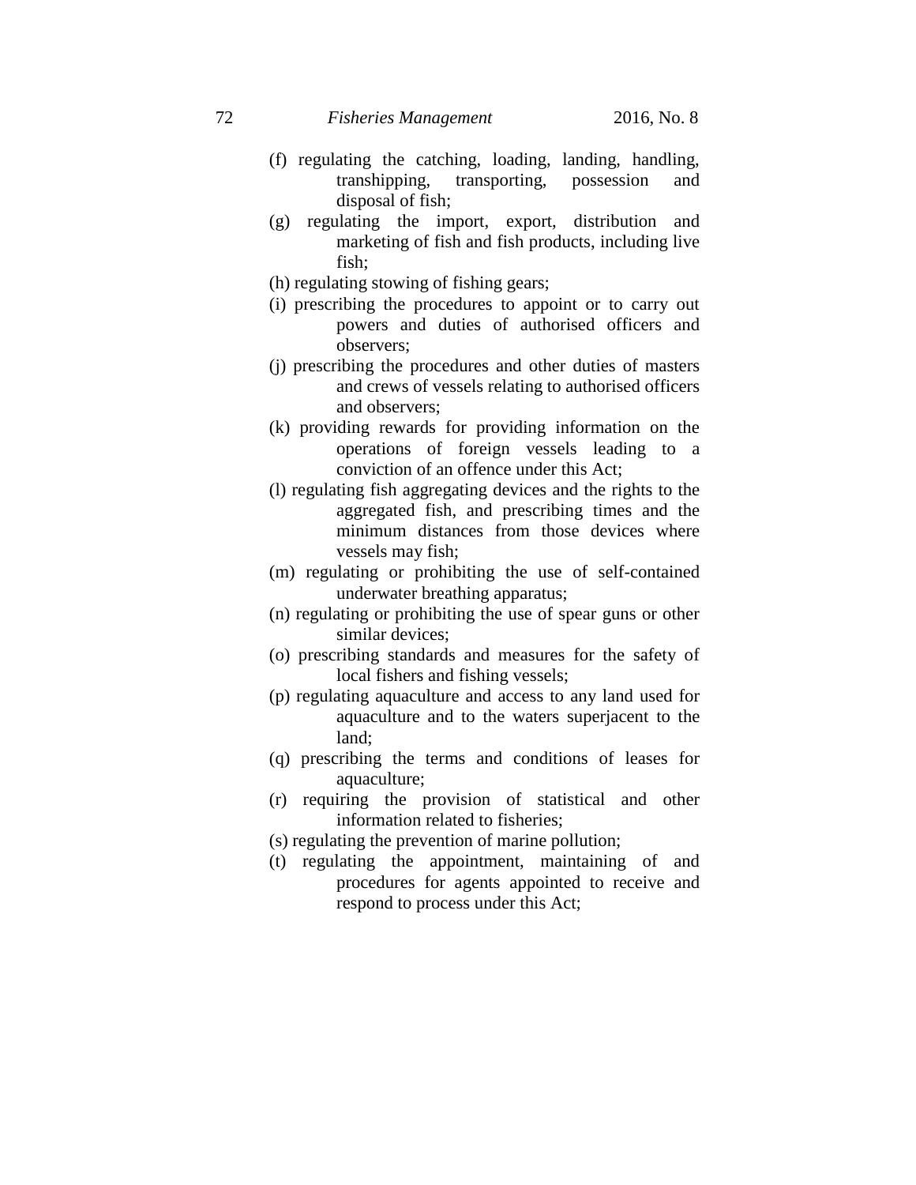(f) regulating the catching, loading, landing, handling, transhipping, transporting, possession and disposal of fish;

(g) regulating the import, export, distribution and marketing of fish and fish products, including live fish;

(h) regulating stowing of fishing gears;

(i) prescribing the procedures to appoint or to carry out powers and duties of authorised officers and observers;

(j) prescribing the procedures and other duties of masters and crews of vessels relating to authorised officers and observers;

(k) providing rewards for providing information on the operations of foreign vessels leading to a conviction of an offence under this Act;

(l) regulating fish aggregating devices and the rights to the aggregated fish, and prescribing times and the minimum distances from those devices where vessels may fish;

(m) regulating or prohibiting the use of self-contained underwater breathing apparatus;

(n) regulating or prohibiting the use of spear guns or other similar devices;

(o) prescribing standards and measures for the safety of local fishers and fishing vessels;

(p) regulating aquaculture and access to any land used for aquaculture and to the waters superjacent to the land;

(q) prescribing the terms and conditions of leases for aquaculture;

(r) requiring the provision of statistical and other information related to fisheries;

(s) regulating the prevention of marine pollution;

(t) regulating the appointment, maintaining of and procedures for agents appointed to receive and respond to process under this Act;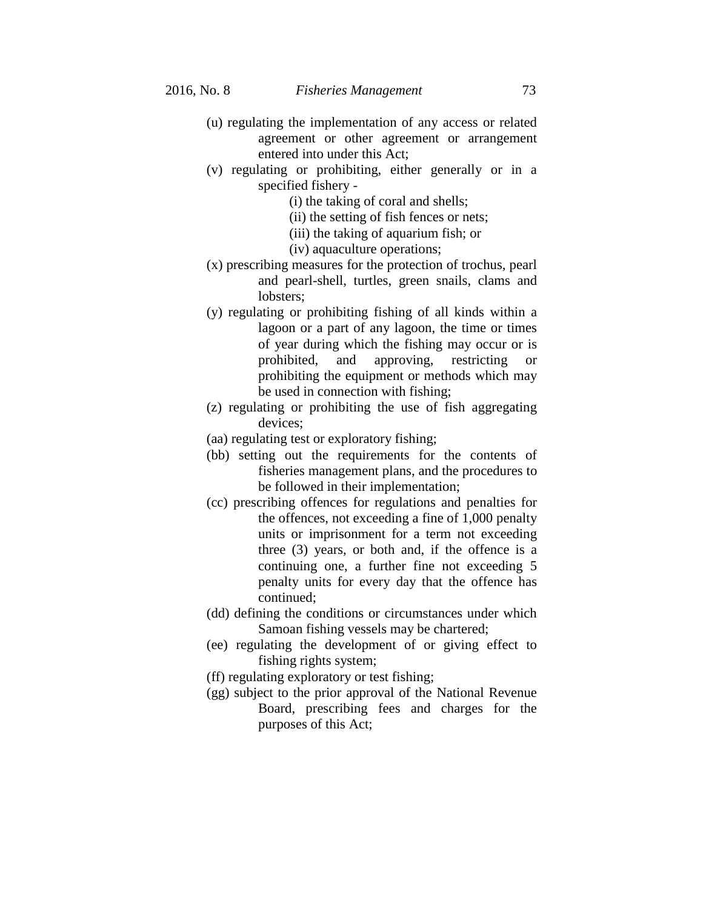(u) regulating the implementation of any access or related agreement or other agreement or arrangement entered into under this Act;

(v) regulating or prohibiting, either generally or in a specified fishery -

  (i) the taking of coral and shells;

  (ii) the setting of fish fences or nets;

  (iii) the taking of aquarium fish; or

  (iv) aquaculture operations;

(x) prescribing measures for the protection of trochus, pearl and pearl-shell, turtles, green snails, clams and lobsters;

(y) regulating or prohibiting fishing of all kinds within a lagoon or a part of any lagoon, the time or times of year during which the fishing may occur or is prohibited, and approving, restricting or prohibiting the equipment or methods which may be used in connection with fishing;

(z) regulating or prohibiting the use of fish aggregating devices;

(aa) regulating test or exploratory fishing;

(bb) setting out the requirements for the contents of fisheries management plans, and the procedures to be followed in their implementation;

(cc) prescribing offences for regulations and penalties for the offences, not exceeding a fine of 1,000 penalty units or imprisonment for a term not exceeding three (3) years, or both and, if the offence is a continuing one, a further fine not exceeding 5 penalty units for every day that the offence has continued;

(dd) defining the conditions or circumstances under which Samoan fishing vessels may be chartered;

(ee) regulating the development of or giving effect to fishing rights system;

(ff) regulating exploratory or test fishing;

(gg) subject to the prior approval of the National Revenue Board, prescribing fees and charges for the purposes of this Act;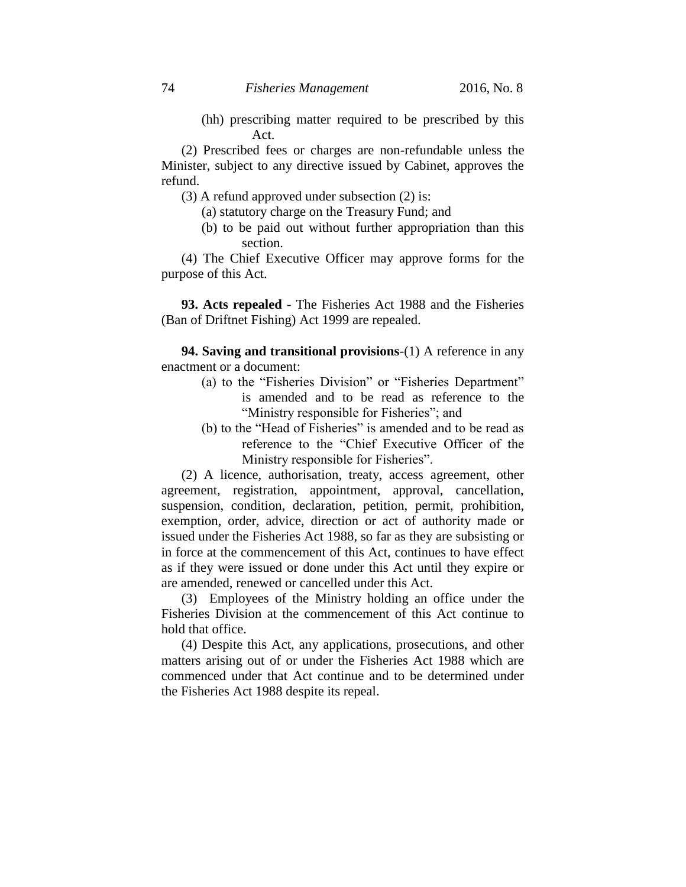(hh) prescribing matter required to be prescribed by this Act.

(2) Prescribed fees or charges are non-refundable unless the Minister, subject to any directive issued by Cabinet, approves the refund.

(3) A refund approved under subsection (2) is:

(a) statutory charge on the Treasury Fund; and

(b) to be paid out without further appropriation than this section.

(4) The Chief Executive Officer may approve forms for the purpose of this Act.

**93. Acts repealed** - The Fisheries Act 1988 and the Fisheries (Ban of Driftnet Fishing) Act 1999 are repealed.

**94. Saving and transitional provisions**-(1) A reference in any enactment or a document:

(a) to the "Fisheries Division" or "Fisheries Department" is amended and to be read as reference to the "Ministry responsible for Fisheries"; and

(b) to the "Head of Fisheries" is amended and to be read as reference to the "Chief Executive Officer of the Ministry responsible for Fisheries".

(2) A licence, authorisation, treaty, access agreement, other agreement, registration, appointment, approval, cancellation, suspension, condition, declaration, petition, permit, prohibition, exemption, order, advice, direction or act of authority made or issued under the Fisheries Act 1988, so far as they are subsisting or in force at the commencement of this Act, continues to have effect as if they were issued or done under this Act until they expire or are amended, renewed or cancelled under this Act.

(3) Employees of the Ministry holding an office under the Fisheries Division at the commencement of this Act continue to hold that office.

(4) Despite this Act, any applications, prosecutions, and other matters arising out of or under the Fisheries Act 1988 which are commenced under that Act continue and to be determined under the Fisheries Act 1988 despite its repeal.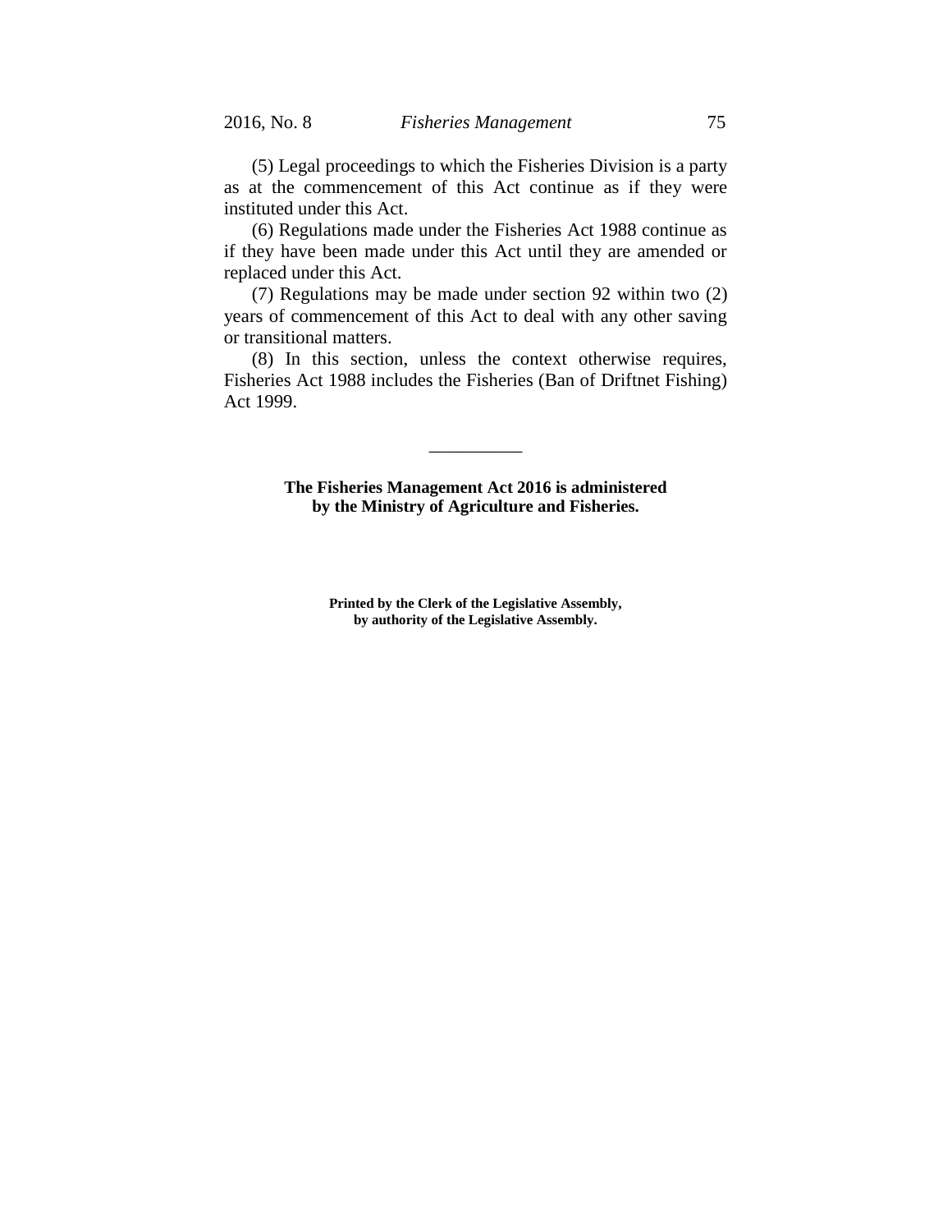(5) Legal proceedings to which the Fisheries Division is a party as at the commencement of this Act continue as if they were instituted under this Act.

(6) Regulations made under the Fisheries Act 1988 continue as if they have been made under this Act until they are amended or replaced under this Act.

(7) Regulations may be made under section 92 within two (2) years of commencement of this Act to deal with any other saving or transitional matters.

(8) In this section, unless the context otherwise requires, Fisheries Act 1988 includes the Fisheries (Ban of Driftnet Fishing) Act 1999.

---

**The Fisheries Management Act 2016 is administered by the Ministry of Agriculture and Fisheries.**

**Printed by the Clerk of the Legislative Assembly, by authority of the Legislative Assembly.**